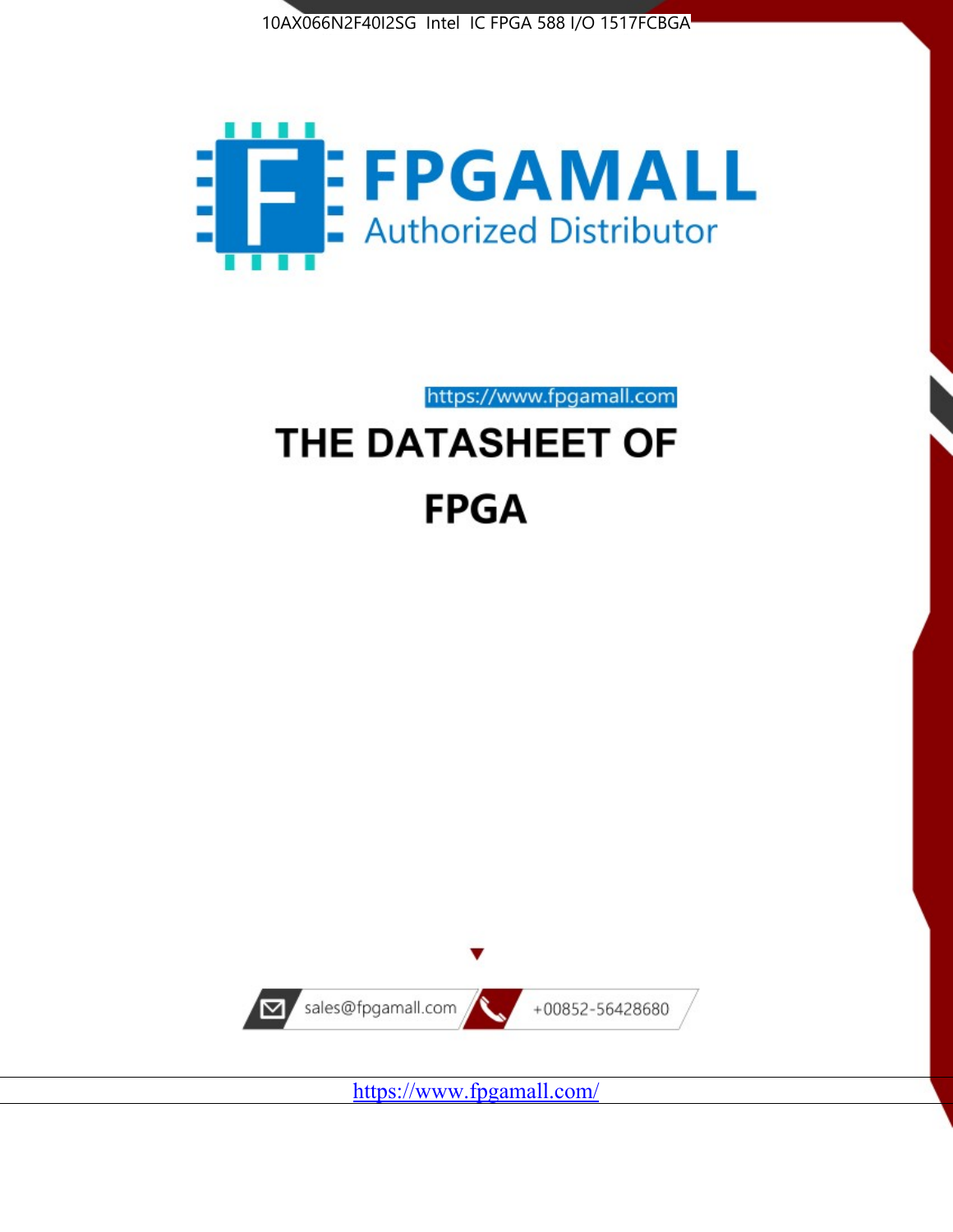10AX066N2F40I2SG Intel IC FPGA 588 I/O 1517FCBGA

FPGAMALL
Authorized Distributor

https://www.fpgamall.com

# THE DATASHEET OF FPGA

sales@fpgamall.com +00852-56428680

https://www.fpgamall.com/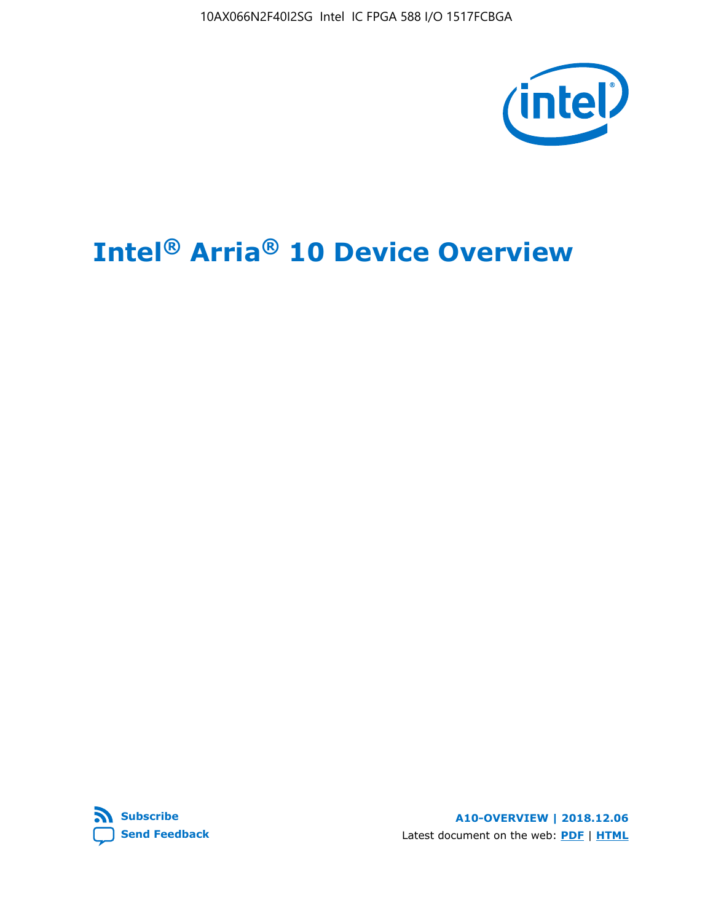# Intel® Arria® 10 Device Overview

**Subscribe**

**Send Feedback**

**A10-OVERVIEW | 2018.12.06**

Latest document on the web: **PDF** | **HTML**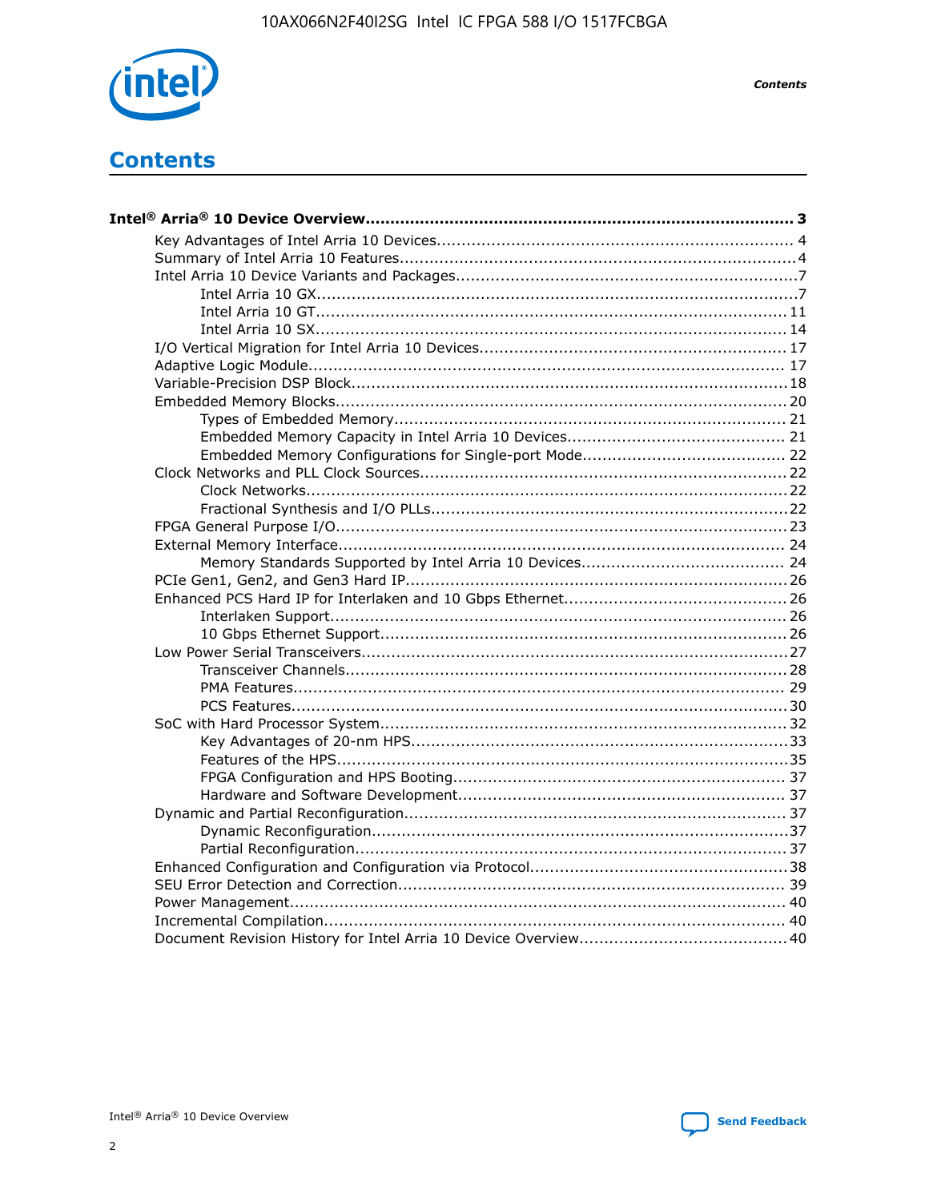# Contents

**Intel® Arria® 10 Device Overview....................................................................................... 3**

- Key Advantages of Intel Arria 10 Devices....................................................................... 4
- Summary of Intel Arria 10 Features................................................................................4
- Intel Arria 10 Device Variants and Packages....................................................................7
    - Intel Arria 10 GX................................................................................................7
    - Intel Arria 10 GT............................................................................................... 11
    - Intel Arria 10 SX............................................................................................... 14
- I/O Vertical Migration for Intel Arria 10 Devices............................................................. 17
- Adaptive Logic Module................................................................................................ 17
- Variable-Precision DSP Block.......................................................................................18
- Embedded Memory Blocks..........................................................................................20
    - Types of Embedded Memory.............................................................................. 21
    - Embedded Memory Capacity in Intel Arria 10 Devices........................................... 21
    - Embedded Memory Configurations for Single-port Mode........................................ 22
- Clock Networks and PLL Clock Sources........................................................................ 22
    - Clock Networks................................................................................................22
    - Fractional Synthesis and I/O PLLs.......................................................................22
- FPGA General Purpose I/O..........................................................................................23
- External Memory Interface......................................................................................... 24
    - Memory Standards Supported by Intel Arria 10 Devices........................................ 24
- PCIe Gen1, Gen2, and Gen3 Hard IP............................................................................26
- Enhanced PCS Hard IP for Interlaken and 10 Gbps Ethernet............................................26
    - Interlaken Support........................................................................................... 26
    - 10 Gbps Ethernet Support................................................................................. 26
- Low Power Serial Transceivers.....................................................................................27
    - Transceiver Channels........................................................................................28
    - PMA Features.................................................................................................. 29
    - PCS Features...................................................................................................30
- SoC with Hard Processor System................................................................................. 32
    - Key Advantages of 20-nm HPS...........................................................................33
    - Features of the HPS..........................................................................................35
    - FPGA Configuration and HPS Booting.................................................................. 37
    - Hardware and Software Development................................................................. 37
- Dynamic and Partial Reconfiguration............................................................................ 37
    - Dynamic Reconfiguration...................................................................................37
    - Partial Reconfiguration......................................................................................37
- Enhanced Configuration and Configuration via Protocol...................................................38
- SEU Error Detection and Correction............................................................................. 39
- Power Management.................................................................................................... 40
- Incremental Compilation............................................................................................. 40
- Document Revision History for Intel Arria 10 Device Overview.........................................40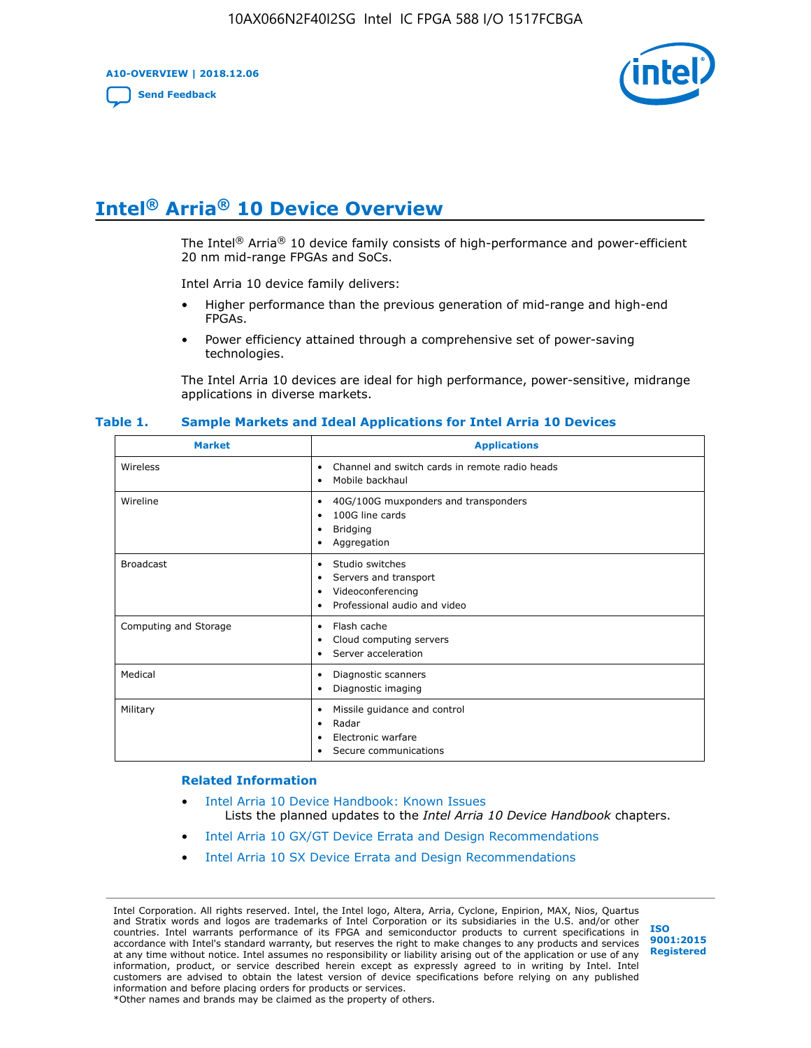# Intel® Arria® 10 Device Overview

The Intel® Arria® 10 device family consists of high-performance and power-efficient 20 nm mid-range FPGAs and SoCs.

Intel Arria 10 device family delivers:

- Higher performance than the previous generation of mid-range and high-end FPGAs.
- Power efficiency attained through a comprehensive set of power-saving technologies.

The Intel Arria 10 devices are ideal for high performance, power-sensitive, midrange applications in diverse markets.

**Table 1. Sample Markets and Ideal Applications for Intel Arria 10 Devices**

| Market | Applications |
|---|---|
| Wireless | • Channel and switch cards in remote radio heads<br>• Mobile backhaul |
| Wireline | • 40G/100G muxponders and transponders<br>• 100G line cards<br>• Bridging<br>• Aggregation |
| Broadcast | • Studio switches<br>• Servers and transport<br>• Videoconferencing<br>• Professional audio and video |
| Computing and Storage | • Flash cache<br>• Cloud computing servers<br>• Server acceleration |
| Medical | • Diagnostic scanners<br>• Diagnostic imaging |
| Military | • Missile guidance and control<br>• Radar<br>• Electronic warfare<br>• Secure communications |

### Related Information

- Intel Arria 10 Device Handbook: Known Issues
  Lists the planned updates to the *Intel Arria 10 Device Handbook* chapters.
- Intel Arria 10 GX/GT Device Errata and Design Recommendations
- Intel Arria 10 SX Device Errata and Design Recommendations

Intel Corporation. All rights reserved. Intel, the Intel logo, Altera, Arria, Cyclone, Enpirion, MAX, Nios, Quartus and Stratix words and logos are trademarks of Intel Corporation or its subsidiaries in the U.S. and/or other countries. Intel warrants performance of its FPGA and semiconductor products to current specifications in accordance with Intel's standard warranty, but reserves the right to make changes to any products and services at any time without notice. Intel assumes no responsibility or liability arising out of the application or use of any information, product, or service described herein except as expressly agreed to in writing by Intel. Intel customers are advised to obtain the latest version of device specifications before relying on any published information and before placing orders for products or services.
*Other names and brands may be claimed as the property of others.

ISO 9001:2015 Registered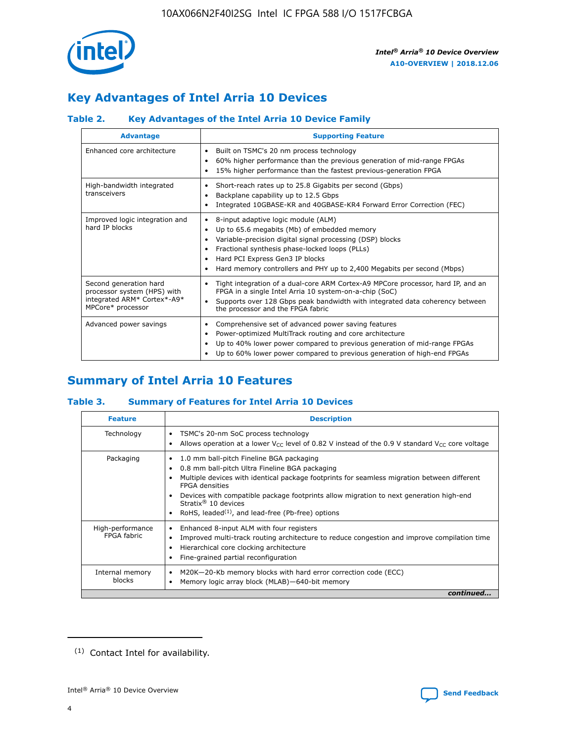## Key Advantages of Intel Arria 10 Devices

### Table 2. Key Advantages of the Intel Arria 10 Device Family

| Advantage | Supporting Feature |
|---|---|
| Enhanced core architecture | • Built on TSMC's 20 nm process technology<br>• 60% higher performance than the previous generation of mid-range FPGAs<br>• 15% higher performance than the fastest previous-generation FPGA |
| High-bandwidth integrated transceivers | • Short-reach rates up to 25.8 Gigabits per second (Gbps)<br>• Backplane capability up to 12.5 Gbps<br>• Integrated 10GBASE-KR and 40GBASE-KR4 Forward Error Correction (FEC) |
| Improved logic integration and hard IP blocks | • 8-input adaptive logic module (ALM)<br>• Up to 65.6 megabits (Mb) of embedded memory<br>• Variable-precision digital signal processing (DSP) blocks<br>• Fractional synthesis phase-locked loops (PLLs)<br>• Hard PCI Express Gen3 IP blocks<br>• Hard memory controllers and PHY up to 2,400 Megabits per second (Mbps) |
| Second generation hard processor system (HPS) with integrated ARM* Cortex*-A9* MPCore* processor | • Tight integration of a dual-core ARM Cortex-A9 MPCore processor, hard IP, and an FPGA in a single Intel Arria 10 system-on-a-chip (SoC)<br>• Supports over 128 Gbps peak bandwidth with integrated data coherency between the processor and the FPGA fabric |
| Advanced power savings | • Comprehensive set of advanced power saving features<br>• Power-optimized MultiTrack routing and core architecture<br>• Up to 40% lower power compared to previous generation of mid-range FPGAs<br>• Up to 60% lower power compared to previous generation of high-end FPGAs |

## Summary of Intel Arria 10 Features

### Table 3. Summary of Features for Intel Arria 10 Devices

| Feature | Description |
|---|---|
| Technology | • TSMC's 20-nm SoC process technology<br>• Allows operation at a lower $V_{CC}$ level of 0.82 V instead of the 0.9 V standard $V_{CC}$ core voltage |
| Packaging | • 1.0 mm ball-pitch Fineline BGA packaging<br>• 0.8 mm ball-pitch Ultra Fineline BGA packaging<br>• Multiple devices with identical package footprints for seamless migration between different FPGA densities<br>• Devices with compatible package footprints allow migration to next generation high-end Stratix® 10 devices<br>• RoHS, leaded[(1)], and lead-free (Pb-free) options |
| High-performance FPGA fabric | • Enhanced 8-input ALM with four registers<br>• Improved multi-track routing architecture to reduce congestion and improve compilation time<br>• Hierarchical core clocking architecture<br>• Fine-grained partial reconfiguration |
| Internal memory blocks | • M20K—20-Kb memory blocks with hard error correction code (ECC)<br>• Memory logic array block (MLAB)—640-bit memory |

*continued...*

(1) Contact Intel for availability.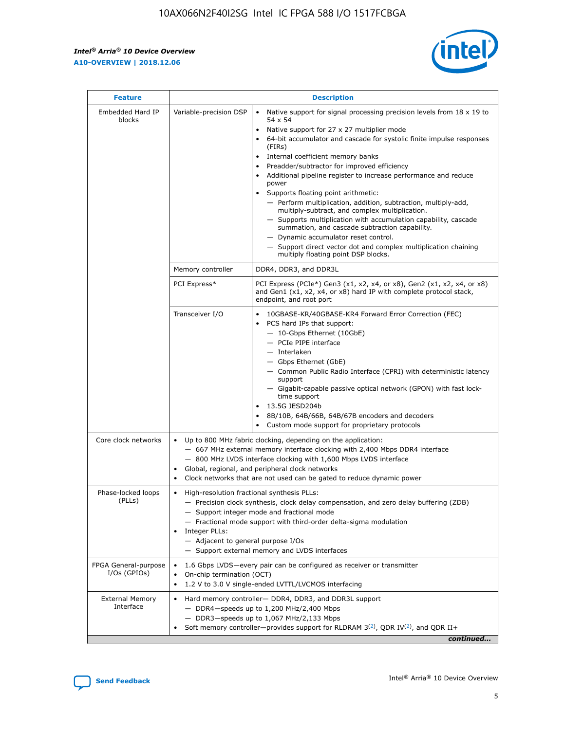| Feature | Description | |
|---|---|---|
| Embedded Hard IP blocks | Variable-precision DSP | • Native support for signal processing precision levels from 18 x 19 to 54 x 54<br>• Native support for 27 x 27 multiplier mode<br>• 64-bit accumulator and cascade for systolic finite impulse responses (FIRs)<br>• Internal coefficient memory banks<br>• Preadder/subtractor for improved efficiency<br>• Additional pipeline register to increase performance and reduce power<br>• Supports floating point arithmetic:<br>— Perform multiplication, addition, subtraction, multiply-add, multiply-subtract, and complex multiplication.<br>— Supports multiplication with accumulation capability, cascade summation, and cascade subtraction capability.<br>— Dynamic accumulator reset control.<br>— Support direct vector dot and complex multiplication chaining multiply floating point DSP blocks. |
| | Memory controller | DDR4, DDR3, and DDR3L |
| | PCI Express* | PCI Express (PCIe*) Gen3 (x1, x2, x4, or x8), Gen2 (x1, x2, x4, or x8) and Gen1 (x1, x2, x4, or x8) hard IP with complete protocol stack, endpoint, and root port |
| | Transceiver I/O | • 10GBASE-KR/40GBASE-KR4 Forward Error Correction (FEC)<br>• PCS hard IPs that support:<br>— 10-Gbps Ethernet (10GbE)<br>— PCIe PIPE interface<br>— Interlaken<br>— Gbps Ethernet (GbE)<br>— Common Public Radio Interface (CPRI) with deterministic latency support<br>— Gigabit-capable passive optical network (GPON) with fast lock-time support<br>• 13.5G JESD204b<br>• 8B/10B, 64B/66B, 64B/67B encoders and decoders<br>• Custom mode support for proprietary protocols |
| Core clock networks | • Up to 800 MHz fabric clocking, depending on the application:<br>— 667 MHz external memory interface clocking with 2,400 Mbps DDR4 interface<br>— 800 MHz LVDS interface clocking with 1,600 Mbps LVDS interface<br>• Global, regional, and peripheral clock networks<br>• Clock networks that are not used can be gated to reduce dynamic power | |
| Phase-locked loops (PLLs) | • High-resolution fractional synthesis PLLs:<br>— Precision clock synthesis, clock delay compensation, and zero delay buffering (ZDB)<br>— Support integer mode and fractional mode<br>— Fractional mode support with third-order delta-sigma modulation<br>• Integer PLLs:<br>— Adjacent to general purpose I/Os<br>— Support external memory and LVDS interfaces | |
| FPGA General-purpose I/Os (GPIOs) | • 1.6 Gbps LVDS—every pair can be configured as receiver or transmitter<br>• On-chip termination (OCT)<br>• 1.2 V to 3.0 V single-ended LVTTL/LVCMOS interfacing | |
| External Memory Interface | • Hard memory controller— DDR4, DDR3, and DDR3L support<br>— DDR4—speeds up to 1,200 MHz/2,400 Mbps<br>— DDR3—speeds up to 1,067 MHz/2,133 Mbps<br>• Soft memory controller—provides support for RLDRAM 3[(2)], QDR IV[(2)], and QDR II+ | |

*continued...*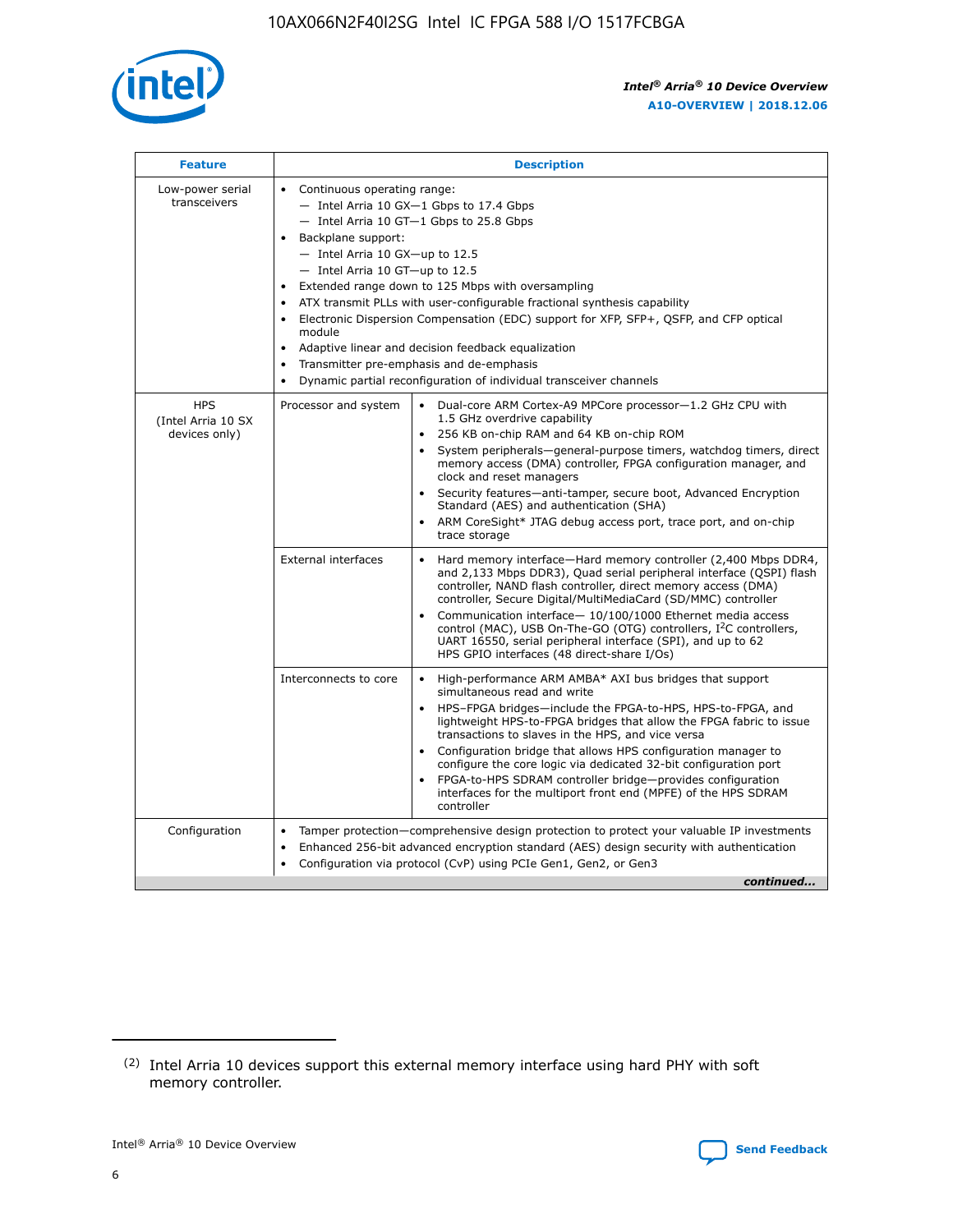| Feature | Description | |
|---|---|---|
| Low-power serial transceivers | • Continuous operating range:<br>— Intel Arria 10 GX—1 Gbps to 17.4 Gbps<br>— Intel Arria 10 GT—1 Gbps to 25.8 Gbps<br>• Backplane support:<br>— Intel Arria 10 GX—up to 12.5<br>— Intel Arria 10 GT—up to 12.5<br>• Extended range down to 125 Mbps with oversampling<br>• ATX transmit PLLs with user-configurable fractional synthesis capability<br>• Electronic Dispersion Compensation (EDC) support for XFP, SFP+, QSFP, and CFP optical module<br>• Adaptive linear and decision feedback equalization<br>• Transmitter pre-emphasis and de-emphasis<br>• Dynamic partial reconfiguration of individual transceiver channels | |
| HPS (Intel Arria 10 SX devices only) | Processor and system | • Dual-core ARM Cortex-A9 MPCore processor—1.2 GHz CPU with 1.5 GHz overdrive capability<br>• 256 KB on-chip RAM and 64 KB on-chip ROM<br>• System peripherals—general-purpose timers, watchdog timers, direct memory access (DMA) controller, FPGA configuration manager, and clock and reset managers<br>• Security features—anti-tamper, secure boot, Advanced Encryption Standard (AES) and authentication (SHA)<br>• ARM CoreSight* JTAG debug access port, trace port, and on-chip trace storage |
| | External interfaces | • Hard memory interface—Hard memory controller (2,400 Mbps DDR4, and 2,133 Mbps DDR3), Quad serial peripheral interface (QSPI) flash controller, NAND flash controller, direct memory access (DMA) controller, Secure Digital/MultiMediaCard (SD/MMC) controller<br>• Communication interface— 10/100/1000 Ethernet media access control (MAC), USB On-The-GO (OTG) controllers, $I^2C$ controllers, UART 16550, serial peripheral interface (SPI), and up to 62 HPS GPIO interfaces (48 direct-share I/Os) |
| | Interconnects to core | • High-performance ARM AMBA* AXI bus bridges that support simultaneous read and write<br>• HPS–FPGA bridges—include the FPGA-to-HPS, HPS-to-FPGA, and lightweight HPS-to-FPGA bridges that allow the FPGA fabric to issue transactions to slaves in the HPS, and vice versa<br>• Configuration bridge that allows HPS configuration manager to configure the core logic via dedicated 32-bit configuration port<br>• FPGA-to-HPS SDRAM controller bridge—provides configuration interfaces for the multiport front end (MPFE) of the HPS SDRAM controller |
| Configuration | • Tamper protection—comprehensive design protection to protect your valuable IP investments<br>• Enhanced 256-bit advanced encryption standard (AES) design security with authentication<br>• Configuration via protocol (CvP) using PCIe Gen1, Gen2, or Gen3 | |

*continued...*

(2) Intel Arria 10 devices support this external memory interface using hard PHY with soft memory controller.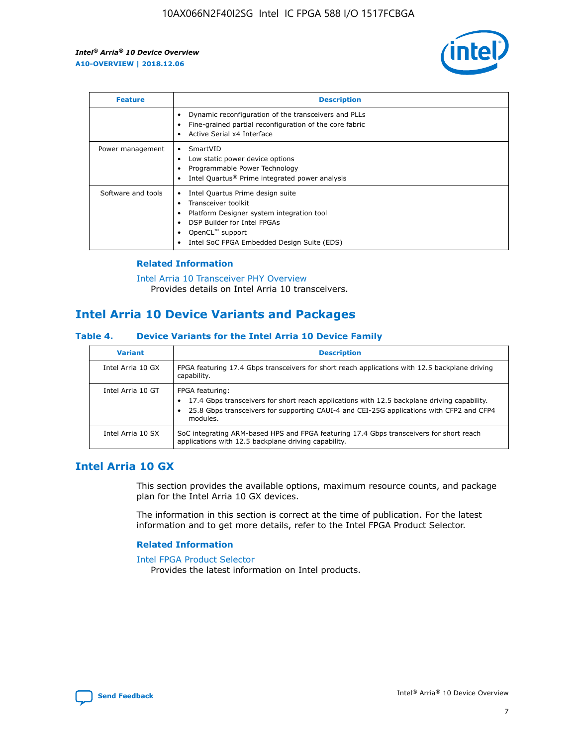| Feature | Description |
| --- | --- |
|  | • Dynamic reconfiguration of the transceivers and PLLs<br>• Fine-grained partial reconfiguration of the core fabric<br>• Active Serial x4 Interface |
| Power management | • SmartVID<br>• Low static power device options<br>• Programmable Power Technology<br>• Intel Quartus® Prime integrated power analysis |
| Software and tools | • Intel Quartus Prime design suite<br>• Transceiver toolkit<br>• Platform Designer system integration tool<br>• DSP Builder for Intel FPGAs<br>• OpenCL™ support<br>• Intel SoC FPGA Embedded Design Suite (EDS) |

### Related Information

Intel Arria 10 Transceiver PHY Overview
Provides details on Intel Arria 10 transceivers.

## Intel Arria 10 Device Variants and Packages

### Table 4. Device Variants for the Intel Arria 10 Device Family

| Variant | Description |
| --- | --- |
| Intel Arria 10 GX | FPGA featuring 17.4 Gbps transceivers for short reach applications with 12.5 backplane driving capability. |
| Intel Arria 10 GT | FPGA featuring:<br>• 17.4 Gbps transceivers for short reach applications with 12.5 backplane driving capability.<br>• 25.8 Gbps transceivers for supporting CAUI-4 and CEI-25G applications with CFP2 and CFP4 modules. |
| Intel Arria 10 SX | SoC integrating ARM-based HPS and FPGA featuring 17.4 Gbps transceivers for short reach applications with 12.5 backplane driving capability. |

## Intel Arria 10 GX

This section provides the available options, maximum resource counts, and package plan for the Intel Arria 10 GX devices.

The information in this section is correct at the time of publication. For the latest information and to get more details, refer to the Intel FPGA Product Selector.

### Related Information

Intel FPGA Product Selector
Provides the latest information on Intel products.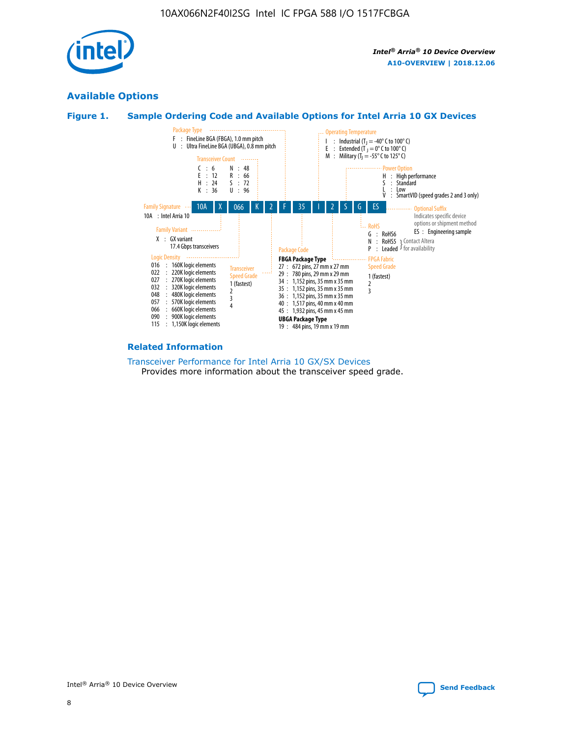## Available Options

### Figure 1. Sample Ordering Code and Available Options for Intel Arria 10 GX Devices

| 10A | X | 066 | K | 2 | F | 35 | I | 2 | S | G | ES |
|---|---|---|---|---|---|---|---|---|---|---|---|

**Family Signature**
10A : Intel Arria 10

**Family Variant**
X : GX variant
17.4 Gbps transceivers

**Logic Density**
- 016 : 160K logic elements
- 022 : 220K logic elements
- 027 : 270K logic elements
- 032 : 320K logic elements
- 048 : 480K logic elements
- 057 : 570K logic elements
- 066 : 660K logic elements
- 090 : 900K logic elements
- 115 : 1,150K logic elements

**Transceiver Count**
- C : 6
- E : 12
- H : 24
- K : 36
- N : 48
- R : 66
- S : 72
- U : 96

**Transceiver Speed Grade**
- 1 (fastest)
- 2
- 3
- 4

**Package Type**
- F : FineLine BGA (FBGA), 1.0 mm pitch
- U : Ultra FineLine BGA (UBGA), 0.8 mm pitch

**Package Code**

FBGA Package Type
- 27 : 672 pins, 27 mm x 27 mm
- 29 : 780 pins, 29 mm x 29 mm
- 34 : 1,152 pins, 35 mm x 35 mm
- 35 : 1,152 pins, 35 mm x 35 mm
- 36 : 1,152 pins, 35 mm x 35 mm
- 40 : 1,517 pins, 40 mm x 40 mm
- 45 : 1,932 pins, 45 mm x 45 mm

UBGA Package Type
- 19 : 484 pins, 19 mm x 19 mm

**Operating Temperature**
- I : Industrial ($T_J$ = -40° C to 100° C)
- E : Extended ($T_J$ = 0° C to 100° C)
- M : Military ($T_J$ = -55° C to 125° C)

**FPGA Fabric Speed Grade**
- 1 (fastest)
- 2
- 3

**Power Option**
- H : High performance
- S : Standard
- L : Low
- V : SmartVID (speed grades 2 and 3 only)

**RoHS**
- G : RoHS6
- N : RoHS5 (Contact Altera for availability)
- P : Leaded (Contact Altera for availability)

**Optional Suffix**
Indicates specific device options or shipment method
- ES : Engineering sample

### Related Information

Transceiver Performance for Intel Arria 10 GX/SX Devices
Provides more information about the transceiver speed grade.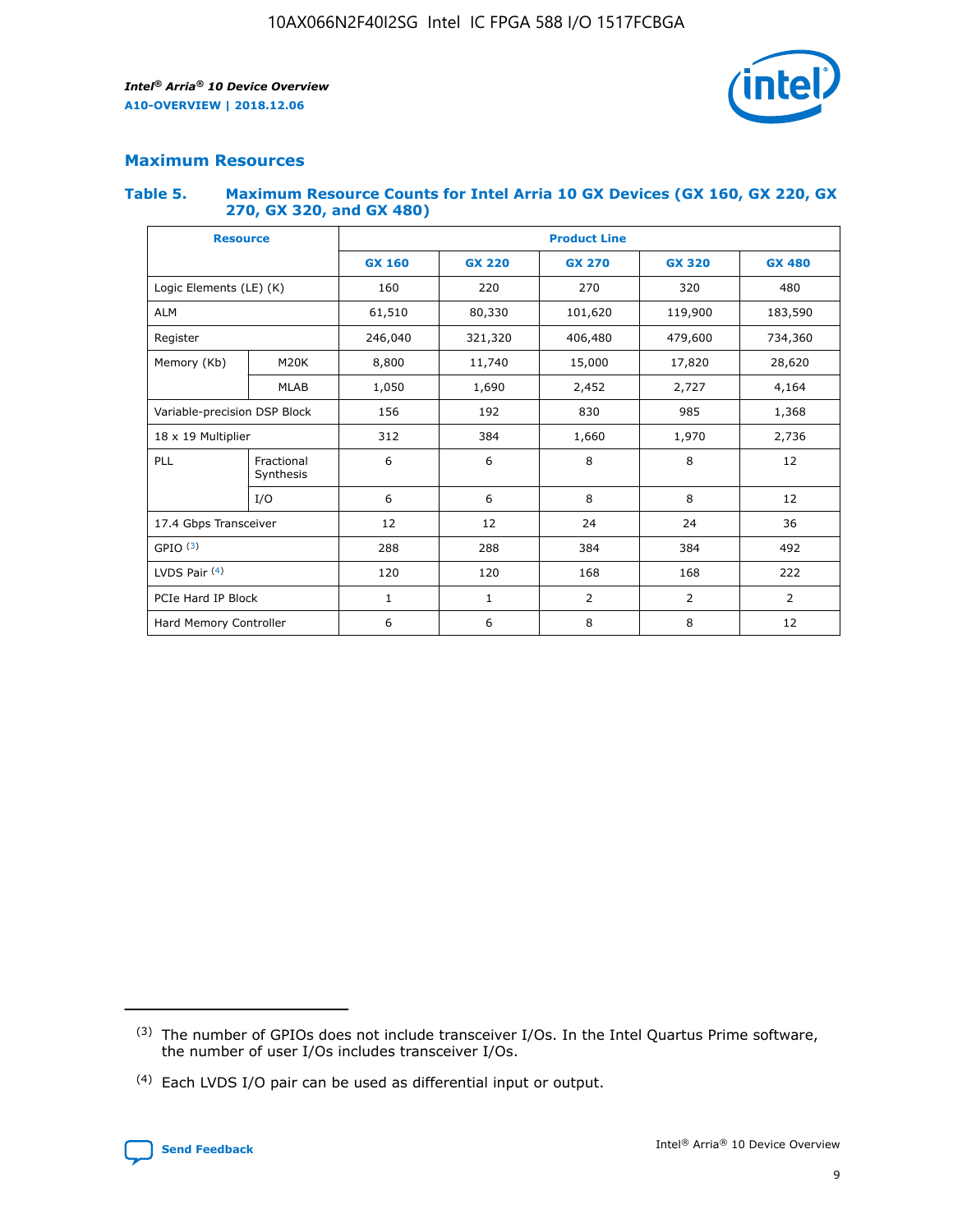## Maximum Resources

### Table 5. Maximum Resource Counts for Intel Arria 10 GX Devices (GX 160, GX 220, GX 270, GX 320, and GX 480)

| Resource | | Product Line | | | | |
|---|---|---|---|---|---|---|
| | | GX 160 | GX 220 | GX 270 | GX 320 | GX 480 |
| Logic Elements (LE) (K) | | 160 | 220 | 270 | 320 | 480 |
| ALM | | 61,510 | 80,330 | 101,620 | 119,900 | 183,590 |
| Register | | 246,040 | 321,320 | 406,480 | 479,600 | 734,360 |
| Memory (Kb) | M20K | 8,800 | 11,740 | 15,000 | 17,820 | 28,620 |
| | MLAB | 1,050 | 1,690 | 2,452 | 2,727 | 4,164 |
| Variable-precision DSP Block | | 156 | 192 | 830 | 985 | 1,368 |
| 18 x 19 Multiplier | | 312 | 384 | 1,660 | 1,970 | 2,736 |
| PLL | Fractional Synthesis | 6 | 6 | 8 | 8 | 12 |
| | I/O | 6 | 6 | 8 | 8 | 12 |
| 17.4 Gbps Transceiver | | 12 | 12 | 24 | 24 | 36 |
| GPIO [(3)] | | 288 | 288 | 384 | 384 | 492 |
| LVDS Pair [(4)] | | 120 | 120 | 168 | 168 | 222 |
| PCIe Hard IP Block | | 1 | 1 | 2 | 2 | 2 |
| Hard Memory Controller | | 6 | 6 | 8 | 8 | 12 |

(3) The number of GPIOs does not include transceiver I/Os. In the Intel Quartus Prime software, the number of user I/Os includes transceiver I/Os.

(4) Each LVDS I/O pair can be used as differential input or output.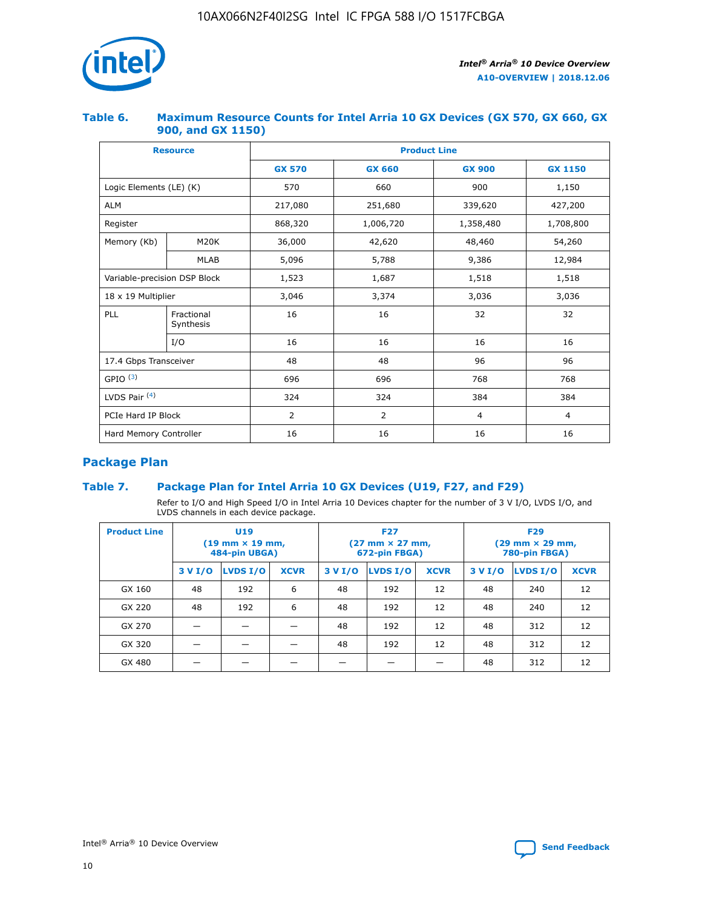### Table 6. Maximum Resource Counts for Intel Arria 10 GX Devices (GX 570, GX 660, GX 900, and GX 1150)

| Resource | | Product Line | | | |
|---|---|---|---|---|---|
| | | GX 570 | GX 660 | GX 900 | GX 1150 |
| Logic Elements (LE) (K) | | 570 | 660 | 900 | 1,150 |
| ALM | | 217,080 | 251,680 | 339,620 | 427,200 |
| Register | | 868,320 | 1,006,720 | 1,358,480 | 1,708,800 |
| Memory (Kb) | M20K | 36,000 | 42,620 | 48,460 | 54,260 |
| | MLAB | 5,096 | 5,788 | 9,386 | 12,984 |
| Variable-precision DSP Block | | 1,523 | 1,687 | 1,518 | 1,518 |
| 18 x 19 Multiplier | | 3,046 | 3,374 | 3,036 | 3,036 |
| PLL | Fractional Synthesis | 16 | 16 | 32 | 32 |
| | I/O | 16 | 16 | 16 | 16 |
| 17.4 Gbps Transceiver | | 48 | 48 | 96 | 96 |
| GPIO [(3)] | | 696 | 696 | 768 | 768 |
| LVDS Pair [(4)] | | 324 | 324 | 384 | 384 |
| PCIe Hard IP Block | | 2 | 2 | 4 | 4 |
| Hard Memory Controller | | 16 | 16 | 16 | 16 |

## Package Plan

### Table 7. Package Plan for Intel Arria 10 GX Devices (U19, F27, and F29)

Refer to I/O and High Speed I/O in Intel Arria 10 Devices chapter for the number of 3 V I/O, LVDS I/O, and LVDS channels in each device package.

| Product Line | U19 (19 mm × 19 mm, 484-pin UBGA) | | | F27 (27 mm × 27 mm, 672-pin FBGA) | | | F29 (29 mm × 29 mm, 780-pin FBGA) | | |
|---|---|---|---|---|---|---|---|---|---|
| | 3 V I/O | LVDS I/O | XCVR | 3 V I/O | LVDS I/O | XCVR | 3 V I/O | LVDS I/O | XCVR |
| GX 160 | 48 | 192 | 6 | 48 | 192 | 12 | 48 | 240 | 12 |
| GX 220 | 48 | 192 | 6 | 48 | 192 | 12 | 48 | 240 | 12 |
| GX 270 | — | — | — | 48 | 192 | 12 | 48 | 312 | 12 |
| GX 320 | — | — | — | 48 | 192 | 12 | 48 | 312 | 12 |
| GX 480 | — | — | — | — | — | — | 48 | 312 | 12 |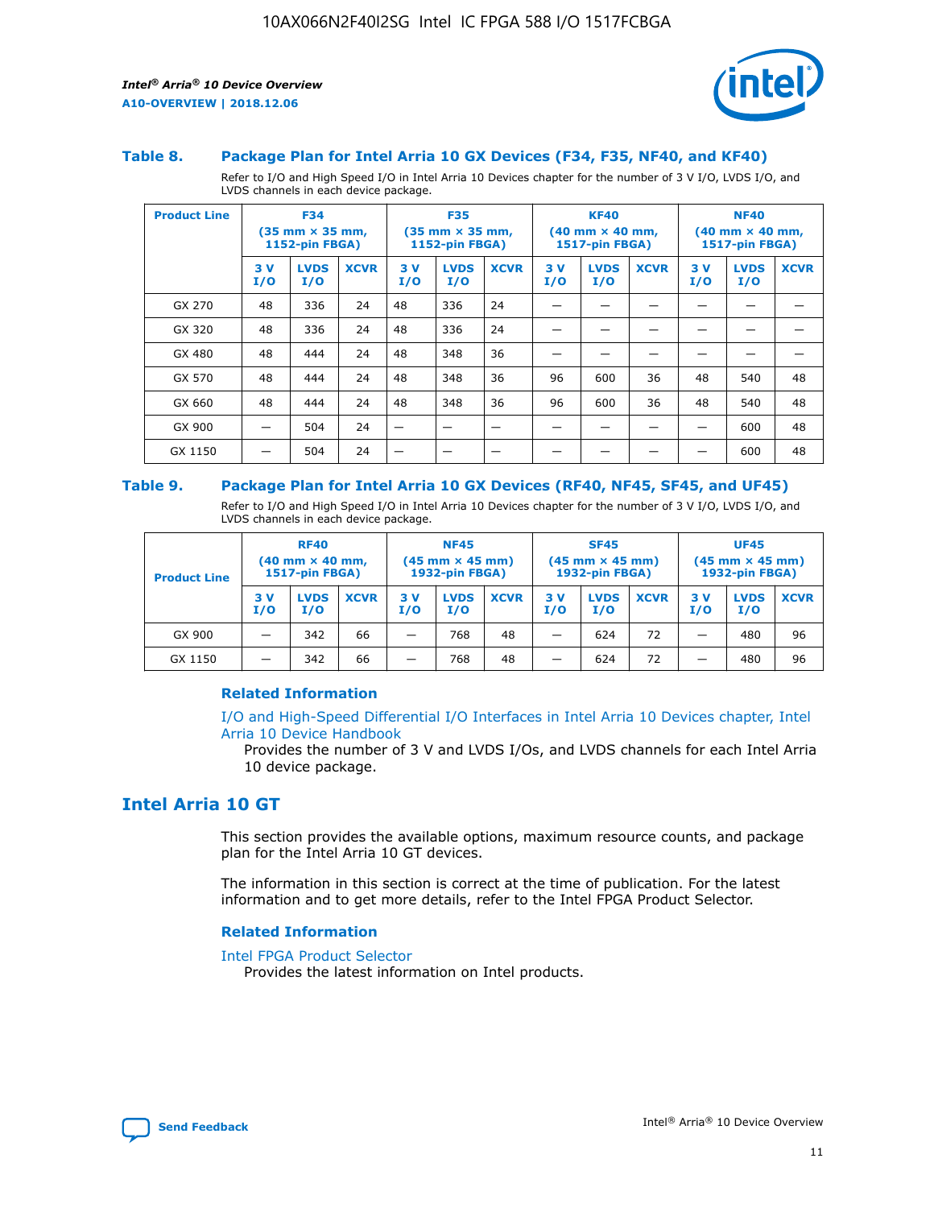### Table 8. Package Plan for Intel Arria 10 GX Devices (F34, F35, NF40, and KF40)

Refer to I/O and High Speed I/O in Intel Arria 10 Devices chapter for the number of 3 V I/O, LVDS I/O, and LVDS channels in each device package.

| Product Line | F34 (35 mm × 35 mm, 1152-pin FBGA) | | | F35 (35 mm × 35 mm, 1152-pin FBGA) | | | KF40 (40 mm × 40 mm, 1517-pin FBGA) | | | NF40 (40 mm × 40 mm, 1517-pin FBGA) | | |
|---|---|---|---|---|---|---|---|---|---|---|---|---|
| | 3 V I/O | LVDS I/O | XCVR | 3 V I/O | LVDS I/O | XCVR | 3 V I/O | LVDS I/O | XCVR | 3 V I/O | LVDS I/O | XCVR |
| GX 270 | 48 | 336 | 24 | 48 | 336 | 24 | — | — | — | — | — | — |
| GX 320 | 48 | 336 | 24 | 48 | 336 | 24 | — | — | — | — | — | — |
| GX 480 | 48 | 444 | 24 | 48 | 348 | 36 | — | — | — | — | — | — |
| GX 570 | 48 | 444 | 24 | 48 | 348 | 36 | 96 | 600 | 36 | 48 | 540 | 48 |
| GX 660 | 48 | 444 | 24 | 48 | 348 | 36 | 96 | 600 | 36 | 48 | 540 | 48 |
| GX 900 | — | 504 | 24 | — | — | — | — | — | — | — | 600 | 48 |
| GX 1150 | — | 504 | 24 | — | — | — | — | — | — | — | 600 | 48 |

### Table 9. Package Plan for Intel Arria 10 GX Devices (RF40, NF45, SF45, and UF45)

Refer to I/O and High Speed I/O in Intel Arria 10 Devices chapter for the number of 3 V I/O, LVDS I/O, and LVDS channels in each device package.

| Product Line | RF40 (40 mm × 40 mm, 1517-pin FBGA) | | | NF45 (45 mm × 45 mm) 1932-pin FBGA) | | | SF45 (45 mm × 45 mm) 1932-pin FBGA) | | | UF45 (45 mm × 45 mm) 1932-pin FBGA) | | |
|---|---|---|---|---|---|---|---|---|---|---|---|---|
| | 3 V I/O | LVDS I/O | XCVR | 3 V I/O | LVDS I/O | XCVR | 3 V I/O | LVDS I/O | XCVR | 3 V I/O | LVDS I/O | XCVR |
| GX 900 | — | 342 | 66 | — | 768 | 48 | — | 624 | 72 | — | 480 | 96 |
| GX 1150 | — | 342 | 66 | — | 768 | 48 | — | 624 | 72 | — | 480 | 96 |

#### Related Information

I/O and High-Speed Differential I/O Interfaces in Intel Arria 10 Devices chapter, Intel Arria 10 Device Handbook

Provides the number of 3 V and LVDS I/Os, and LVDS channels for each Intel Arria 10 device package.

## Intel Arria 10 GT

This section provides the available options, maximum resource counts, and package plan for the Intel Arria 10 GT devices.

The information in this section is correct at the time of publication. For the latest information and to get more details, refer to the Intel FPGA Product Selector.

#### Related Information

Intel FPGA Product Selector

Provides the latest information on Intel products.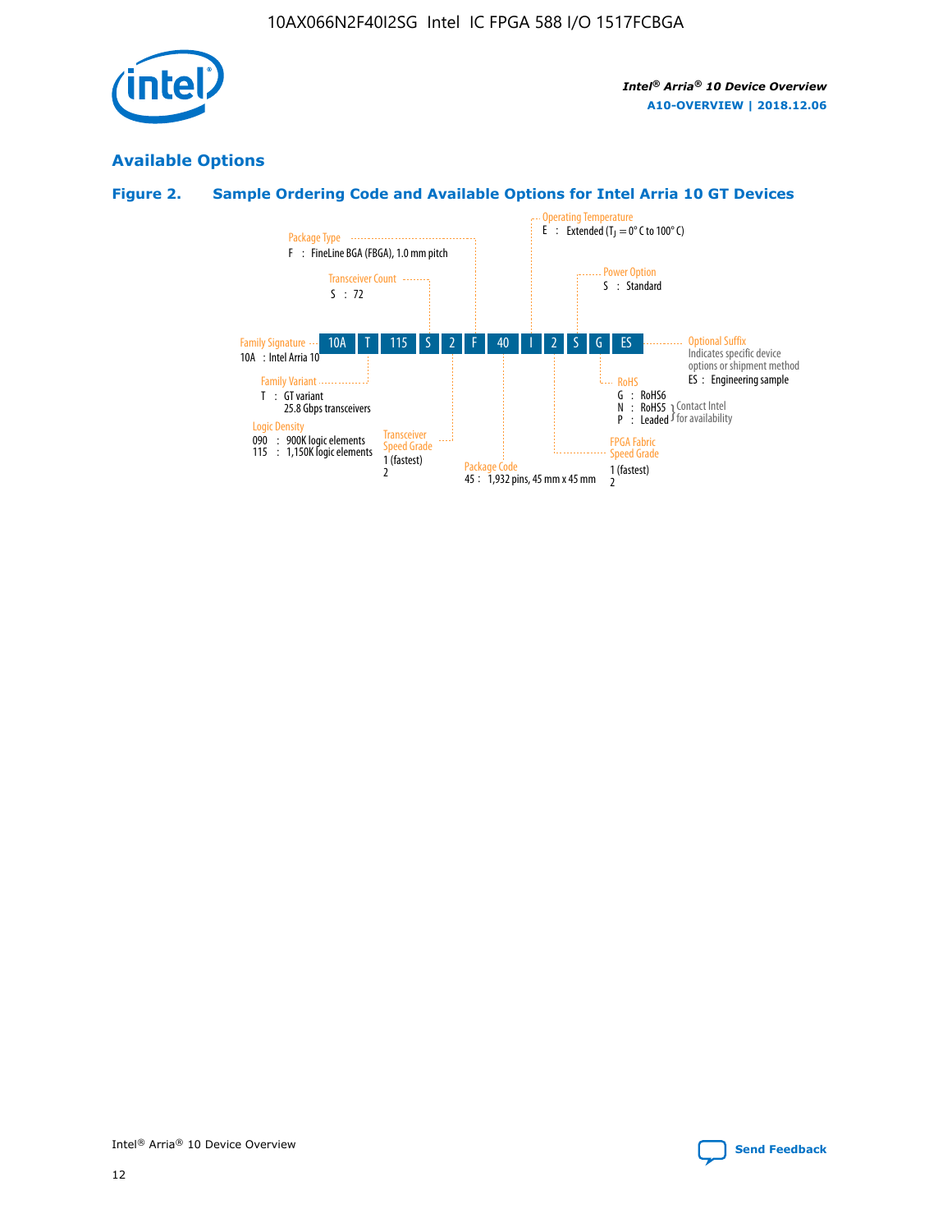## Available Options

### Figure 2. Sample Ordering Code and Available Options for Intel Arria 10 GT Devices

Sample ordering code: 10A T 115 S 2 F 40 I 2 S G ES

**Family Signature**
10A : Intel Arria 10

**Family Variant**
T : GT variant
25.8 Gbps transceivers

**Logic Density**
090 : 900K logic elements
115 : 1,150K logic elements

**Transceiver Count**
S : 72

**Transceiver Speed Grade**
1 (fastest)
2

**Package Type**
F : FineLine BGA (FBGA), 1.0 mm pitch

**Package Code**
45 : 1,932 pins, 45 mm x 45 mm

**Operating Temperature**
E : Extended ($T_J$ = 0° C to 100° C)

**FPGA Fabric Speed Grade**
1 (fastest)
2

**Power Option**
S : Standard

**RoHS**
G : RoHS6
N : RoHS5 } Contact Intel for availability
P : Leaded } Contact Intel for availability

**Optional Suffix**
Indicates specific device options or shipment method
ES : Engineering sample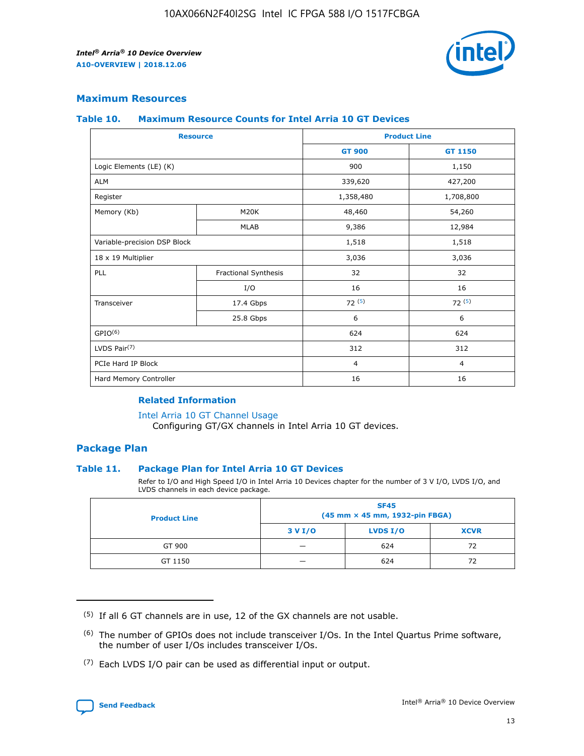## Maximum Resources

### Table 10. Maximum Resource Counts for Intel Arria 10 GT Devices

| Resource | | Product Line | |
|---|---|---|---|
| | | GT 900 | GT 1150 |
| Logic Elements (LE) (K) | | 900 | 1,150 |
| ALM | | 339,620 | 427,200 |
| Register | | 1,358,480 | 1,708,800 |
| Memory (Kb) | M20K | 48,460 | 54,260 |
| | MLAB | 9,386 | 12,984 |
| Variable-precision DSP Block | | 1,518 | 1,518 |
| 18 x 19 Multiplier | | 3,036 | 3,036 |
| PLL | Fractional Synthesis | 32 | 32 |
| | I/O | 16 | 16 |
| Transceiver | 17.4 Gbps | 72 [5] | 72 [5] |
| | 25.8 Gbps | 6 | 6 |
| GPIO[6] | | 624 | 624 |
| LVDS Pair[7] | | 312 | 312 |
| PCIe Hard IP Block | | 4 | 4 |
| Hard Memory Controller | | 16 | 16 |

#### Related Information

Intel Arria 10 GT Channel Usage

Configuring GT/GX channels in Intel Arria 10 GT devices.

## Package Plan

### Table 11. Package Plan for Intel Arria 10 GT Devices

Refer to I/O and High Speed I/O in Intel Arria 10 Devices chapter for the number of 3 V I/O, LVDS I/O, and LVDS channels in each device package.

| Product Line | SF45 (45 mm × 45 mm, 1932-pin FBGA) | | |
|---|---|---|---|
| | 3 V I/O | LVDS I/O | XCVR |
| GT 900 | — | 624 | 72 |
| GT 1150 | — | 624 | 72 |

(5) If all 6 GT channels are in use, 12 of the GX channels are not usable.

(6) The number of GPIOs does not include transceiver I/Os. In the Intel Quartus Prime software, the number of user I/Os includes transceiver I/Os.

(7) Each LVDS I/O pair can be used as differential input or output.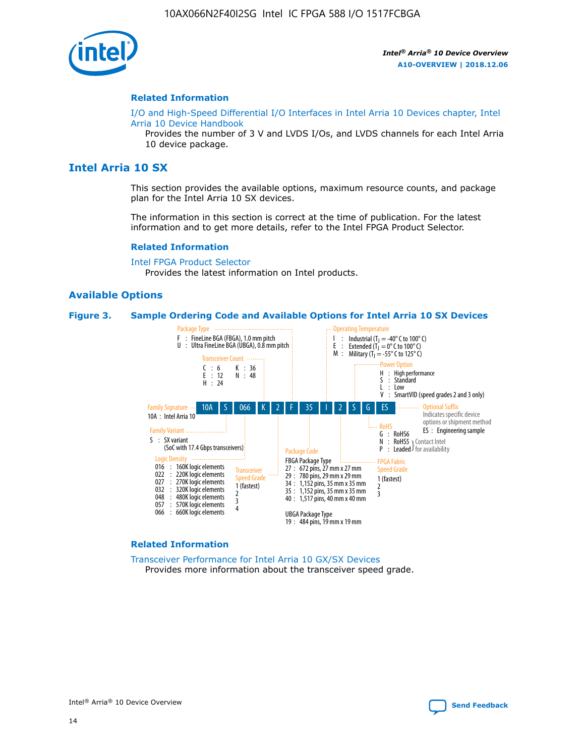## Related Information

I/O and High-Speed Differential I/O Interfaces in Intel Arria 10 Devices chapter, Intel Arria 10 Device Handbook

Provides the number of 3 V and LVDS I/Os, and LVDS channels for each Intel Arria 10 device package.

# Intel Arria 10 SX

This section provides the available options, maximum resource counts, and package plan for the Intel Arria 10 SX devices.

The information in this section is correct at the time of publication. For the latest information and to get more details, refer to the Intel FPGA Product Selector.

## Related Information

Intel FPGA Product Selector

Provides the latest information on Intel products.

## Available Options

**Figure 3. Sample Ordering Code and Available Options for Intel Arria 10 SX Devices**

Sample ordering code: 10A S 066 K 2 F 35 I 2 S G ES

- **Family Signature**
  - 10A : Intel Arria 10
- **Family Variant**
  - S : SX variant (SoC with 17.4 Gbps transceivers)
- **Logic Density**
  - 016 : 160K logic elements
  - 022 : 220K logic elements
  - 027 : 270K logic elements
  - 032 : 320K logic elements
  - 048 : 480K logic elements
  - 057 : 570K logic elements
  - 066 : 660K logic elements
- **Transceiver Count**
  - C : 6
  - E : 12
  - H : 24
  - K : 36
  - N : 48
- **Transceiver Speed Grade**
  - 1 (fastest)
  - 2
  - 3
  - 4
- **Package Type**
  - F : FineLine BGA (FBGA), 1.0 mm pitch
  - U : Ultra FineLine BGA (UBGA), 0.8 mm pitch
- **Package Code**
  - FBGA Package Type
    - 27 : 672 pins, 27 mm x 27 mm
    - 29 : 780 pins, 29 mm x 29 mm
    - 34 : 1,152 pins, 35 mm x 35 mm
    - 35 : 1,152 pins, 35 mm x 35 mm
    - 40 : 1,517 pins, 40 mm x 40 mm
  - UBGA Package Type
    - 19 : 484 pins, 19 mm x 19 mm
- **Operating Temperature**
  - I : Industrial ($T_J$ = -40° C to 100° C)
  - E : Extended ($T_J$ = 0° C to 100° C)
  - M : Military ($T_J$ = -55° C to 125° C)
- **FPGA Fabric Speed Grade**
  - 1 (fastest)
  - 2
  - 3
- **Power Option**
  - H : High performance
  - S : Standard
  - L : Low
  - V : SmartVID (speed grades 2 and 3 only)
- **RoHS**
  - G : RoHS6
  - N : RoHS5 (Contact Intel for availability)
  - P : Leaded (Contact Intel for availability)
- **Optional Suffix**
  - Indicates specific device options or shipment method
  - ES : Engineering sample

## Related Information

Transceiver Performance for Intel Arria 10 GX/SX Devices

Provides more information about the transceiver speed grade.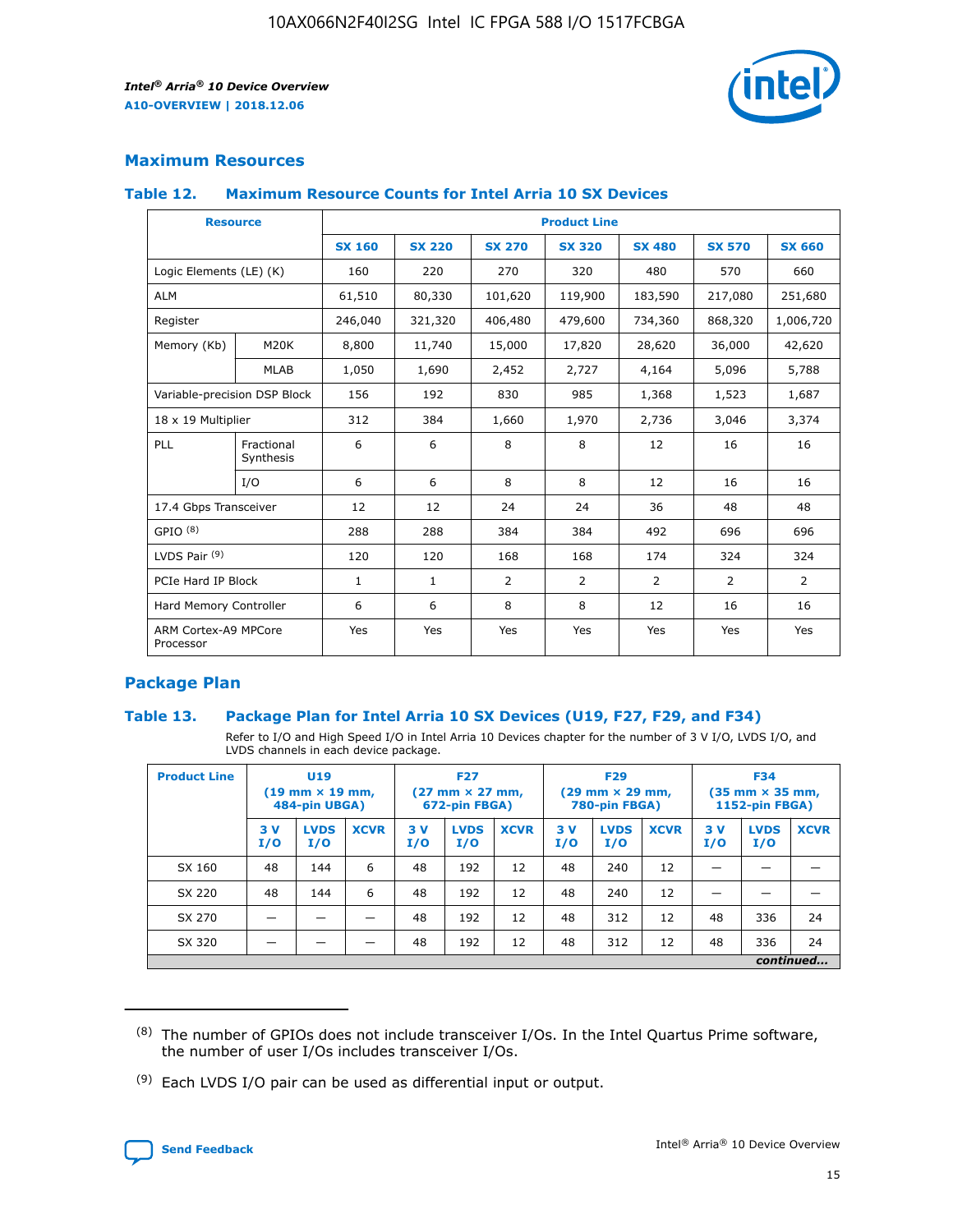## Maximum Resources

### Table 12. Maximum Resource Counts for Intel Arria 10 SX Devices

| Resource | | Product Line | | | | | | |
|---|---|---|---|---|---|---|---|---|
| | | SX 160 | SX 220 | SX 270 | SX 320 | SX 480 | SX 570 | SX 660 |
| Logic Elements (LE) (K) | | 160 | 220 | 270 | 320 | 480 | 570 | 660 |
| ALM | | 61,510 | 80,330 | 101,620 | 119,900 | 183,590 | 217,080 | 251,680 |
| Register | | 246,040 | 321,320 | 406,480 | 479,600 | 734,360 | 868,320 | 1,006,720 |
| Memory (Kb) | M20K | 8,800 | 11,740 | 15,000 | 17,820 | 28,620 | 36,000 | 42,620 |
| | MLAB | 1,050 | 1,690 | 2,452 | 2,727 | 4,164 | 5,096 | 5,788 |
| Variable-precision DSP Block | | 156 | 192 | 830 | 985 | 1,368 | 1,523 | 1,687 |
| 18 x 19 Multiplier | | 312 | 384 | 1,660 | 1,970 | 2,736 | 3,046 | 3,374 |
| PLL | Fractional Synthesis | 6 | 6 | 8 | 8 | 12 | 16 | 16 |
| | I/O | 6 | 6 | 8 | 8 | 12 | 16 | 16 |
| 17.4 Gbps Transceiver | | 12 | 12 | 24 | 24 | 36 | 48 | 48 |
| GPIO (8) | | 288 | 288 | 384 | 384 | 492 | 696 | 696 |
| LVDS Pair (9) | | 120 | 120 | 168 | 168 | 174 | 324 | 324 |
| PCIe Hard IP Block | | 1 | 1 | 2 | 2 | 2 | 2 | 2 |
| Hard Memory Controller | | 6 | 6 | 8 | 8 | 12 | 16 | 16 |
| ARM Cortex-A9 MPCore Processor | | Yes | Yes | Yes | Yes | Yes | Yes | Yes |

## Package Plan

### Table 13. Package Plan for Intel Arria 10 SX Devices (U19, F27, F29, and F34)

Refer to I/O and High Speed I/O in Intel Arria 10 Devices chapter for the number of 3 V I/O, LVDS I/O, and LVDS channels in each device package.

| Product Line | U19 (19 mm × 19 mm, 484-pin UBGA) | | | F27 (27 mm × 27 mm, 672-pin FBGA) | | | F29 (29 mm × 29 mm, 780-pin FBGA) | | | F34 (35 mm × 35 mm, 1152-pin FBGA) | | |
|---|---|---|---|---|---|---|---|---|---|---|---|---|
| | 3 V I/O | LVDS I/O | XCVR | 3 V I/O | LVDS I/O | XCVR | 3 V I/O | LVDS I/O | XCVR | 3 V I/O | LVDS I/O | XCVR |
| SX 160 | 48 | 144 | 6 | 48 | 192 | 12 | 48 | 240 | 12 | — | — | — |
| SX 220 | 48 | 144 | 6 | 48 | 192 | 12 | 48 | 240 | 12 | — | — | — |
| SX 270 | — | — | — | 48 | 192 | 12 | 48 | 312 | 12 | 48 | 336 | 24 |
| SX 320 | — | — | — | 48 | 192 | 12 | 48 | 312 | 12 | 48 | 336 | 24 |

*continued...*

(8) The number of GPIOs does not include transceiver I/Os. In the Intel Quartus Prime software, the number of user I/Os includes transceiver I/Os.

(9) Each LVDS I/O pair can be used as differential input or output.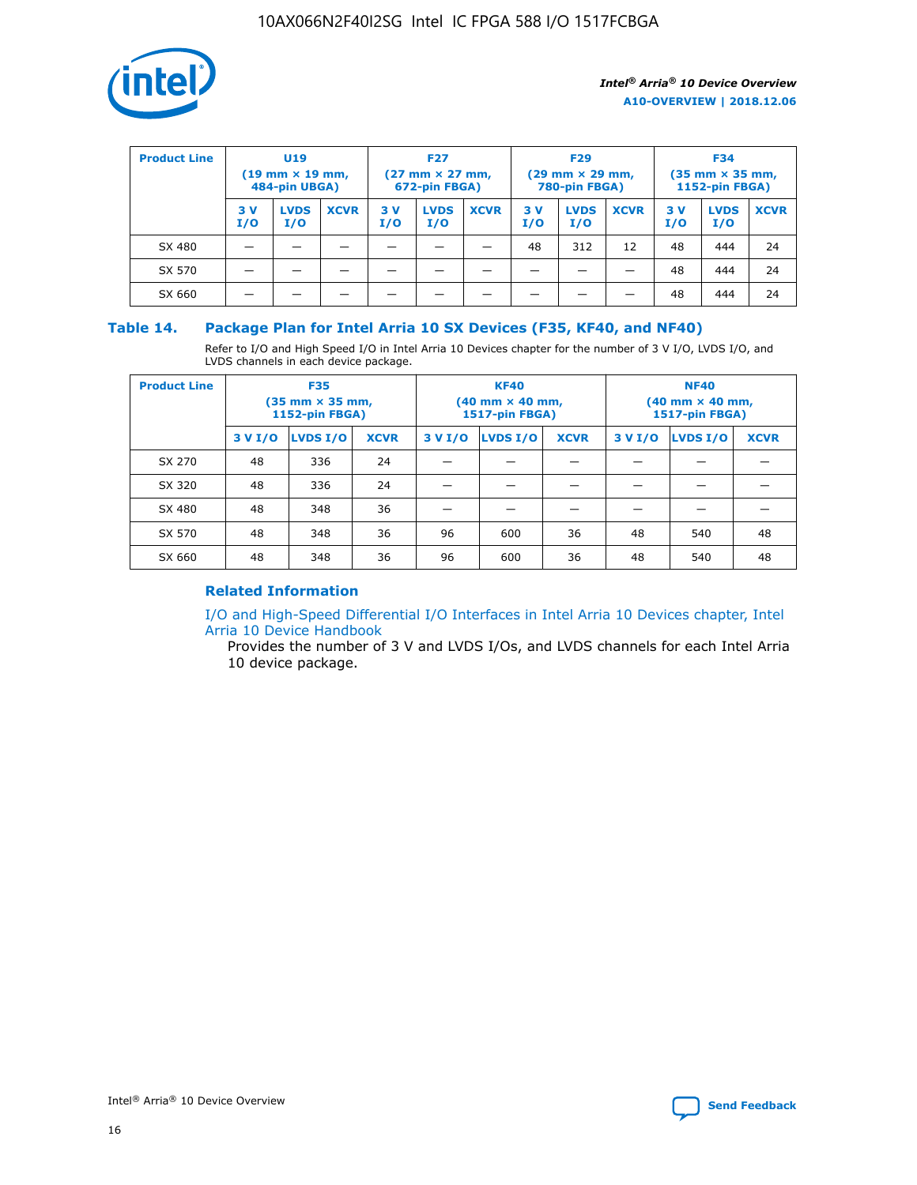| Product Line | U19 (19 mm × 19 mm, 484-pin UBGA) | | | F27 (27 mm × 27 mm, 672-pin FBGA) | | | F29 (29 mm × 29 mm, 780-pin FBGA) | | | F34 (35 mm × 35 mm, 1152-pin FBGA) | | |
|---|---|---|---|---|---|---|---|---|---|---|---|---|
| | 3 V I/O | LVDS I/O | XCVR | 3 V I/O | LVDS I/O | XCVR | 3 V I/O | LVDS I/O | XCVR | 3 V I/O | LVDS I/O | XCVR |
| SX 480 | — | — | — | — | — | — | 48 | 312 | 12 | 48 | 444 | 24 |
| SX 570 | — | — | — | — | — | — | — | — | — | 48 | 444 | 24 |
| SX 660 | — | — | — | — | — | — | — | — | — | 48 | 444 | 24 |

### Table 14. Package Plan for Intel Arria 10 SX Devices (F35, KF40, and NF40)

Refer to I/O and High Speed I/O in Intel Arria 10 Devices chapter for the number of 3 V I/O, LVDS I/O, and LVDS channels in each device package.

| Product Line | F35 (35 mm × 35 mm, 1152-pin FBGA) | | | KF40 (40 mm × 40 mm, 1517-pin FBGA) | | | NF40 (40 mm × 40 mm, 1517-pin FBGA) | | |
|---|---|---|---|---|---|---|---|---|---|
| | 3 V I/O | LVDS I/O | XCVR | 3 V I/O | LVDS I/O | XCVR | 3 V I/O | LVDS I/O | XCVR |
| SX 270 | 48 | 336 | 24 | — | — | — | — | — | — |
| SX 320 | 48 | 336 | 24 | — | — | — | — | — | — |
| SX 480 | 48 | 348 | 36 | — | — | — | — | — | — |
| SX 570 | 48 | 348 | 36 | 96 | 600 | 36 | 48 | 540 | 48 |
| SX 660 | 48 | 348 | 36 | 96 | 600 | 36 | 48 | 540 | 48 |

#### Related Information

I/O and High-Speed Differential I/O Interfaces in Intel Arria 10 Devices chapter, Intel Arria 10 Device Handbook

Provides the number of 3 V and LVDS I/Os, and LVDS channels for each Intel Arria 10 device package.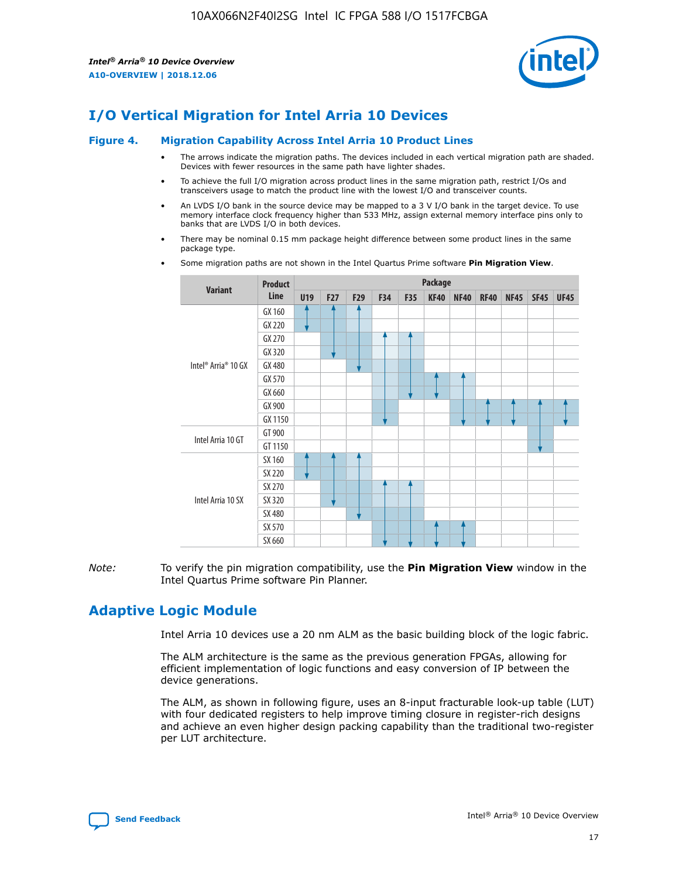# I/O Vertical Migration for Intel Arria 10 Devices

**Figure 4. Migration Capability Across Intel Arria 10 Product Lines**

- The arrows indicate the migration paths. The devices included in each vertical migration path are shaded. Devices with fewer resources in the same path have lighter shades.
- To achieve the full I/O migration across product lines in the same migration path, restrict I/Os and transceivers usage to match the product line with the lowest I/O and transceiver counts.
- An LVDS I/O bank in the source device may be mapped to a 3 V I/O bank in the target device. To use memory interface clock frequency higher than 533 MHz, assign external memory interface pins only to banks that are LVDS I/O in both devices.
- There may be nominal 0.15 mm package height difference between some product lines in the same package type.
- Some migration paths are not shown in the Intel Quartus Prime software **Pin Migration View**.

| Variant | Product Line | Package | | | | | | | | | | |
|---|---|---|---|---|---|---|---|---|---|---|---|---|
| | | U19 | F27 | F29 | F34 | F35 | KF40 | NF40 | RF40 | NF45 | SF45 | UF45 |
| Intel® Arria® 10 GX | GX 160 | | | | | | | | | | | |
| | GX 220 | | | | | | | | | | | |
| | GX 270 | | | | | | | | | | | |
| | GX 320 | | | | | | | | | | | |
| | GX 480 | | | | | | | | | | | |
| | GX 570 | | | | | | | | | | | |
| | GX 660 | | | | | | | | | | | |
| | GX 900 | | | | | | | | | | | |
| | GX 1150 | | | | | | | | | | | |
| Intel Arria 10 GT | GT 900 | | | | | | | | | | | |
| | GT 1150 | | | | | | | | | | | |
| Intel Arria 10 SX | SX 160 | | | | | | | | | | | |
| | SX 220 | | | | | | | | | | | |
| | SX 270 | | | | | | | | | | | |
| | SX 320 | | | | | | | | | | | |
| | SX 480 | | | | | | | | | | | |
| | SX 570 | | | | | | | | | | | |
| | SX 660 | | | | | | | | | | | |

*Note:* To verify the pin migration compatibility, use the **Pin Migration View** window in the Intel Quartus Prime software Pin Planner.

# Adaptive Logic Module

Intel Arria 10 devices use a 20 nm ALM as the basic building block of the logic fabric.

The ALM architecture is the same as the previous generation FPGAs, allowing for efficient implementation of logic functions and easy conversion of IP between the device generations.

The ALM, as shown in following figure, uses an 8-input fracturable look-up table (LUT) with four dedicated registers to help improve timing closure in register-rich designs and achieve an even higher design packing capability than the traditional two-register per LUT architecture.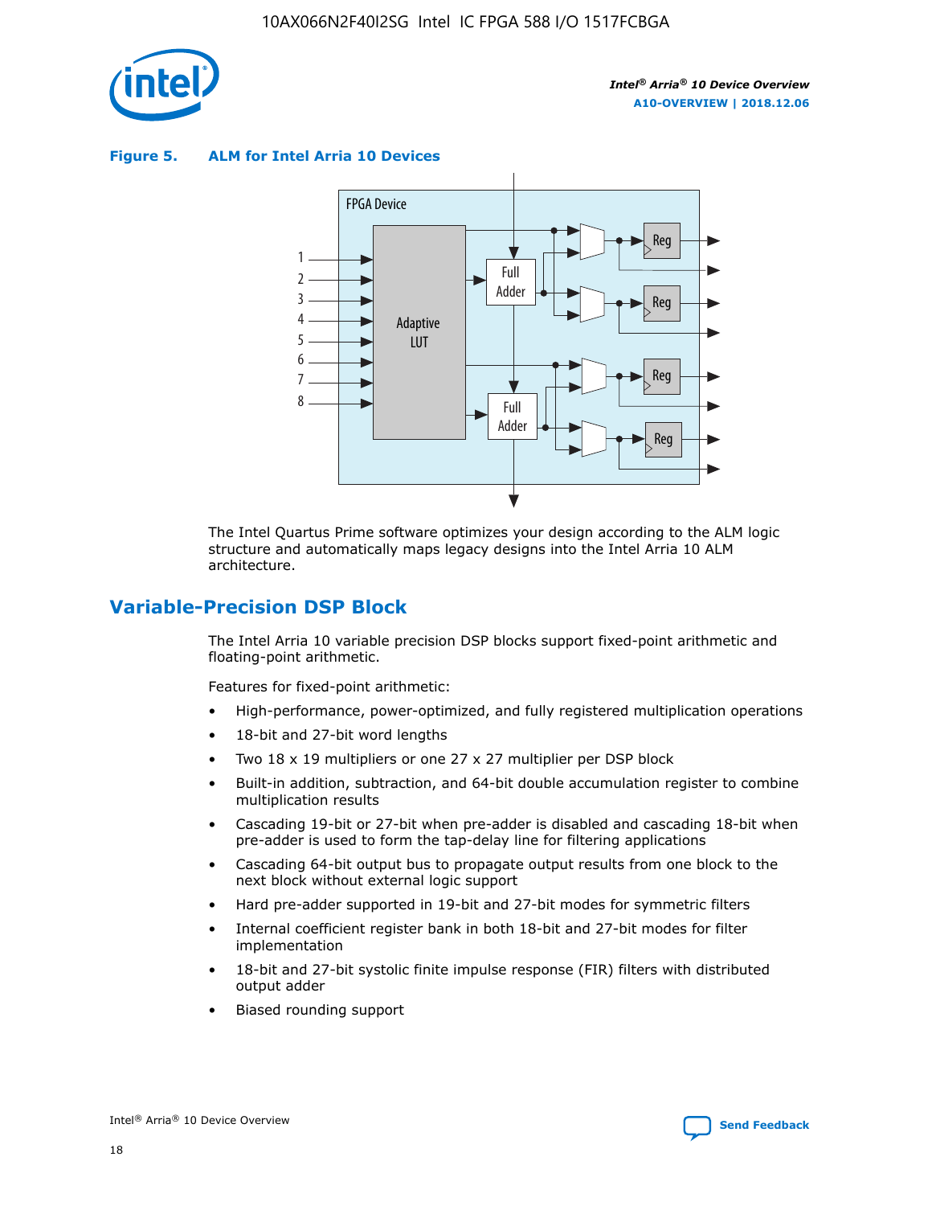**Figure 5. ALM for Intel Arria 10 Devices**

The Intel Quartus Prime software optimizes your design according to the ALM logic structure and automatically maps legacy designs into the Intel Arria 10 ALM architecture.

## Variable-Precision DSP Block

The Intel Arria 10 variable precision DSP blocks support fixed-point arithmetic and floating-point arithmetic.

Features for fixed-point arithmetic:

- High-performance, power-optimized, and fully registered multiplication operations
- 18-bit and 27-bit word lengths
- Two 18 x 19 multipliers or one 27 x 27 multiplier per DSP block
- Built-in addition, subtraction, and 64-bit double accumulation register to combine multiplication results
- Cascading 19-bit or 27-bit when pre-adder is disabled and cascading 18-bit when pre-adder is used to form the tap-delay line for filtering applications
- Cascading 64-bit output bus to propagate output results from one block to the next block without external logic support
- Hard pre-adder supported in 19-bit and 27-bit modes for symmetric filters
- Internal coefficient register bank in both 18-bit and 27-bit modes for filter implementation
- 18-bit and 27-bit systolic finite impulse response (FIR) filters with distributed output adder
- Biased rounding support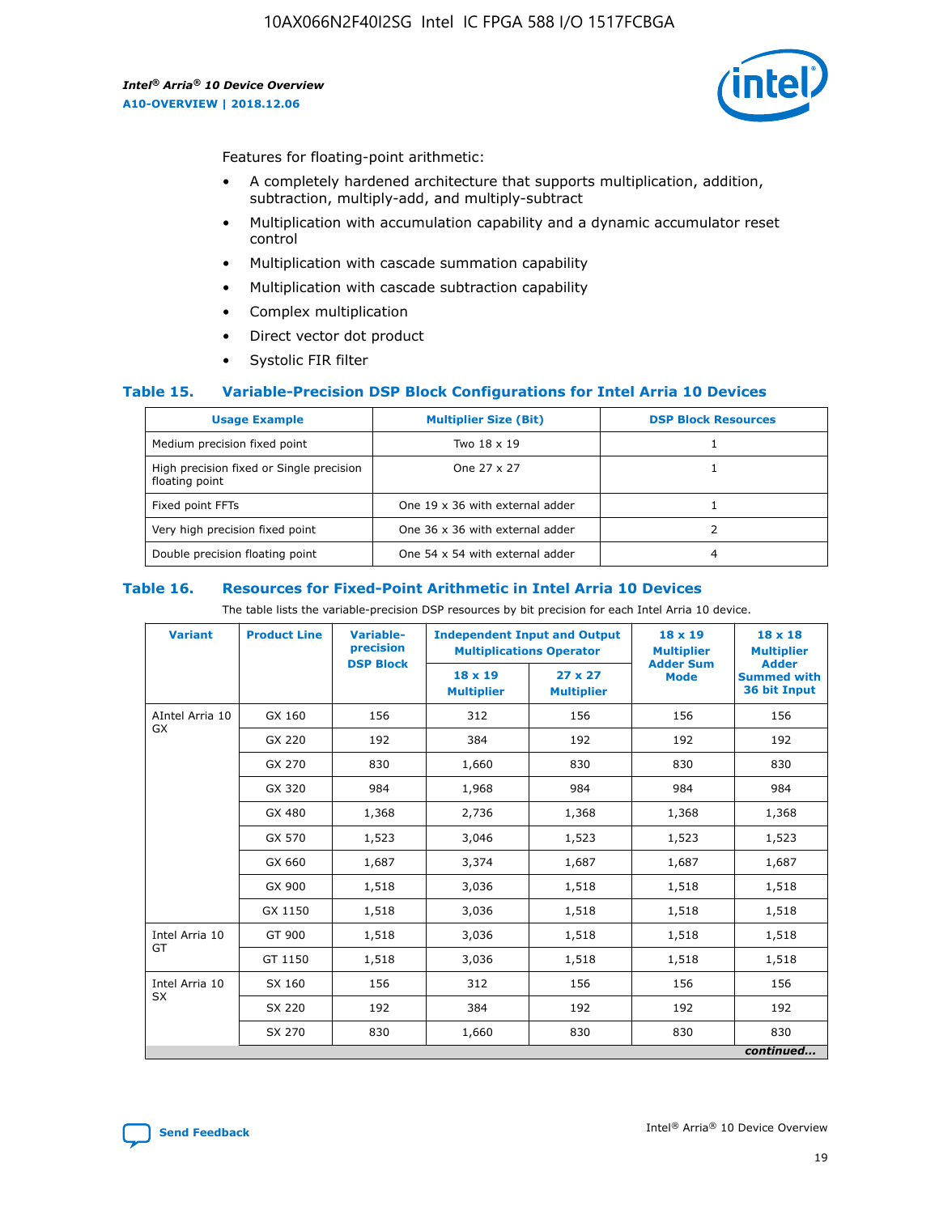Features for floating-point arithmetic:

- A completely hardened architecture that supports multiplication, addition, subtraction, multiply-add, and multiply-subtract
- Multiplication with accumulation capability and a dynamic accumulator reset control
- Multiplication with cascade summation capability
- Multiplication with cascade subtraction capability
- Complex multiplication
- Direct vector dot product
- Systolic FIR filter

### Table 15. Variable-Precision DSP Block Configurations for Intel Arria 10 Devices

| Usage Example | Multiplier Size (Bit) | DSP Block Resources |
|---|---|---|
| Medium precision fixed point | Two 18 x 19 | 1 |
| High precision fixed or Single precision floating point | One 27 x 27 | 1 |
| Fixed point FFTs | One 19 x 36 with external adder | 1 |
| Very high precision fixed point | One 36 x 36 with external adder | 2 |
| Double precision floating point | One 54 x 54 with external adder | 4 |

### Table 16. Resources for Fixed-Point Arithmetic in Intel Arria 10 Devices

The table lists the variable-precision DSP resources by bit precision for each Intel Arria 10 device.

| Variant | Product Line | Variable-precision DSP Block | Independent Input and Output Multiplications Operator | | 18 x 19 Multiplier Adder Sum Mode | 18 x 18 Multiplier Adder Summed with 36 bit Input |
|---|---|---|---|---|---|---|
| | | | 18 x 19 Multiplier | 27 x 27 Multiplier | | |
| AIntel Arria 10 GX | GX 160 | 156 | 312 | 156 | 156 | 156 |
| | GX 220 | 192 | 384 | 192 | 192 | 192 |
| | GX 270 | 830 | 1,660 | 830 | 830 | 830 |
| | GX 320 | 984 | 1,968 | 984 | 984 | 984 |
| | GX 480 | 1,368 | 2,736 | 1,368 | 1,368 | 1,368 |
| | GX 570 | 1,523 | 3,046 | 1,523 | 1,523 | 1,523 |
| | GX 660 | 1,687 | 3,374 | 1,687 | 1,687 | 1,687 |
| | GX 900 | 1,518 | 3,036 | 1,518 | 1,518 | 1,518 |
| | GX 1150 | 1,518 | 3,036 | 1,518 | 1,518 | 1,518 |
| Intel Arria 10 GT | GT 900 | 1,518 | 3,036 | 1,518 | 1,518 | 1,518 |
| | GT 1150 | 1,518 | 3,036 | 1,518 | 1,518 | 1,518 |
| Intel Arria 10 SX | SX 160 | 156 | 312 | 156 | 156 | 156 |
| | SX 220 | 192 | 384 | 192 | 192 | 192 |
| | SX 270 | 830 | 1,660 | 830 | 830 | 830 |

*continued...*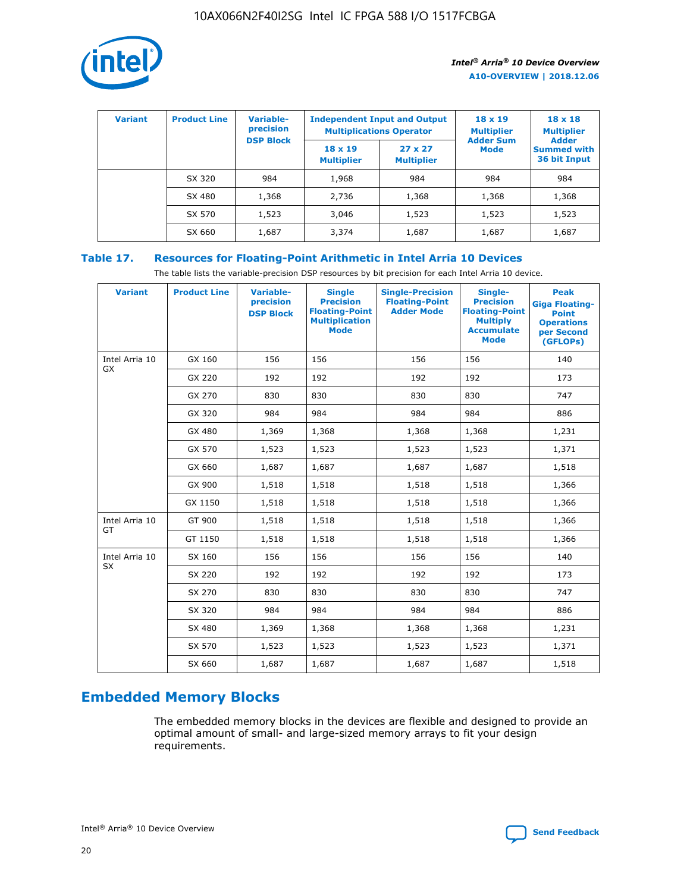| Variant | Product Line | Variable-precision DSP Block | Independent Input and Output Multiplications Operator | | 18 x 19 Multiplier Adder Sum Mode | 18 x 18 Multiplier Adder Summed with 36 bit Input |
|---|---|---|---|---|---|---|
| | | | 18 x 19 Multiplier | 27 x 27 Multiplier | | |
| | SX 320 | 984 | 1,968 | 984 | 984 | 984 |
| | SX 480 | 1,368 | 2,736 | 1,368 | 1,368 | 1,368 |
| | SX 570 | 1,523 | 3,046 | 1,523 | 1,523 | 1,523 |
| | SX 660 | 1,687 | 3,374 | 1,687 | 1,687 | 1,687 |

**Table 17. Resources for Floating-Point Arithmetic in Intel Arria 10 Devices**

The table lists the variable-precision DSP resources by bit precision for each Intel Arria 10 device.

| Variant | Product Line | Variable-precision DSP Block | Single Precision Floating-Point Multiplication Mode | Single-Precision Floating-Point Adder Mode | Single-Precision Floating-Point Multiply Accumulate Mode | Peak Giga Floating-Point Operations per Second (GFLOPs) |
|---|---|---|---|---|---|---|
| Intel Arria 10 GX | GX 160 | 156 | 156 | 156 | 156 | 140 |
| | GX 220 | 192 | 192 | 192 | 192 | 173 |
| | GX 270 | 830 | 830 | 830 | 830 | 747 |
| | GX 320 | 984 | 984 | 984 | 984 | 886 |
| | GX 480 | 1,369 | 1,368 | 1,368 | 1,368 | 1,231 |
| | GX 570 | 1,523 | 1,523 | 1,523 | 1,523 | 1,371 |
| | GX 660 | 1,687 | 1,687 | 1,687 | 1,687 | 1,518 |
| | GX 900 | 1,518 | 1,518 | 1,518 | 1,518 | 1,366 |
| | GX 1150 | 1,518 | 1,518 | 1,518 | 1,518 | 1,366 |
| Intel Arria 10 GT | GT 900 | 1,518 | 1,518 | 1,518 | 1,518 | 1,366 |
| | GT 1150 | 1,518 | 1,518 | 1,518 | 1,518 | 1,366 |
| Intel Arria 10 SX | SX 160 | 156 | 156 | 156 | 156 | 140 |
| | SX 220 | 192 | 192 | 192 | 192 | 173 |
| | SX 270 | 830 | 830 | 830 | 830 | 747 |
| | SX 320 | 984 | 984 | 984 | 984 | 886 |
| | SX 480 | 1,369 | 1,368 | 1,368 | 1,368 | 1,231 |
| | SX 570 | 1,523 | 1,523 | 1,523 | 1,523 | 1,371 |
| | SX 660 | 1,687 | 1,687 | 1,687 | 1,687 | 1,518 |

## Embedded Memory Blocks

The embedded memory blocks in the devices are flexible and designed to provide an optimal amount of small- and large-sized memory arrays to fit your design requirements.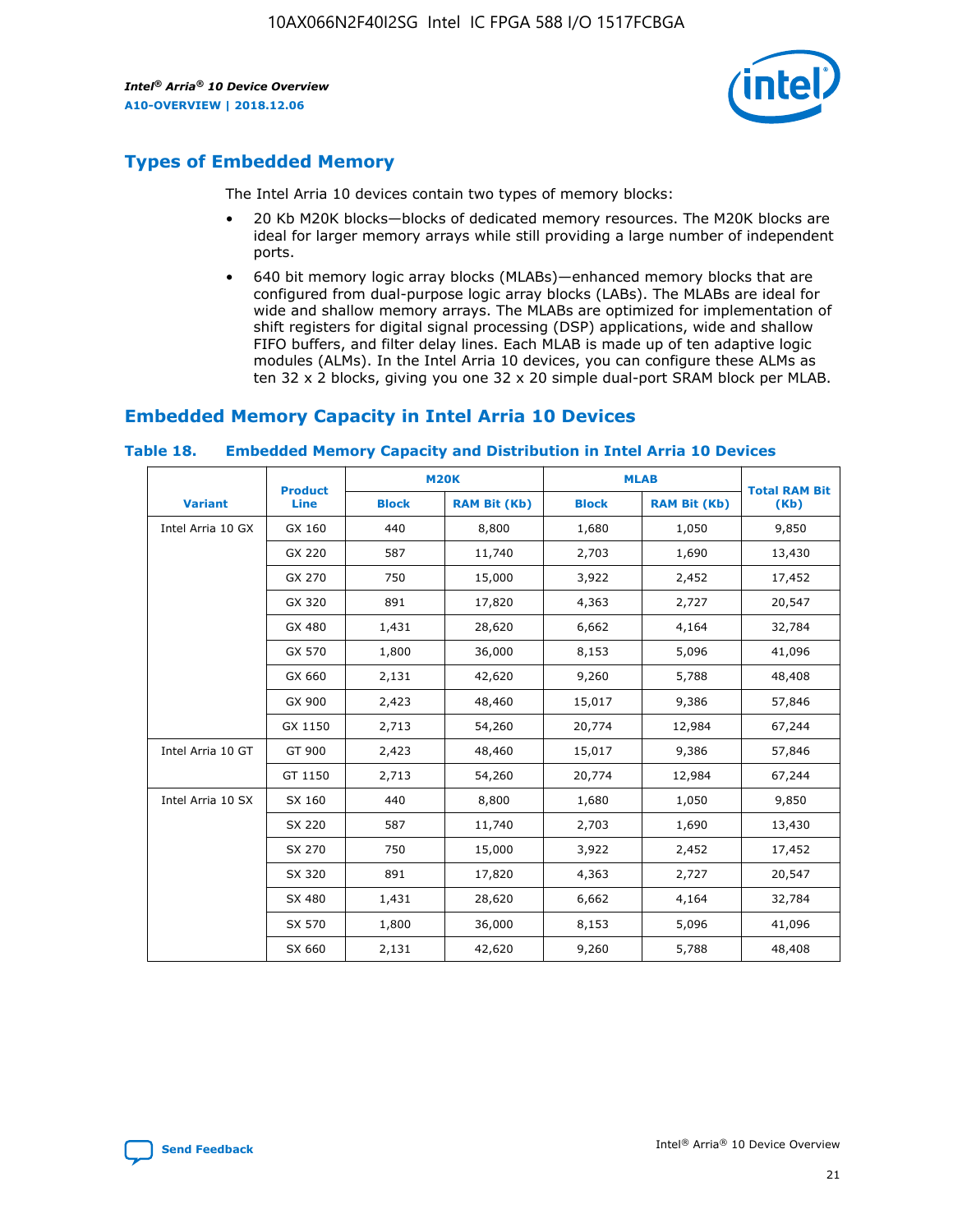## Types of Embedded Memory

The Intel Arria 10 devices contain two types of memory blocks:

- 20 Kb M20K blocks—blocks of dedicated memory resources. The M20K blocks are ideal for larger memory arrays while still providing a large number of independent ports.
- 640 bit memory logic array blocks (MLABs)—enhanced memory blocks that are configured from dual-purpose logic array blocks (LABs). The MLABs are ideal for wide and shallow memory arrays. The MLABs are optimized for implementation of shift registers for digital signal processing (DSP) applications, wide and shallow FIFO buffers, and filter delay lines. Each MLAB is made up of ten adaptive logic modules (ALMs). In the Intel Arria 10 devices, you can configure these ALMs as ten 32 x 2 blocks, giving you one 32 x 20 simple dual-port SRAM block per MLAB.

## Embedded Memory Capacity in Intel Arria 10 Devices

**Table 18. Embedded Memory Capacity and Distribution in Intel Arria 10 Devices**

| Variant | Product Line | M20K | | MLAB | | Total RAM Bit (Kb) |
|---|---|---|---|---|---|---|
| | | Block | RAM Bit (Kb) | Block | RAM Bit (Kb) | |
| Intel Arria 10 GX | GX 160 | 440 | 8,800 | 1,680 | 1,050 | 9,850 |
| | GX 220 | 587 | 11,740 | 2,703 | 1,690 | 13,430 |
| | GX 270 | 750 | 15,000 | 3,922 | 2,452 | 17,452 |
| | GX 320 | 891 | 17,820 | 4,363 | 2,727 | 20,547 |
| | GX 480 | 1,431 | 28,620 | 6,662 | 4,164 | 32,784 |
| | GX 570 | 1,800 | 36,000 | 8,153 | 5,096 | 41,096 |
| | GX 660 | 2,131 | 42,620 | 9,260 | 5,788 | 48,408 |
| | GX 900 | 2,423 | 48,460 | 15,017 | 9,386 | 57,846 |
| | GX 1150 | 2,713 | 54,260 | 20,774 | 12,984 | 67,244 |
| Intel Arria 10 GT | GT 900 | 2,423 | 48,460 | 15,017 | 9,386 | 57,846 |
| | GT 1150 | 2,713 | 54,260 | 20,774 | 12,984 | 67,244 |
| Intel Arria 10 SX | SX 160 | 440 | 8,800 | 1,680 | 1,050 | 9,850 |
| | SX 220 | 587 | 11,740 | 2,703 | 1,690 | 13,430 |
| | SX 270 | 750 | 15,000 | 3,922 | 2,452 | 17,452 |
| | SX 320 | 891 | 17,820 | 4,363 | 2,727 | 20,547 |
| | SX 480 | 1,431 | 28,620 | 6,662 | 4,164 | 32,784 |
| | SX 570 | 1,800 | 36,000 | 8,153 | 5,096 | 41,096 |
| | SX 660 | 2,131 | 42,620 | 9,260 | 5,788 | 48,408 |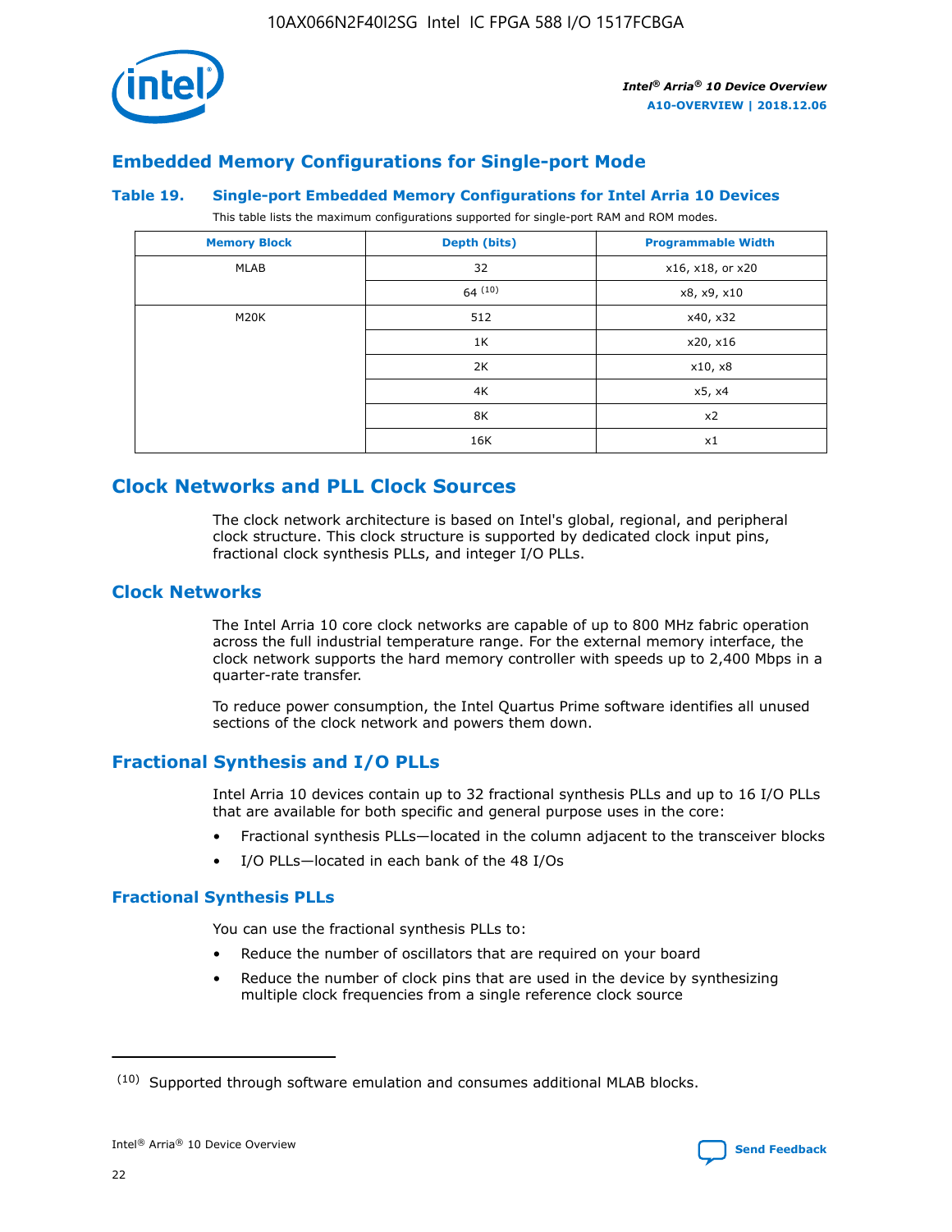## Embedded Memory Configurations for Single-port Mode

### Table 19. Single-port Embedded Memory Configurations for Intel Arria 10 Devices

This table lists the maximum configurations supported for single-port RAM and ROM modes.

| Memory Block | Depth (bits) | Programmable Width |
|---|---|---|
| MLAB | 32 | x16, x18, or x20 |
| | 64 (10) | x8, x9, x10 |
| M20K | 512 | x40, x32 |
| | 1K | x20, x16 |
| | 2K | x10, x8 |
| | 4K | x5, x4 |
| | 8K | x2 |
| | 16K | x1 |

# Clock Networks and PLL Clock Sources

The clock network architecture is based on Intel's global, regional, and peripheral clock structure. This clock structure is supported by dedicated clock input pins, fractional clock synthesis PLLs, and integer I/O PLLs.

## Clock Networks

The Intel Arria 10 core clock networks are capable of up to 800 MHz fabric operation across the full industrial temperature range. For the external memory interface, the clock network supports the hard memory controller with speeds up to 2,400 Mbps in a quarter-rate transfer.

To reduce power consumption, the Intel Quartus Prime software identifies all unused sections of the clock network and powers them down.

## Fractional Synthesis and I/O PLLs

Intel Arria 10 devices contain up to 32 fractional synthesis PLLs and up to 16 I/O PLLs that are available for both specific and general purpose uses in the core:

- Fractional synthesis PLLs—located in the column adjacent to the transceiver blocks
- I/O PLLs—located in each bank of the 48 I/Os

### Fractional Synthesis PLLs

You can use the fractional synthesis PLLs to:

- Reduce the number of oscillators that are required on your board
- Reduce the number of clock pins that are used in the device by synthesizing multiple clock frequencies from a single reference clock source

(10) Supported through software emulation and consumes additional MLAB blocks.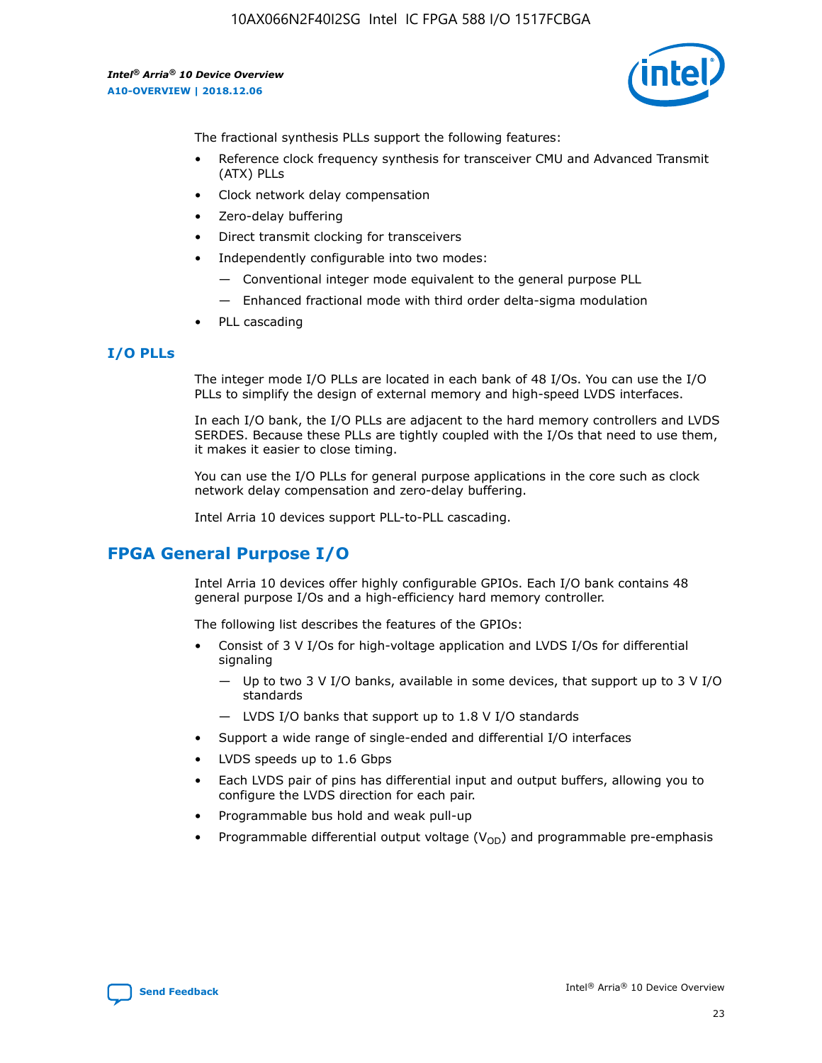The fractional synthesis PLLs support the following features:

- Reference clock frequency synthesis for transceiver CMU and Advanced Transmit (ATX) PLLs
- Clock network delay compensation
- Zero-delay buffering
- Direct transmit clocking for transceivers
- Independently configurable into two modes:
  - — Conventional integer mode equivalent to the general purpose PLL
  - — Enhanced fractional mode with third order delta-sigma modulation
- PLL cascading

### I/O PLLs

The integer mode I/O PLLs are located in each bank of 48 I/Os. You can use the I/O PLLs to simplify the design of external memory and high-speed LVDS interfaces.

In each I/O bank, the I/O PLLs are adjacent to the hard memory controllers and LVDS SERDES. Because these PLLs are tightly coupled with the I/Os that need to use them, it makes it easier to close timing.

You can use the I/O PLLs for general purpose applications in the core such as clock network delay compensation and zero-delay buffering.

Intel Arria 10 devices support PLL-to-PLL cascading.

## FPGA General Purpose I/O

Intel Arria 10 devices offer highly configurable GPIOs. Each I/O bank contains 48 general purpose I/Os and a high-efficiency hard memory controller.

The following list describes the features of the GPIOs:

- Consist of 3 V I/Os for high-voltage application and LVDS I/Os for differential signaling
  - — Up to two 3 V I/O banks, available in some devices, that support up to 3 V I/O standards
  - — LVDS I/O banks that support up to 1.8 V I/O standards
- Support a wide range of single-ended and differential I/O interfaces
- LVDS speeds up to 1.6 Gbps
- Each LVDS pair of pins has differential input and output buffers, allowing you to configure the LVDS direction for each pair.
- Programmable bus hold and weak pull-up
- Programmable differential output voltage ($V_{OD}$) and programmable pre-emphasis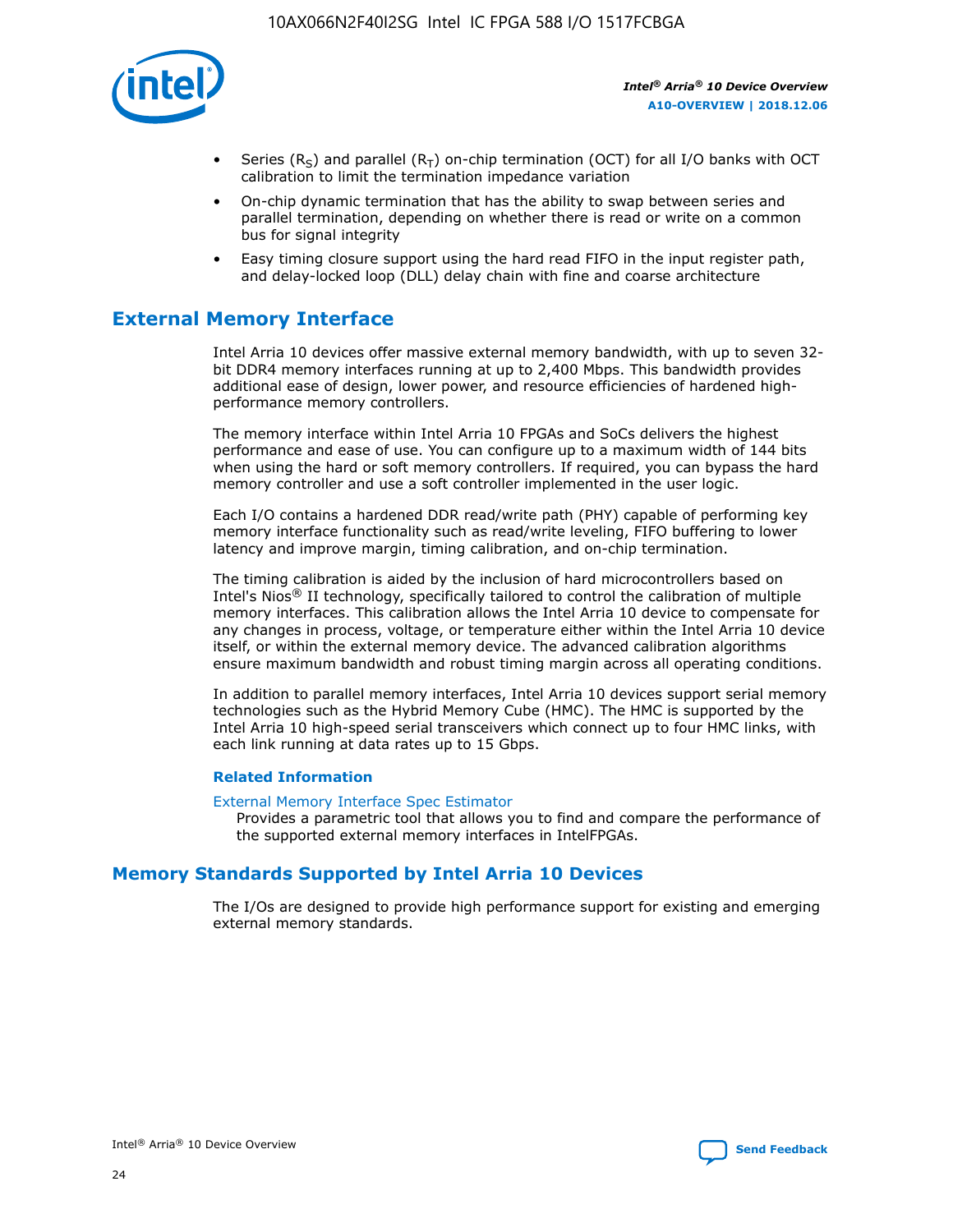- Series ($R_S$) and parallel ($R_T$) on-chip termination (OCT) for all I/O banks with OCT calibration to limit the termination impedance variation
- On-chip dynamic termination that has the ability to swap between series and parallel termination, depending on whether there is read or write on a common bus for signal integrity
- Easy timing closure support using the hard read FIFO in the input register path, and delay-locked loop (DLL) delay chain with fine and coarse architecture

## External Memory Interface

Intel Arria 10 devices offer massive external memory bandwidth, with up to seven 32-bit DDR4 memory interfaces running at up to 2,400 Mbps. This bandwidth provides additional ease of design, lower power, and resource efficiencies of hardened high-performance memory controllers.

The memory interface within Intel Arria 10 FPGAs and SoCs delivers the highest performance and ease of use. You can configure up to a maximum width of 144 bits when using the hard or soft memory controllers. If required, you can bypass the hard memory controller and use a soft controller implemented in the user logic.

Each I/O contains a hardened DDR read/write path (PHY) capable of performing key memory interface functionality such as read/write leveling, FIFO buffering to lower latency and improve margin, timing calibration, and on-chip termination.

The timing calibration is aided by the inclusion of hard microcontrollers based on Intel's Nios® II technology, specifically tailored to control the calibration of multiple memory interfaces. This calibration allows the Intel Arria 10 device to compensate for any changes in process, voltage, or temperature either within the Intel Arria 10 device itself, or within the external memory device. The advanced calibration algorithms ensure maximum bandwidth and robust timing margin across all operating conditions.

In addition to parallel memory interfaces, Intel Arria 10 devices support serial memory technologies such as the Hybrid Memory Cube (HMC). The HMC is supported by the Intel Arria 10 high-speed serial transceivers which connect up to four HMC links, with each link running at data rates up to 15 Gbps.

### Related Information

External Memory Interface Spec Estimator
Provides a parametric tool that allows you to find and compare the performance of the supported external memory interfaces in IntelFPGAs.

## Memory Standards Supported by Intel Arria 10 Devices

The I/Os are designed to provide high performance support for existing and emerging external memory standards.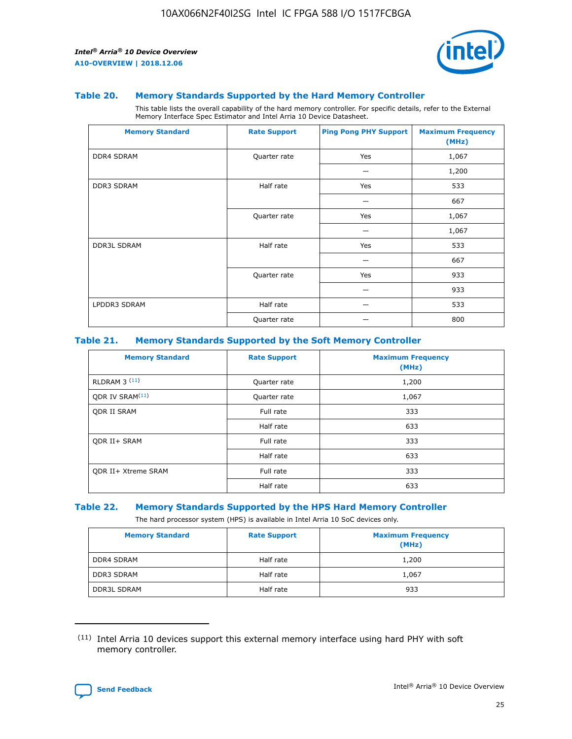### Table 20. Memory Standards Supported by the Hard Memory Controller

This table lists the overall capability of the hard memory controller. For specific details, refer to the External Memory Interface Spec Estimator and Intel Arria 10 Device Datasheet.

| Memory Standard | Rate Support | Ping Pong PHY Support | Maximum Frequency (MHz) |
|---|---|---|---|
| DDR4 SDRAM | Quarter rate | Yes | 1,067 |
| | | — | 1,200 |
| DDR3 SDRAM | Half rate | Yes | 533 |
| | | — | 667 |
| | Quarter rate | Yes | 1,067 |
| | | — | 1,067 |
| DDR3L SDRAM | Half rate | Yes | 533 |
| | | — | 667 |
| | Quarter rate | Yes | 933 |
| | | — | 933 |
| LPDDR3 SDRAM | Half rate | — | 533 |
| | Quarter rate | — | 800 |

### Table 21. Memory Standards Supported by the Soft Memory Controller

| Memory Standard | Rate Support | Maximum Frequency (MHz) |
|---|---|---|
| RLDRAM 3 [(11)] | Quarter rate | 1,200 |
| QDR IV SRAM[(11)] | Quarter rate | 1,067 |
| QDR II SRAM | Full rate | 333 |
| | Half rate | 633 |
| QDR II+ SRAM | Full rate | 333 |
| | Half rate | 633 |
| QDR II+ Xtreme SRAM | Full rate | 333 |
| | Half rate | 633 |

### Table 22. Memory Standards Supported by the HPS Hard Memory Controller

The hard processor system (HPS) is available in Intel Arria 10 SoC devices only.

| Memory Standard | Rate Support | Maximum Frequency (MHz) |
|---|---|---|
| DDR4 SDRAM | Half rate | 1,200 |
| DDR3 SDRAM | Half rate | 1,067 |
| DDR3L SDRAM | Half rate | 933 |

(11) Intel Arria 10 devices support this external memory interface using hard PHY with soft memory controller.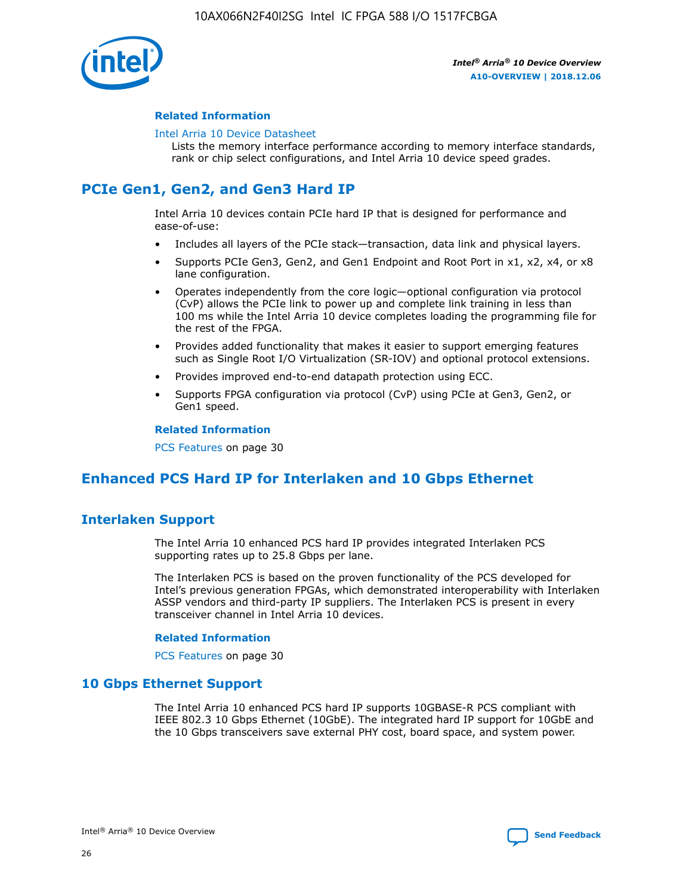#### Related Information

Intel Arria 10 Device Datasheet
Lists the memory interface performance according to memory interface standards, rank or chip select configurations, and Intel Arria 10 device speed grades.

## PCIe Gen1, Gen2, and Gen3 Hard IP

Intel Arria 10 devices contain PCIe hard IP that is designed for performance and ease-of-use:

- Includes all layers of the PCIe stack—transaction, data link and physical layers.
- Supports PCIe Gen3, Gen2, and Gen1 Endpoint and Root Port in x1, x2, x4, or x8 lane configuration.
- Operates independently from the core logic—optional configuration via protocol (CvP) allows the PCIe link to power up and complete link training in less than 100 ms while the Intel Arria 10 device completes loading the programming file for the rest of the FPGA.
- Provides added functionality that makes it easier to support emerging features such as Single Root I/O Virtualization (SR-IOV) and optional protocol extensions.
- Provides improved end-to-end datapath protection using ECC.
- Supports FPGA configuration via protocol (CvP) using PCIe at Gen3, Gen2, or Gen1 speed.

#### Related Information

PCS Features on page 30

## Enhanced PCS Hard IP for Interlaken and 10 Gbps Ethernet

### Interlaken Support

The Intel Arria 10 enhanced PCS hard IP provides integrated Interlaken PCS supporting rates up to 25.8 Gbps per lane.

The Interlaken PCS is based on the proven functionality of the PCS developed for Intel's previous generation FPGAs, which demonstrated interoperability with Interlaken ASSP vendors and third-party IP suppliers. The Interlaken PCS is present in every transceiver channel in Intel Arria 10 devices.

#### Related Information

PCS Features on page 30

### 10 Gbps Ethernet Support

The Intel Arria 10 enhanced PCS hard IP supports 10GBASE-R PCS compliant with IEEE 802.3 10 Gbps Ethernet (10GbE). The integrated hard IP support for 10GbE and the 10 Gbps transceivers save external PHY cost, board space, and system power.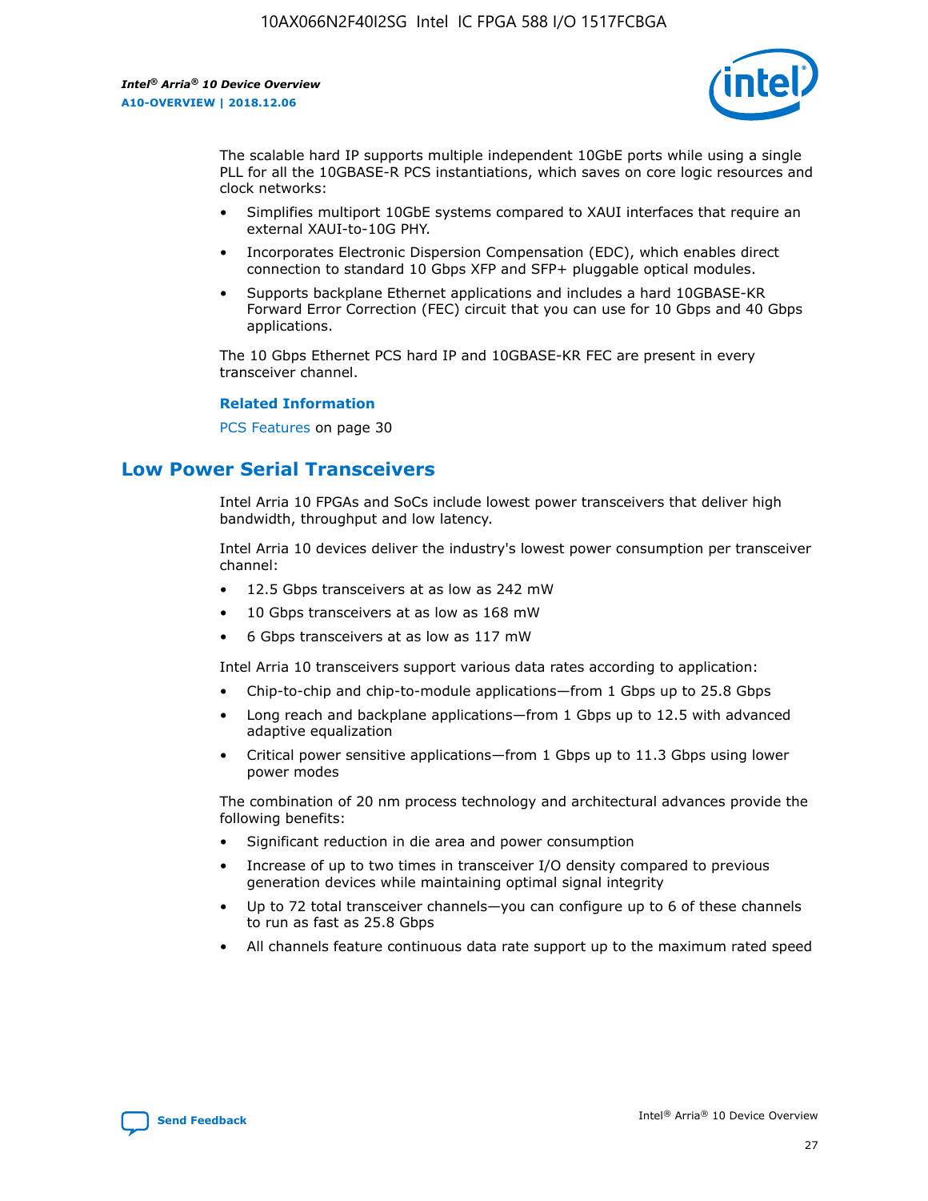The scalable hard IP supports multiple independent 10GbE ports while using a single PLL for all the 10GBASE-R PCS instantiations, which saves on core logic resources and clock networks:

- Simplifies multiport 10GbE systems compared to XAUI interfaces that require an external XAUI-to-10G PHY.
- Incorporates Electronic Dispersion Compensation (EDC), which enables direct connection to standard 10 Gbps XFP and SFP+ pluggable optical modules.
- Supports backplane Ethernet applications and includes a hard 10GBASE-KR Forward Error Correction (FEC) circuit that you can use for 10 Gbps and 40 Gbps applications.

The 10 Gbps Ethernet PCS hard IP and 10GBASE-KR FEC are present in every transceiver channel.

**Related Information**

PCS Features on page 30

## Low Power Serial Transceivers

Intel Arria 10 FPGAs and SoCs include lowest power transceivers that deliver high bandwidth, throughput and low latency.

Intel Arria 10 devices deliver the industry's lowest power consumption per transceiver channel:

- 12.5 Gbps transceivers at as low as 242 mW
- 10 Gbps transceivers at as low as 168 mW
- 6 Gbps transceivers at as low as 117 mW

Intel Arria 10 transceivers support various data rates according to application:

- Chip-to-chip and chip-to-module applications—from 1 Gbps up to 25.8 Gbps
- Long reach and backplane applications—from 1 Gbps up to 12.5 with advanced adaptive equalization
- Critical power sensitive applications—from 1 Gbps up to 11.3 Gbps using lower power modes

The combination of 20 nm process technology and architectural advances provide the following benefits:

- Significant reduction in die area and power consumption
- Increase of up to two times in transceiver I/O density compared to previous generation devices while maintaining optimal signal integrity
- Up to 72 total transceiver channels—you can configure up to 6 of these channels to run as fast as 25.8 Gbps
- All channels feature continuous data rate support up to the maximum rated speed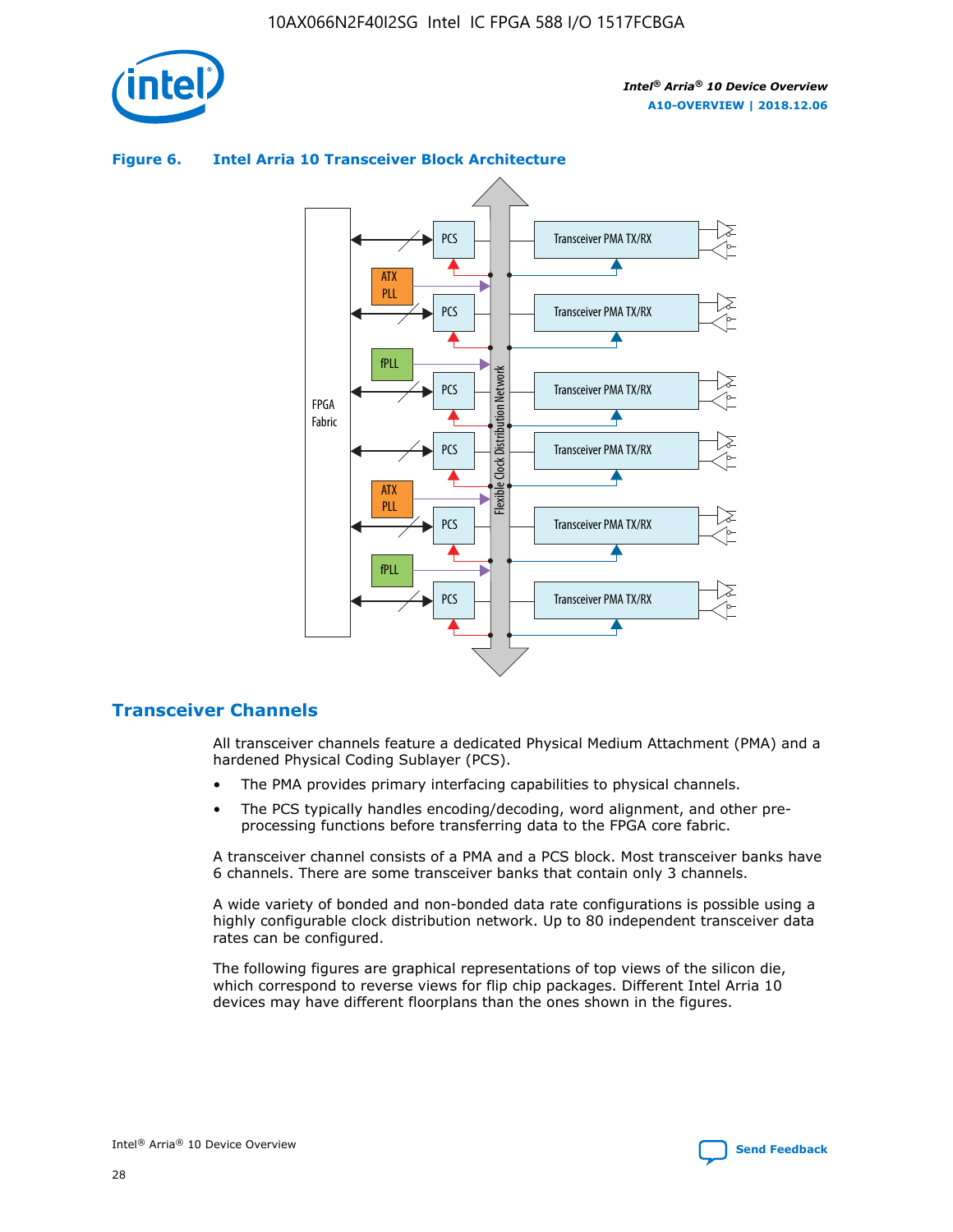**Figure 6. Intel Arria 10 Transceiver Block Architecture**

## Transceiver Channels

All transceiver channels feature a dedicated Physical Medium Attachment (PMA) and a hardened Physical Coding Sublayer (PCS).

- The PMA provides primary interfacing capabilities to physical channels.
- The PCS typically handles encoding/decoding, word alignment, and other pre-processing functions before transferring data to the FPGA core fabric.

A transceiver channel consists of a PMA and a PCS block. Most transceiver banks have 6 channels. There are some transceiver banks that contain only 3 channels.

A wide variety of bonded and non-bonded data rate configurations is possible using a highly configurable clock distribution network. Up to 80 independent transceiver data rates can be configured.

The following figures are graphical representations of top views of the silicon die, which correspond to reverse views for flip chip packages. Different Intel Arria 10 devices may have different floorplans than the ones shown in the figures.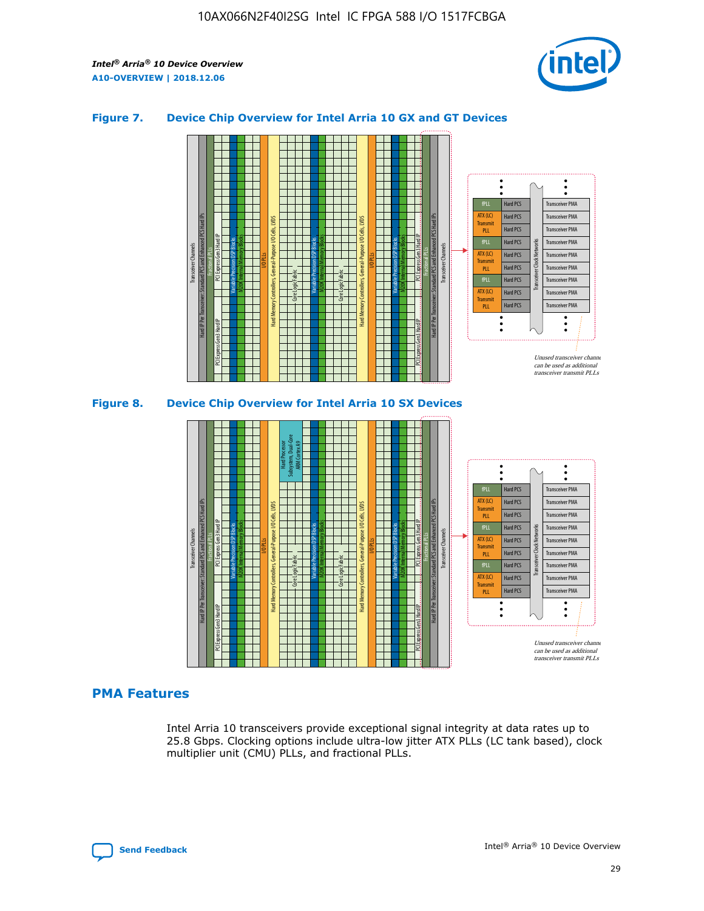### Figure 7. Device Chip Overview for Intel Arria 10 GX and GT Devices

### Figure 8. Device Chip Overview for Intel Arria 10 SX Devices

## PMA Features

Intel Arria 10 transceivers provide exceptional signal integrity at data rates up to 25.8 Gbps. Clocking options include ultra-low jitter ATX PLLs (LC tank based), clock multiplier unit (CMU) PLLs, and fractional PLLs.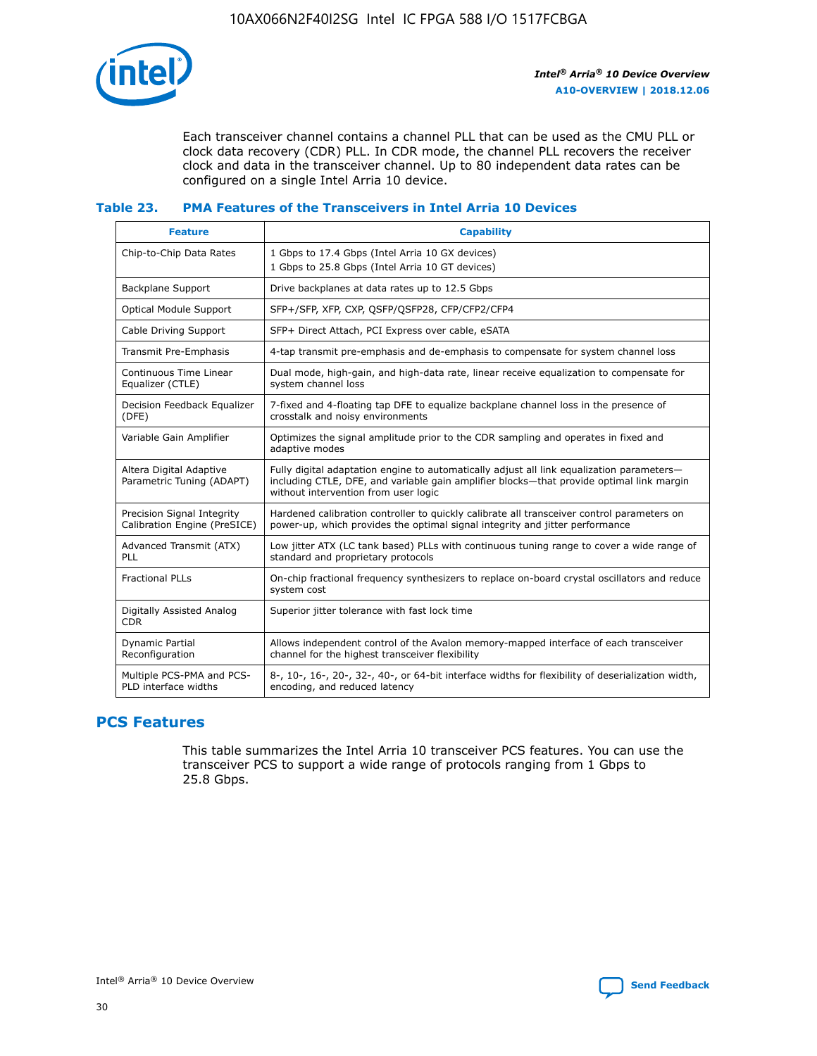Each transceiver channel contains a channel PLL that can be used as the CMU PLL or clock data recovery (CDR) PLL. In CDR mode, the channel PLL recovers the receiver clock and data in the transceiver channel. Up to 80 independent data rates can be configured on a single Intel Arria 10 device.

### Table 23. PMA Features of the Transceivers in Intel Arria 10 Devices

| Feature | Capability |
|---|---|
| Chip-to-Chip Data Rates | 1 Gbps to 17.4 Gbps (Intel Arria 10 GX devices)<br>1 Gbps to 25.8 Gbps (Intel Arria 10 GT devices) |
| Backplane Support | Drive backplanes at data rates up to 12.5 Gbps |
| Optical Module Support | SFP+/SFP, XFP, CXP, QSFP/QSFP28, CFP/CFP2/CFP4 |
| Cable Driving Support | SFP+ Direct Attach, PCI Express over cable, eSATA |
| Transmit Pre-Emphasis | 4-tap transmit pre-emphasis and de-emphasis to compensate for system channel loss |
| Continuous Time Linear Equalizer (CTLE) | Dual mode, high-gain, and high-data rate, linear receive equalization to compensate for system channel loss |
| Decision Feedback Equalizer (DFE) | 7-fixed and 4-floating tap DFE to equalize backplane channel loss in the presence of crosstalk and noisy environments |
| Variable Gain Amplifier | Optimizes the signal amplitude prior to the CDR sampling and operates in fixed and adaptive modes |
| Altera Digital Adaptive Parametric Tuning (ADAPT) | Fully digital adaptation engine to automatically adjust all link equalization parameters—including CTLE, DFE, and variable gain amplifier blocks—that provide optimal link margin without intervention from user logic |
| Precision Signal Integrity Calibration Engine (PreSICE) | Hardened calibration controller to quickly calibrate all transceiver control parameters on power-up, which provides the optimal signal integrity and jitter performance |
| Advanced Transmit (ATX) PLL | Low jitter ATX (LC tank based) PLLs with continuous tuning range to cover a wide range of standard and proprietary protocols |
| Fractional PLLs | On-chip fractional frequency synthesizers to replace on-board crystal oscillators and reduce system cost |
| Digitally Assisted Analog CDR | Superior jitter tolerance with fast lock time |
| Dynamic Partial Reconfiguration | Allows independent control of the Avalon memory-mapped interface of each transceiver channel for the highest transceiver flexibility |
| Multiple PCS-PMA and PCS-PLD interface widths | 8-, 10-, 16-, 20-, 32-, 40-, or 64-bit interface widths for flexibility of deserialization width, encoding, and reduced latency |

## PCS Features

This table summarizes the Intel Arria 10 transceiver PCS features. You can use the transceiver PCS to support a wide range of protocols ranging from 1 Gbps to 25.8 Gbps.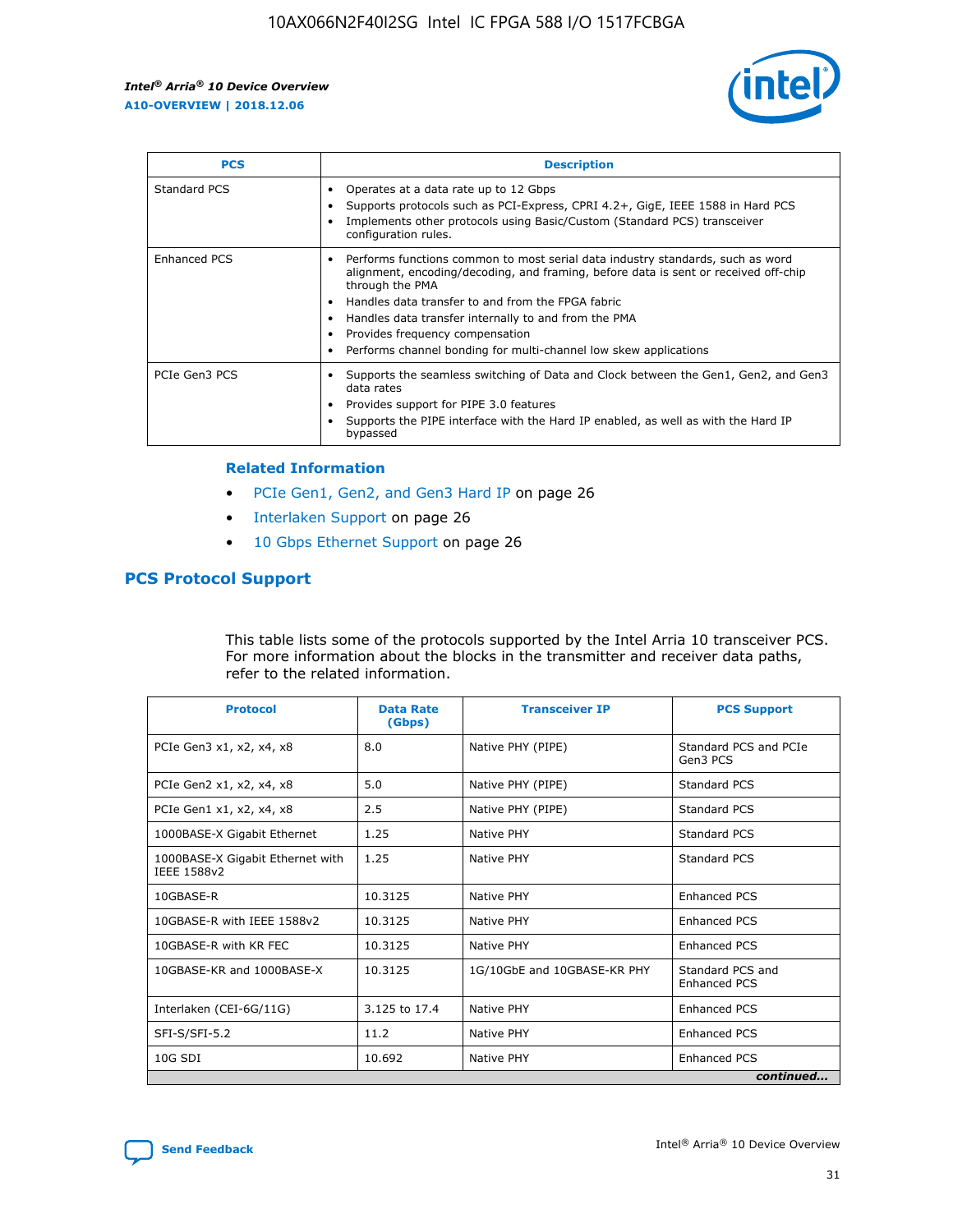| PCS | Description |
| --- | --- |
| Standard PCS | • Operates at a data rate up to 12 Gbps<br>• Supports protocols such as PCI-Express, CPRI 4.2+, GigE, IEEE 1588 in Hard PCS<br>• Implements other protocols using Basic/Custom (Standard PCS) transceiver configuration rules. |
| Enhanced PCS | • Performs functions common to most serial data industry standards, such as word alignment, encoding/decoding, and framing, before data is sent or received off-chip through the PMA<br>• Handles data transfer to and from the FPGA fabric<br>• Handles data transfer internally to and from the PMA<br>• Provides frequency compensation<br>• Performs channel bonding for multi-channel low skew applications |
| PCIe Gen3 PCS | • Supports the seamless switching of Data and Clock between the Gen1, Gen2, and Gen3 data rates<br>• Provides support for PIPE 3.0 features<br>• Supports the PIPE interface with the Hard IP enabled, as well as with the Hard IP bypassed |

**Related Information**

- PCIe Gen1, Gen2, and Gen3 Hard IP on page 26
- Interlaken Support on page 26
- 10 Gbps Ethernet Support on page 26

## PCS Protocol Support

This table lists some of the protocols supported by the Intel Arria 10 transceiver PCS. For more information about the blocks in the transmitter and receiver data paths, refer to the related information.

| Protocol | Data Rate (Gbps) | Transceiver IP | PCS Support |
| --- | --- | --- | --- |
| PCIe Gen3 x1, x2, x4, x8 | 8.0 | Native PHY (PIPE) | Standard PCS and PCIe Gen3 PCS |
| PCIe Gen2 x1, x2, x4, x8 | 5.0 | Native PHY (PIPE) | Standard PCS |
| PCIe Gen1 x1, x2, x4, x8 | 2.5 | Native PHY (PIPE) | Standard PCS |
| 1000BASE-X Gigabit Ethernet | 1.25 | Native PHY | Standard PCS |
| 1000BASE-X Gigabit Ethernet with IEEE 1588v2 | 1.25 | Native PHY | Standard PCS |
| 10GBASE-R | 10.3125 | Native PHY | Enhanced PCS |
| 10GBASE-R with IEEE 1588v2 | 10.3125 | Native PHY | Enhanced PCS |
| 10GBASE-R with KR FEC | 10.3125 | Native PHY | Enhanced PCS |
| 10GBASE-KR and 1000BASE-X | 10.3125 | 1G/10GbE and 10GBASE-KR PHY | Standard PCS and Enhanced PCS |
| Interlaken (CEI-6G/11G) | 3.125 to 17.4 | Native PHY | Enhanced PCS |
| SFI-S/SFI-5.2 | 11.2 | Native PHY | Enhanced PCS |
| 10G SDI | 10.692 | Native PHY | Enhanced PCS |

*continued...*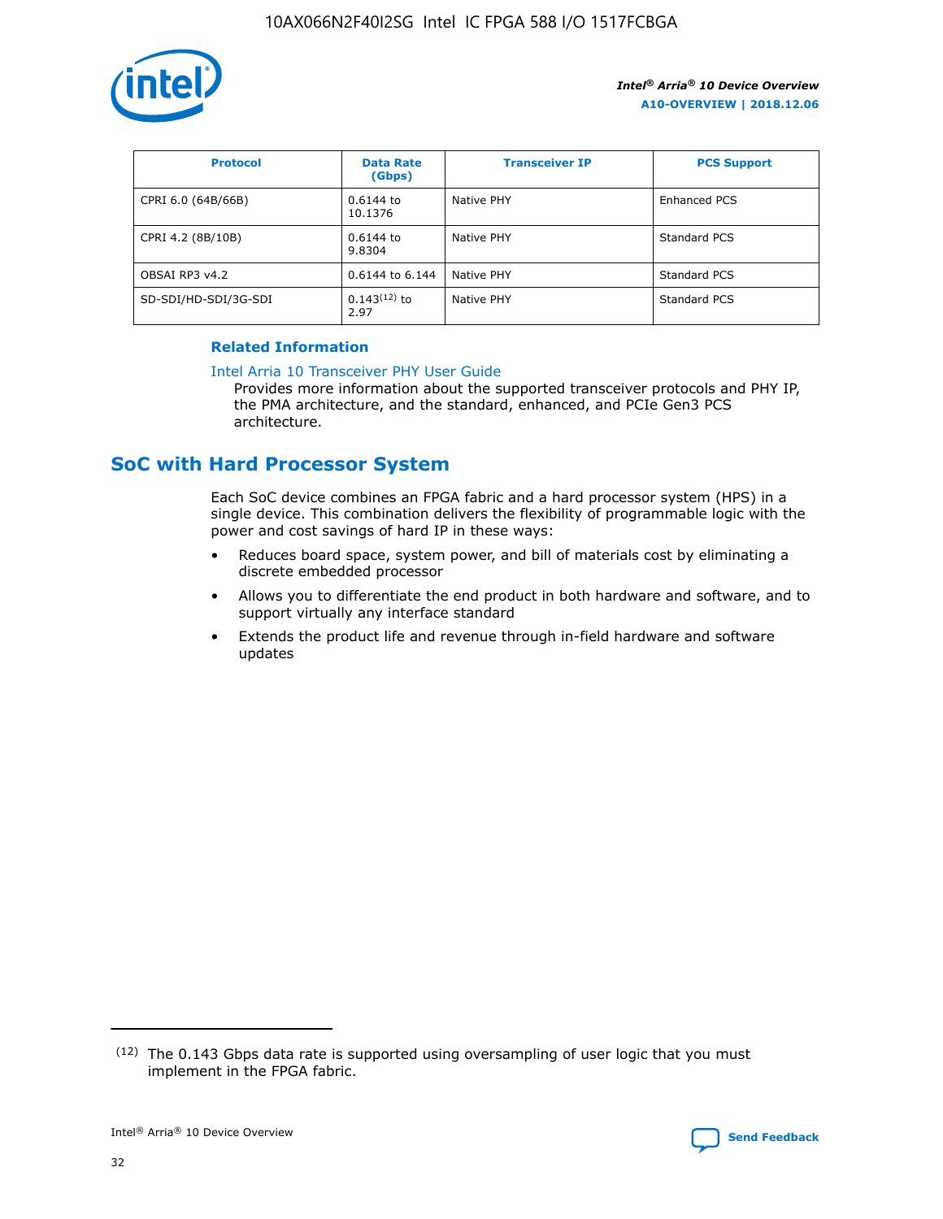| Protocol | Data Rate (Gbps) | Transceiver IP | PCS Support |
| --- | --- | --- | --- |
| CPRI 6.0 (64B/66B) | 0.6144 to 10.1376 | Native PHY | Enhanced PCS |
| CPRI 4.2 (8B/10B) | 0.6144 to 9.8304 | Native PHY | Standard PCS |
| OBSAI RP3 v4.2 | 0.6144 to 6.144 | Native PHY | Standard PCS |
| SD-SDI/HD-SDI/3G-SDI | 0.143[12] to 2.97 | Native PHY | Standard PCS |

#### Related Information

Intel Arria 10 Transceiver PHY User Guide
Provides more information about the supported transceiver protocols and PHY IP, the PMA architecture, and the standard, enhanced, and PCIe Gen3 PCS architecture.

## SoC with Hard Processor System

Each SoC device combines an FPGA fabric and a hard processor system (HPS) in a single device. This combination delivers the flexibility of programmable logic with the power and cost savings of hard IP in these ways:

- Reduces board space, system power, and bill of materials cost by eliminating a discrete embedded processor
- Allows you to differentiate the end product in both hardware and software, and to support virtually any interface standard
- Extends the product life and revenue through in-field hardware and software updates

(12) The 0.143 Gbps data rate is supported using oversampling of user logic that you must implement in the FPGA fabric.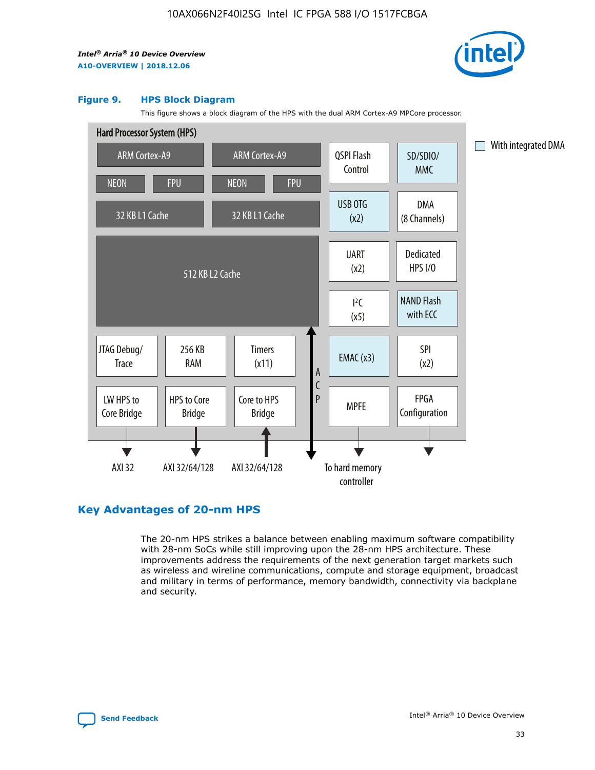Figure 9. HPS Block Diagram

This figure shows a block diagram of the HPS with the dual ARM Cortex-A9 MPCore processor.

Hard Processor System (HPS)

| ARM Cortex-A9 | ARM Cortex-A9 |
|---|---|
| NEON, FPU | NEON, FPU |
| 32 KB L1 Cache | 32 KB L1 Cache |

512 KB L2 Cache

Peripherals: QSPI Flash Control, SD/SDIO/MMC, USB OTG (x2), DMA (8 Channels), UART (x2), Dedicated HPS I/O, I²C (x5), NAND Flash with ECC, EMAC (x3), SPI (x2), MPFE, FPGA Configuration

JTAG Debug/Trace, 256 KB RAM, Timers (x11)

LW HPS to Core Bridge (AXI 32), HPS to Core Bridge (AXI 32/64/128), Core to HPS Bridge (AXI 32/64/128), ACP

MPFE: To hard memory controller

Legend: With integrated DMA (SD/SDIO/MMC, USB OTG, NAND Flash with ECC, EMAC)

## Key Advantages of 20-nm HPS

The 20-nm HPS strikes a balance between enabling maximum software compatibility with 28-nm SoCs while still improving upon the 28-nm HPS architecture. These improvements address the requirements of the next generation target markets such as wireless and wireline communications, compute and storage equipment, broadcast and military in terms of performance, memory bandwidth, connectivity via backplane and security.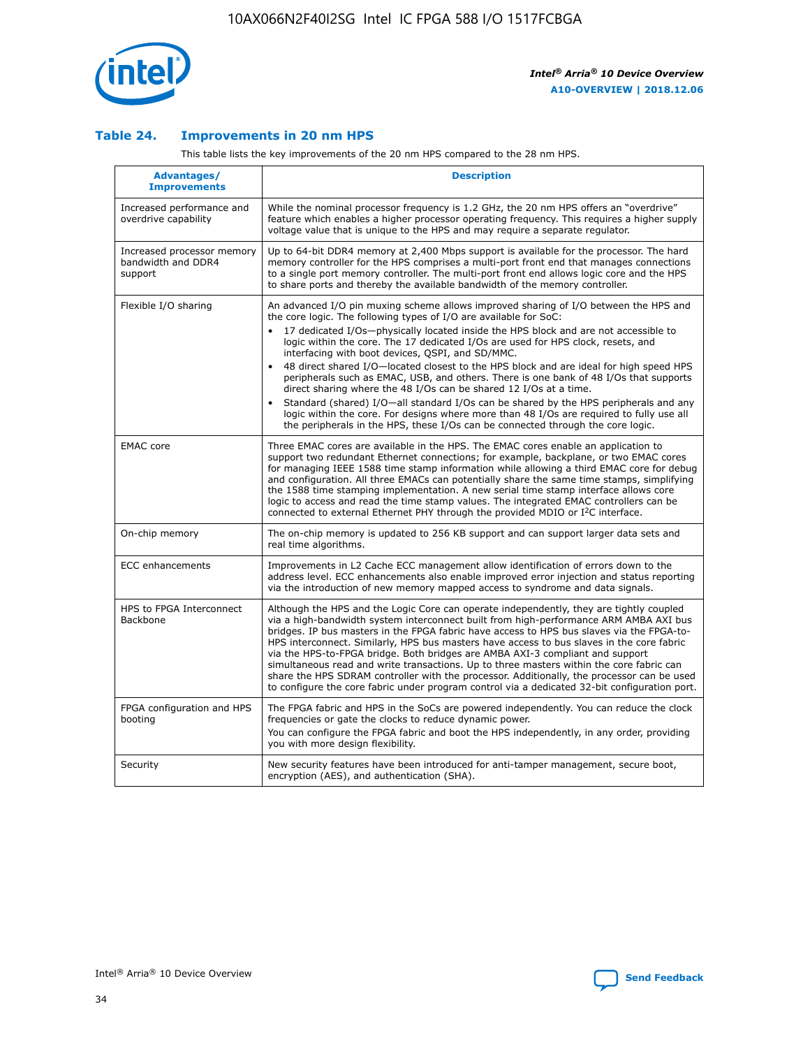## Table 24. Improvements in 20 nm HPS

This table lists the key improvements of the 20 nm HPS compared to the 28 nm HPS.

| Advantages/ Improvements | Description |
| --- | --- |
| Increased performance and overdrive capability | While the nominal processor frequency is 1.2 GHz, the 20 nm HPS offers an "overdrive" feature which enables a higher processor operating frequency. This requires a higher supply voltage value that is unique to the HPS and may require a separate regulator. |
| Increased processor memory bandwidth and DDR4 support | Up to 64-bit DDR4 memory at 2,400 Mbps support is available for the processor. The hard memory controller for the HPS comprises a multi-port front end that manages connections to a single port memory controller. The multi-port front end allows logic core and the HPS to share ports and thereby the available bandwidth of the memory controller. |
| Flexible I/O sharing | An advanced I/O pin muxing scheme allows improved sharing of I/O between the HPS and the core logic. The following types of I/O are available for SoC:<br>• 17 dedicated I/Os—physically located inside the HPS block and are not accessible to logic within the core. The 17 dedicated I/Os are used for HPS clock, resets, and interfacing with boot devices, QSPI, and SD/MMC.<br>• 48 direct shared I/O—located closest to the HPS block and are ideal for high speed HPS peripherals such as EMAC, USB, and others. There is one bank of 48 I/Os that supports direct sharing where the 48 I/Os can be shared 12 I/Os at a time.<br>• Standard (shared) I/O—all standard I/Os can be shared by the HPS peripherals and any logic within the core. For designs where more than 48 I/Os are required to fully use all the peripherals in the HPS, these I/Os can be connected through the core logic. |
| EMAC core | Three EMAC cores are available in the HPS. The EMAC cores enable an application to support two redundant Ethernet connections; for example, backplane, or two EMAC cores for managing IEEE 1588 time stamp information while allowing a third EMAC core for debug and configuration. All three EMACs can potentially share the same time stamps, simplifying the 1588 time stamping implementation. A new serial time stamp interface allows core logic to access and read the time stamp values. The integrated EMAC controllers can be connected to external Ethernet PHY through the provided MDIO or I²C interface. |
| On-chip memory | The on-chip memory is updated to 256 KB support and can support larger data sets and real time algorithms. |
| ECC enhancements | Improvements in L2 Cache ECC management allow identification of errors down to the address level. ECC enhancements also enable improved error injection and status reporting via the introduction of new memory mapped access to syndrome and data signals. |
| HPS to FPGA Interconnect Backbone | Although the HPS and the Logic Core can operate independently, they are tightly coupled via a high-bandwidth system interconnect built from high-performance ARM AMBA AXI bus bridges. IP bus masters in the FPGA fabric have access to HPS bus slaves via the FPGA-to-HPS interconnect. Similarly, HPS bus masters have access to bus slaves in the core fabric via the HPS-to-FPGA bridge. Both bridges are AMBA AXI-3 compliant and support simultaneous read and write transactions. Up to three masters within the core fabric can share the HPS SDRAM controller with the processor. Additionally, the processor can be used to configure the core fabric under program control via a dedicated 32-bit configuration port. |
| FPGA configuration and HPS booting | The FPGA fabric and HPS in the SoCs are powered independently. You can reduce the clock frequencies or gate the clocks to reduce dynamic power.<br>You can configure the FPGA fabric and boot the HPS independently, in any order, providing you with more design flexibility. |
| Security | New security features have been introduced for anti-tamper management, secure boot, encryption (AES), and authentication (SHA). |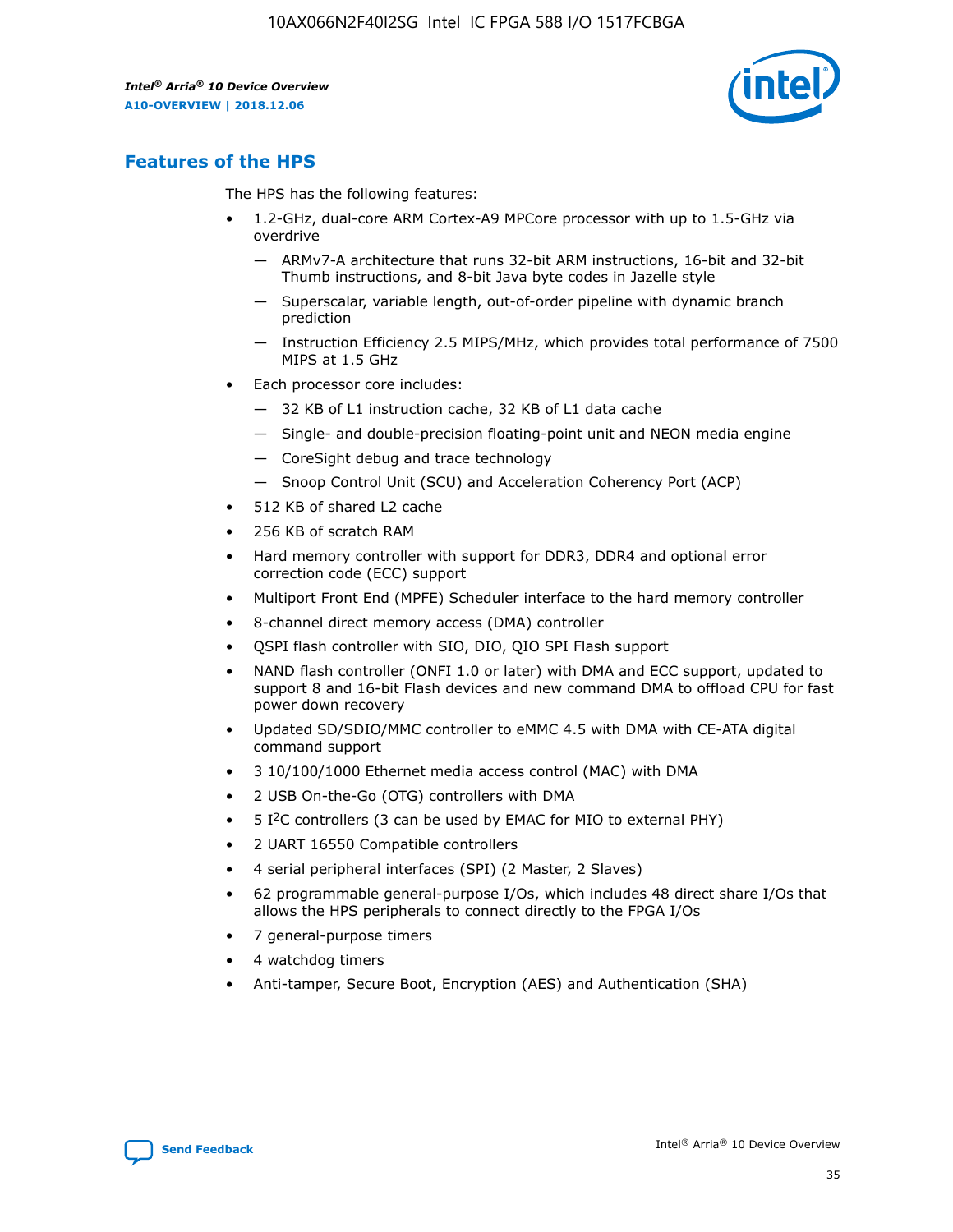## Features of the HPS

The HPS has the following features:

- 1.2-GHz, dual-core ARM Cortex-A9 MPCore processor with up to 1.5-GHz via overdrive
  - — ARMv7-A architecture that runs 32-bit ARM instructions, 16-bit and 32-bit Thumb instructions, and 8-bit Java byte codes in Jazelle style
  - — Superscalar, variable length, out-of-order pipeline with dynamic branch prediction
  - — Instruction Efficiency 2.5 MIPS/MHz, which provides total performance of 7500 MIPS at 1.5 GHz
- Each processor core includes:
  - — 32 KB of L1 instruction cache, 32 KB of L1 data cache
  - — Single- and double-precision floating-point unit and NEON media engine
  - — CoreSight debug and trace technology
  - — Snoop Control Unit (SCU) and Acceleration Coherency Port (ACP)
- 512 KB of shared L2 cache
- 256 KB of scratch RAM
- Hard memory controller with support for DDR3, DDR4 and optional error correction code (ECC) support
- Multiport Front End (MPFE) Scheduler interface to the hard memory controller
- 8-channel direct memory access (DMA) controller
- QSPI flash controller with SIO, DIO, QIO SPI Flash support
- NAND flash controller (ONFI 1.0 or later) with DMA and ECC support, updated to support 8 and 16-bit Flash devices and new command DMA to offload CPU for fast power down recovery
- Updated SD/SDIO/MMC controller to eMMC 4.5 with DMA with CE-ATA digital command support
- 3 10/100/1000 Ethernet media access control (MAC) with DMA
- 2 USB On-the-Go (OTG) controllers with DMA
- 5 I$^2$C controllers (3 can be used by EMAC for MIO to external PHY)
- 2 UART 16550 Compatible controllers
- 4 serial peripheral interfaces (SPI) (2 Master, 2 Slaves)
- 62 programmable general-purpose I/Os, which includes 48 direct share I/Os that allows the HPS peripherals to connect directly to the FPGA I/Os
- 7 general-purpose timers
- 4 watchdog timers
- Anti-tamper, Secure Boot, Encryption (AES) and Authentication (SHA)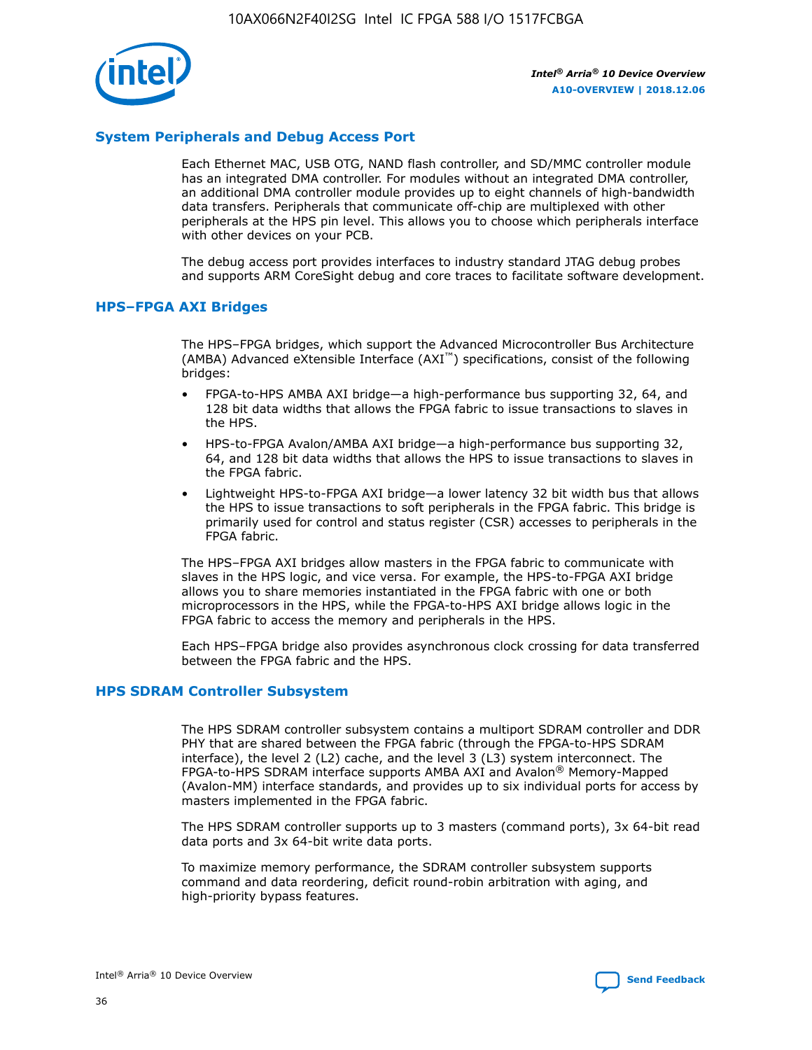## System Peripherals and Debug Access Port

Each Ethernet MAC, USB OTG, NAND flash controller, and SD/MMC controller module has an integrated DMA controller. For modules without an integrated DMA controller, an additional DMA controller module provides up to eight channels of high-bandwidth data transfers. Peripherals that communicate off-chip are multiplexed with other peripherals at the HPS pin level. This allows you to choose which peripherals interface with other devices on your PCB.

The debug access port provides interfaces to industry standard JTAG debug probes and supports ARM CoreSight debug and core traces to facilitate software development.

## HPS–FPGA AXI Bridges

The HPS–FPGA bridges, which support the Advanced Microcontroller Bus Architecture (AMBA) Advanced eXtensible Interface (AXI™) specifications, consist of the following bridges:

- FPGA-to-HPS AMBA AXI bridge—a high-performance bus supporting 32, 64, and 128 bit data widths that allows the FPGA fabric to issue transactions to slaves in the HPS.
- HPS-to-FPGA Avalon/AMBA AXI bridge—a high-performance bus supporting 32, 64, and 128 bit data widths that allows the HPS to issue transactions to slaves in the FPGA fabric.
- Lightweight HPS-to-FPGA AXI bridge—a lower latency 32 bit width bus that allows the HPS to issue transactions to soft peripherals in the FPGA fabric. This bridge is primarily used for control and status register (CSR) accesses to peripherals in the FPGA fabric.

The HPS–FPGA AXI bridges allow masters in the FPGA fabric to communicate with slaves in the HPS logic, and vice versa. For example, the HPS-to-FPGA AXI bridge allows you to share memories instantiated in the FPGA fabric with one or both microprocessors in the HPS, while the FPGA-to-HPS AXI bridge allows logic in the FPGA fabric to access the memory and peripherals in the HPS.

Each HPS–FPGA bridge also provides asynchronous clock crossing for data transferred between the FPGA fabric and the HPS.

## HPS SDRAM Controller Subsystem

The HPS SDRAM controller subsystem contains a multiport SDRAM controller and DDR PHY that are shared between the FPGA fabric (through the FPGA-to-HPS SDRAM interface), the level 2 (L2) cache, and the level 3 (L3) system interconnect. The FPGA-to-HPS SDRAM interface supports AMBA AXI and Avalon® Memory-Mapped (Avalon-MM) interface standards, and provides up to six individual ports for access by masters implemented in the FPGA fabric.

The HPS SDRAM controller supports up to 3 masters (command ports), 3x 64-bit read data ports and 3x 64-bit write data ports.

To maximize memory performance, the SDRAM controller subsystem supports command and data reordering, deficit round-robin arbitration with aging, and high-priority bypass features.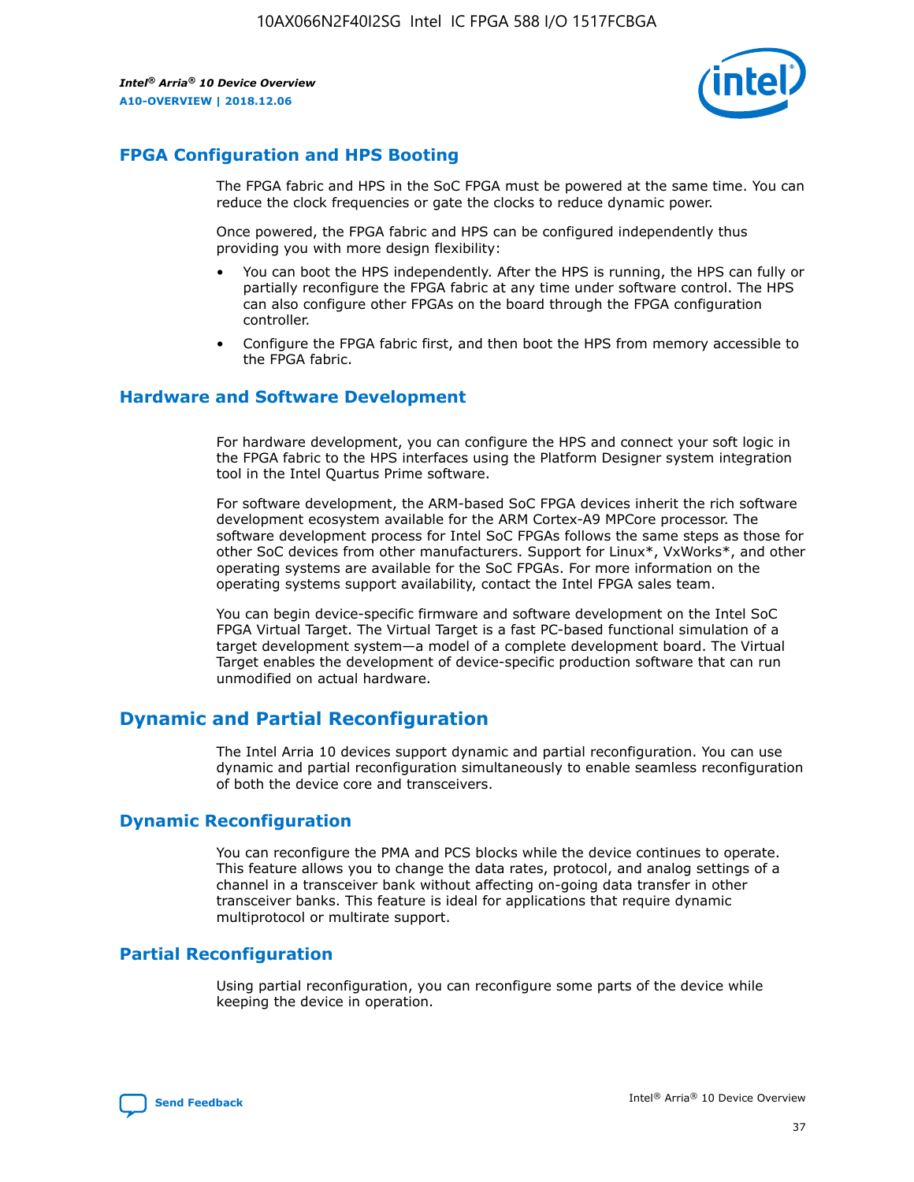## FPGA Configuration and HPS Booting

The FPGA fabric and HPS in the SoC FPGA must be powered at the same time. You can reduce the clock frequencies or gate the clocks to reduce dynamic power.

Once powered, the FPGA fabric and HPS can be configured independently thus providing you with more design flexibility:

- You can boot the HPS independently. After the HPS is running, the HPS can fully or partially reconfigure the FPGA fabric at any time under software control. The HPS can also configure other FPGAs on the board through the FPGA configuration controller.
- Configure the FPGA fabric first, and then boot the HPS from memory accessible to the FPGA fabric.

## Hardware and Software Development

For hardware development, you can configure the HPS and connect your soft logic in the FPGA fabric to the HPS interfaces using the Platform Designer system integration tool in the Intel Quartus Prime software.

For software development, the ARM-based SoC FPGA devices inherit the rich software development ecosystem available for the ARM Cortex-A9 MPCore processor. The software development process for Intel SoC FPGAs follows the same steps as those for other SoC devices from other manufacturers. Support for Linux*, VxWorks*, and other operating systems are available for the SoC FPGAs. For more information on the operating systems support availability, contact the Intel FPGA sales team.

You can begin device-specific firmware and software development on the Intel SoC FPGA Virtual Target. The Virtual Target is a fast PC-based functional simulation of a target development system—a model of a complete development board. The Virtual Target enables the development of device-specific production software that can run unmodified on actual hardware.

# Dynamic and Partial Reconfiguration

The Intel Arria 10 devices support dynamic and partial reconfiguration. You can use dynamic and partial reconfiguration simultaneously to enable seamless reconfiguration of both the device core and transceivers.

## Dynamic Reconfiguration

You can reconfigure the PMA and PCS blocks while the device continues to operate. This feature allows you to change the data rates, protocol, and analog settings of a channel in a transceiver bank without affecting on-going data transfer in other transceiver banks. This feature is ideal for applications that require dynamic multiprotocol or multirate support.

## Partial Reconfiguration

Using partial reconfiguration, you can reconfigure some parts of the device while keeping the device in operation.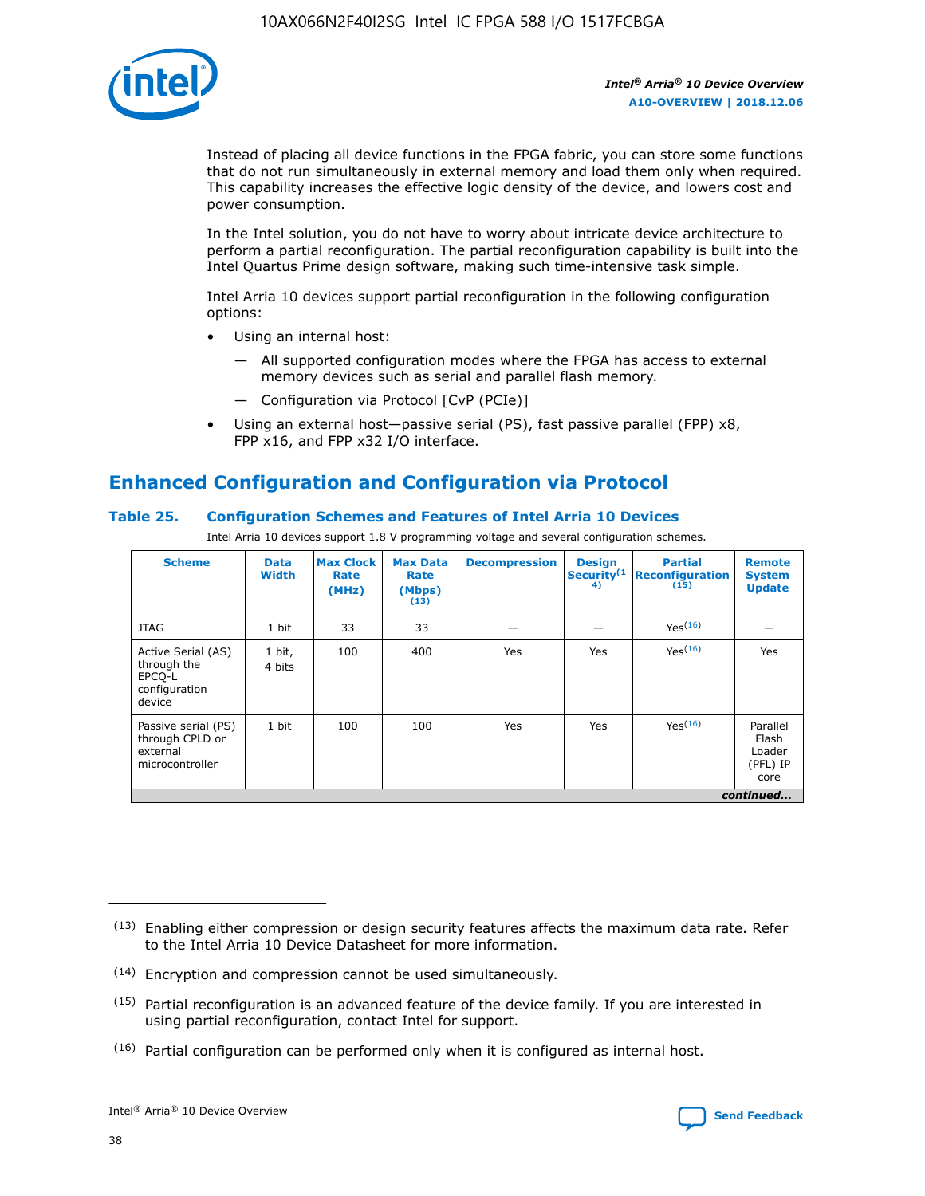Instead of placing all device functions in the FPGA fabric, you can store some functions that do not run simultaneously in external memory and load them only when required. This capability increases the effective logic density of the device, and lowers cost and power consumption.

In the Intel solution, you do not have to worry about intricate device architecture to perform a partial reconfiguration. The partial reconfiguration capability is built into the Intel Quartus Prime design software, making such time-intensive task simple.

Intel Arria 10 devices support partial reconfiguration in the following configuration options:

- Using an internal host:
  - All supported configuration modes where the FPGA has access to external memory devices such as serial and parallel flash memory.
  - Configuration via Protocol [CvP (PCIe)]
- Using an external host—passive serial (PS), fast passive parallel (FPP) x8, FPP x16, and FPP x32 I/O interface.

## Enhanced Configuration and Configuration via Protocol

### Table 25. Configuration Schemes and Features of Intel Arria 10 Devices

Intel Arria 10 devices support 1.8 V programming voltage and several configuration schemes.

| Scheme | Data Width | Max Clock Rate (MHz) | Max Data Rate (Mbps) (13) | Decompression | Design Security(14) | Partial Reconfiguration (15) | Remote System Update |
|---|---|---|---|---|---|---|---|
| JTAG | 1 bit | 33 | 33 | — | — | Yes(16) | — |
| Active Serial (AS) through the EPCQ-L configuration device | 1 bit, 4 bits | 100 | 400 | Yes | Yes | Yes(16) | Yes |
| Passive serial (PS) through CPLD or external microcontroller | 1 bit | 100 | 100 | Yes | Yes | Yes(16) | Parallel Flash Loader (PFL) IP core |

*continued...*

(13) Enabling either compression or design security features affects the maximum data rate. Refer to the Intel Arria 10 Device Datasheet for more information.

(14) Encryption and compression cannot be used simultaneously.

(15) Partial reconfiguration is an advanced feature of the device family. If you are interested in using partial reconfiguration, contact Intel for support.

(16) Partial configuration can be performed only when it is configured as internal host.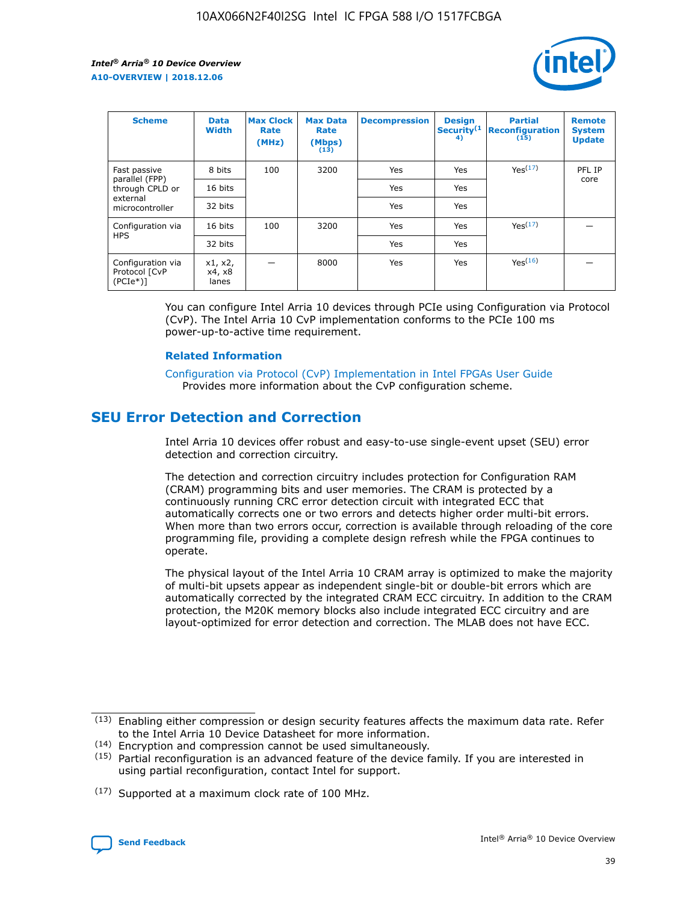| Scheme | Data Width | Max Clock Rate (MHz) | Max Data Rate (Mbps) (13) | Decompression | Design Security(14) | Partial Reconfiguration (15) | Remote System Update |
| --- | --- | --- | --- | --- | --- | --- | --- |
| Fast passive parallel (FPP) through CPLD or external microcontroller | 8 bits | 100 | 3200 | Yes | Yes | Yes(17) | PFL IP core |
| | 16 bits | | | Yes | Yes | | |
| | 32 bits | | | Yes | Yes | | |
| Configuration via HPS | 16 bits | 100 | 3200 | Yes | Yes | Yes(17) | — |
| | 32 bits | | | Yes | Yes | | |
| Configuration via Protocol [CvP (PCIe*)] | x1, x2, x4, x8 lanes | — | 8000 | Yes | Yes | Yes(16) | — |

You can configure Intel Arria 10 devices through PCIe using Configuration via Protocol (CvP). The Intel Arria 10 CvP implementation conforms to the PCIe 100 ms power-up-to-active time requirement.

### Related Information

Configuration via Protocol (CvP) Implementation in Intel FPGAs User Guide
Provides more information about the CvP configuration scheme.

## SEU Error Detection and Correction

Intel Arria 10 devices offer robust and easy-to-use single-event upset (SEU) error detection and correction circuitry.

The detection and correction circuitry includes protection for Configuration RAM (CRAM) programming bits and user memories. The CRAM is protected by a continuously running CRC error detection circuit with integrated ECC that automatically corrects one or two errors and detects higher order multi-bit errors. When more than two errors occur, correction is available through reloading of the core programming file, providing a complete design refresh while the FPGA continues to operate.

The physical layout of the Intel Arria 10 CRAM array is optimized to make the majority of multi-bit upsets appear as independent single-bit or double-bit errors which are automatically corrected by the integrated CRAM ECC circuitry. In addition to the CRAM protection, the M20K memory blocks also include integrated ECC circuitry and are layout-optimized for error detection and correction. The MLAB does not have ECC.

(13) Enabling either compression or design security features affects the maximum data rate. Refer to the Intel Arria 10 Device Datasheet for more information.
(14) Encryption and compression cannot be used simultaneously.
(15) Partial reconfiguration is an advanced feature of the device family. If you are interested in using partial reconfiguration, contact Intel for support.

(17) Supported at a maximum clock rate of 100 MHz.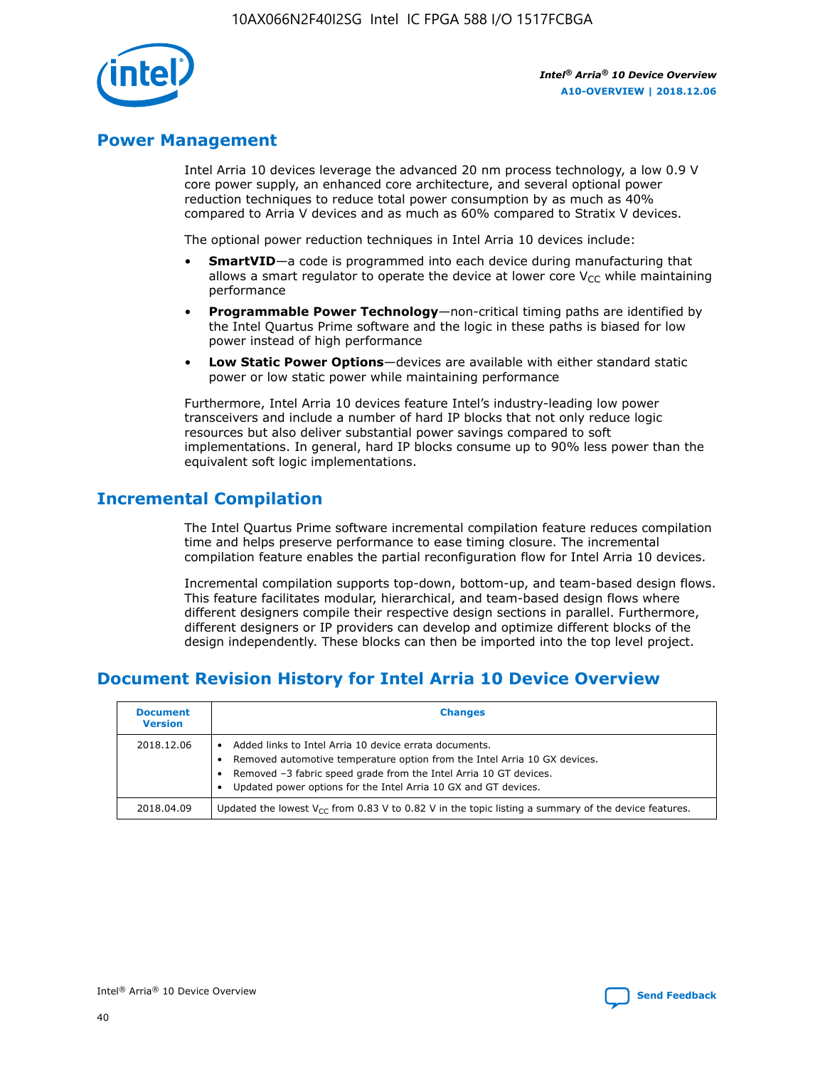## Power Management

Intel Arria 10 devices leverage the advanced 20 nm process technology, a low 0.9 V core power supply, an enhanced core architecture, and several optional power reduction techniques to reduce total power consumption by as much as 40% compared to Arria V devices and as much as 60% compared to Stratix V devices.

The optional power reduction techniques in Intel Arria 10 devices include:

- **SmartVID**—a code is programmed into each device during manufacturing that allows a smart regulator to operate the device at lower core $V_{CC}$ while maintaining performance
- **Programmable Power Technology**—non-critical timing paths are identified by the Intel Quartus Prime software and the logic in these paths is biased for low power instead of high performance
- **Low Static Power Options**—devices are available with either standard static power or low static power while maintaining performance

Furthermore, Intel Arria 10 devices feature Intel's industry-leading low power transceivers and include a number of hard IP blocks that not only reduce logic resources but also deliver substantial power savings compared to soft implementations. In general, hard IP blocks consume up to 90% less power than the equivalent soft logic implementations.

## Incremental Compilation

The Intel Quartus Prime software incremental compilation feature reduces compilation time and helps preserve performance to ease timing closure. The incremental compilation feature enables the partial reconfiguration flow for Intel Arria 10 devices.

Incremental compilation supports top-down, bottom-up, and team-based design flows. This feature facilitates modular, hierarchical, and team-based design flows where different designers compile their respective design sections in parallel. Furthermore, different designers or IP providers can develop and optimize different blocks of the design independently. These blocks can then be imported into the top level project.

## Document Revision History for Intel Arria 10 Device Overview

| Document Version | Changes |
|---|---|
| 2018.12.06 | • Added links to Intel Arria 10 device errata documents.<br>• Removed automotive temperature option from the Intel Arria 10 GX devices.<br>• Removed –3 fabric speed grade from the Intel Arria 10 GT devices.<br>• Updated power options for the Intel Arria 10 GX and GT devices. |
| 2018.04.09 | Updated the lowest $V_{CC}$ from 0.83 V to 0.82 V in the topic listing a summary of the device features. |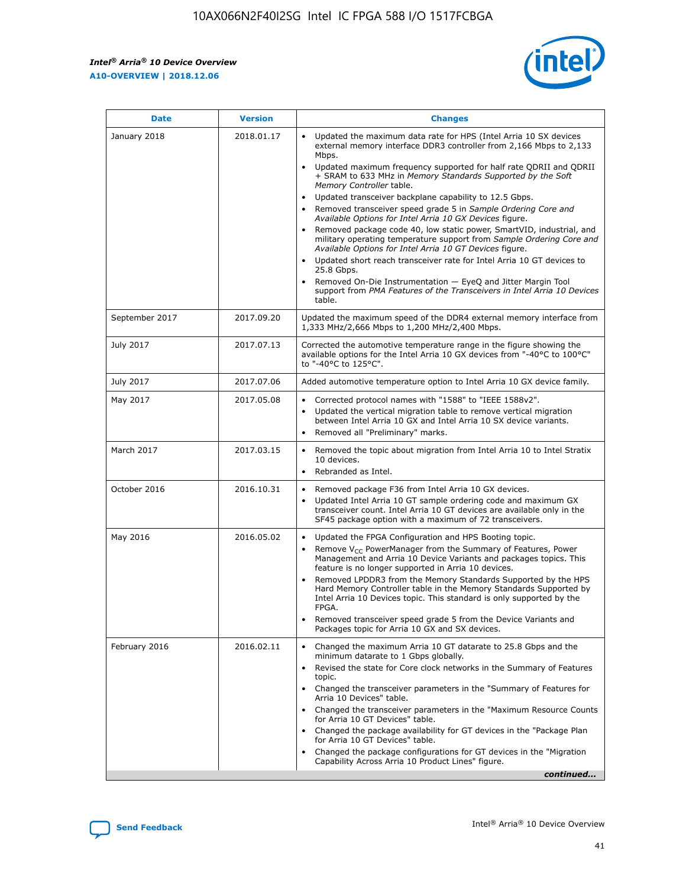| Date | Version | Changes |
| --- | --- | --- |
| January 2018 | 2018.01.17 | • Updated the maximum data rate for HPS (Intel Arria 10 SX devices external memory interface DDR3 controller from 2,166 Mbps to 2,133 Mbps.<br>• Updated maximum frequency supported for half rate QDRII and QDRII + SRAM to 633 MHz in *Memory Standards Supported by the Soft Memory Controller* table.<br>• Updated transceiver backplane capability to 12.5 Gbps.<br>• Removed transceiver speed grade 5 in *Sample Ordering Core and Available Options for Intel Arria 10 GX Devices* figure.<br>• Removed package code 40, low static power, SmartVID, industrial, and military operating temperature support from *Sample Ordering Core and Available Options for Intel Arria 10 GT Devices* figure.<br>• Updated short reach transceiver rate for Intel Arria 10 GT devices to 25.8 Gbps.<br>• Removed On-Die Instrumentation — EyeQ and Jitter Margin Tool support from *PMA Features of the Transceivers in Intel Arria 10 Devices* table. |
| September 2017 | 2017.09.20 | Updated the maximum speed of the DDR4 external memory interface from 1,333 MHz/2,666 Mbps to 1,200 MHz/2,400 Mbps. |
| July 2017 | 2017.07.13 | Corrected the automotive temperature range in the figure showing the available options for the Intel Arria 10 GX devices from "-40°C to 100°C" to "-40°C to 125°C". |
| July 2017 | 2017.07.06 | Added automotive temperature option to Intel Arria 10 GX device family. |
| May 2017 | 2017.05.08 | • Corrected protocol names with "1588" to "IEEE 1588v2".<br>• Updated the vertical migration table to remove vertical migration between Intel Arria 10 GX and Intel Arria 10 SX device variants.<br>• Removed all "Preliminary" marks. |
| March 2017 | 2017.03.15 | • Removed the topic about migration from Intel Arria 10 to Intel Stratix 10 devices.<br>• Rebranded as Intel. |
| October 2016 | 2016.10.31 | • Removed package F36 from Intel Arria 10 GX devices.<br>• Updated Intel Arria 10 GT sample ordering code and maximum GX transceiver count. Intel Arria 10 GT devices are available only in the SF45 package option with a maximum of 72 transceivers. |
| May 2016 | 2016.05.02 | • Updated the FPGA Configuration and HPS Booting topic.<br>• Remove $V_{CC}$ PowerManager from the Summary of Features, Power Management and Arria 10 Device Variants and packages topics. This feature is no longer supported in Arria 10 devices.<br>• Removed LPDDR3 from the Memory Standards Supported by the HPS Hard Memory Controller table in the Memory Standards Supported by Intel Arria 10 Devices topic. This standard is only supported by the FPGA.<br>• Removed transceiver speed grade 5 from the Device Variants and Packages topic for Arria 10 GX and SX devices. |
| February 2016 | 2016.02.11 | • Changed the maximum Arria 10 GT datarate to 25.8 Gbps and the minimum datarate to 1 Gbps globally.<br>• Revised the state for Core clock networks in the Summary of Features topic.<br>• Changed the transceiver parameters in the "Summary of Features for Arria 10 Devices" table.<br>• Changed the transceiver parameters in the "Maximum Resource Counts for Arria 10 GT Devices" table.<br>• Changed the package availability for GT devices in the "Package Plan for Arria 10 GT Devices" table.<br>• Changed the package configurations for GT devices in the "Migration Capability Across Arria 10 Product Lines" figure. |

*continued...*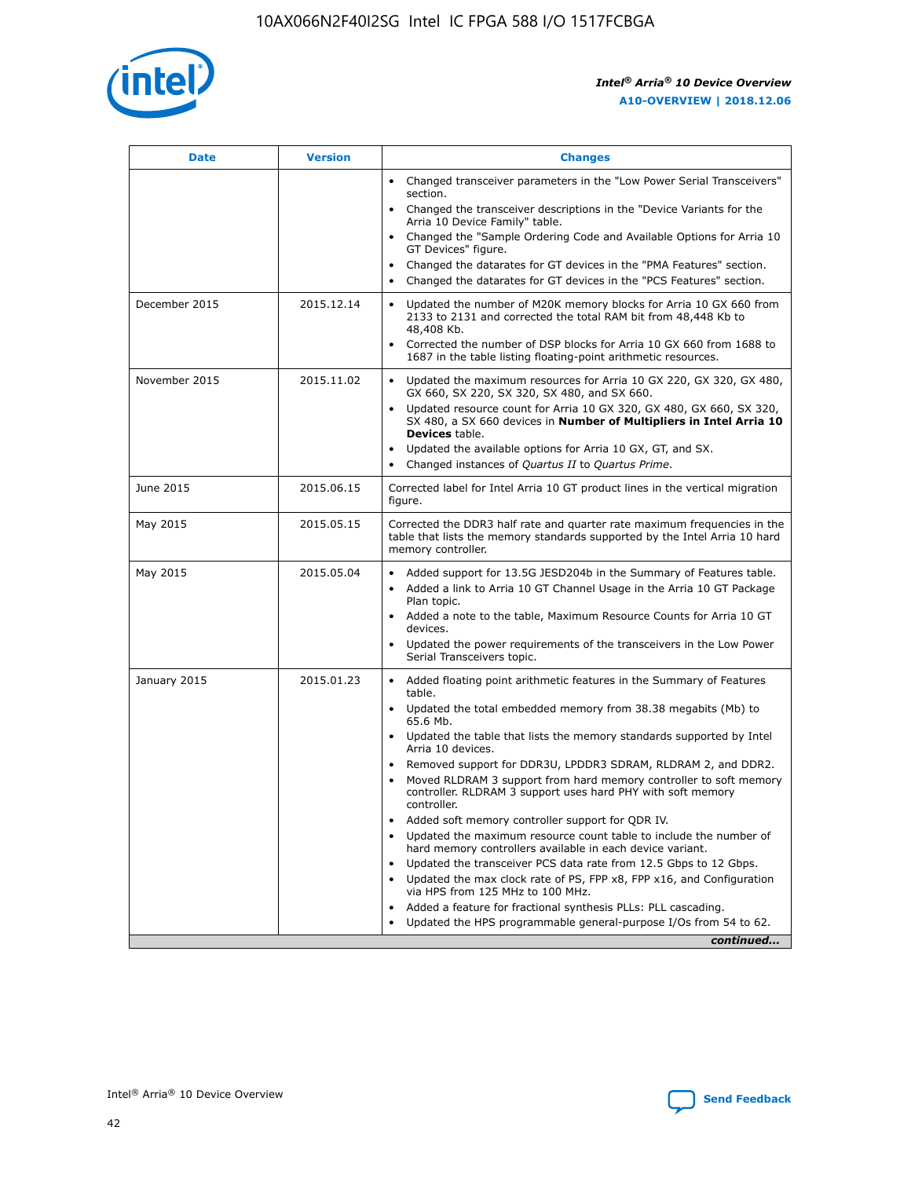| Date | Version | Changes |
| --- | --- | --- |
| | | • Changed transceiver parameters in the "Low Power Serial Transceivers" section.<br>• Changed the transceiver descriptions in the "Device Variants for the Arria 10 Device Family" table.<br>• Changed the "Sample Ordering Code and Available Options for Arria 10 GT Devices" figure.<br>• Changed the datarates for GT devices in the "PMA Features" section.<br>• Changed the datarates for GT devices in the "PCS Features" section. |
| December 2015 | 2015.12.14 | • Updated the number of M20K memory blocks for Arria 10 GX 660 from 2133 to 2131 and corrected the total RAM bit from 48,448 Kb to 48,408 Kb.<br>• Corrected the number of DSP blocks for Arria 10 GX 660 from 1688 to 1687 in the table listing floating-point arithmetic resources. |
| November 2015 | 2015.11.02 | • Updated the maximum resources for Arria 10 GX 220, GX 320, GX 480, GX 660, SX 220, SX 320, SX 480, and SX 660.<br>• Updated resource count for Arria 10 GX 320, GX 480, GX 660, SX 320, SX 480, a SX 660 devices in **Number of Multipliers in Intel Arria 10 Devices** table.<br>• Updated the available options for Arria 10 GX, GT, and SX.<br>• Changed instances of *Quartus II* to *Quartus Prime*. |
| June 2015 | 2015.06.15 | Corrected label for Intel Arria 10 GT product lines in the vertical migration figure. |
| May 2015 | 2015.05.15 | Corrected the DDR3 half rate and quarter rate maximum frequencies in the table that lists the memory standards supported by the Intel Arria 10 hard memory controller. |
| May 2015 | 2015.05.04 | • Added support for 13.5G JESD204b in the Summary of Features table.<br>• Added a link to Arria 10 GT Channel Usage in the Arria 10 GT Package Plan topic.<br>• Added a note to the table, Maximum Resource Counts for Arria 10 GT devices.<br>• Updated the power requirements of the transceivers in the Low Power Serial Transceivers topic. |
| January 2015 | 2015.01.23 | • Added floating point arithmetic features in the Summary of Features table.<br>• Updated the total embedded memory from 38.38 megabits (Mb) to 65.6 Mb.<br>• Updated the table that lists the memory standards supported by Intel Arria 10 devices.<br>• Removed support for DDR3U, LPDDR3 SDRAM, RLDRAM 2, and DDR2.<br>• Moved RLDRAM 3 support from hard memory controller to soft memory controller. RLDRAM 3 support uses hard PHY with soft memory controller.<br>• Added soft memory controller support for QDR IV.<br>• Updated the maximum resource count table to include the number of hard memory controllers available in each device variant.<br>• Updated the transceiver PCS data rate from 12.5 Gbps to 12 Gbps.<br>• Updated the max clock rate of PS, FPP x8, FPP x16, and Configuration via HPS from 125 MHz to 100 MHz.<br>• Added a feature for fractional synthesis PLLs: PLL cascading.<br>• Updated the HPS programmable general-purpose I/Os from 54 to 62. |

*continued...*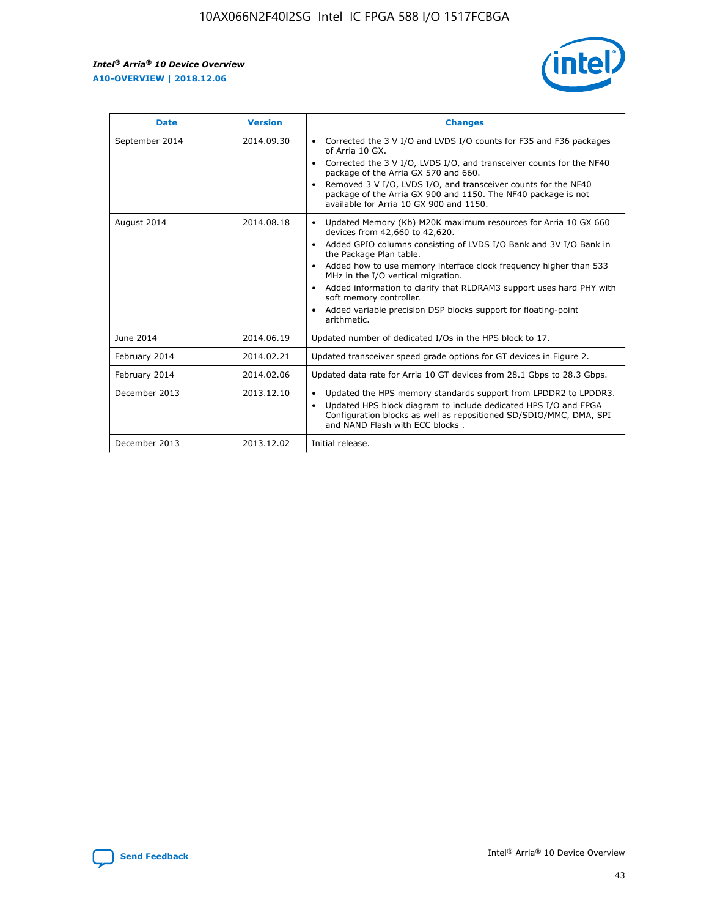| Date | Version | Changes |
| --- | --- | --- |
| September 2014 | 2014.09.30 | • Corrected the 3 V I/O and LVDS I/O counts for F35 and F36 packages of Arria 10 GX.<br>• Corrected the 3 V I/O, LVDS I/O, and transceiver counts for the NF40 package of the Arria GX 570 and 660.<br>• Removed 3 V I/O, LVDS I/O, and transceiver counts for the NF40 package of the Arria GX 900 and 1150. The NF40 package is not available for Arria 10 GX 900 and 1150. |
| August 2014 | 2014.08.18 | • Updated Memory (Kb) M20K maximum resources for Arria 10 GX 660 devices from 42,660 to 42,620.<br>• Added GPIO columns consisting of LVDS I/O Bank and 3V I/O Bank in the Package Plan table.<br>• Added how to use memory interface clock frequency higher than 533 MHz in the I/O vertical migration.<br>• Added information to clarify that RLDRAM3 support uses hard PHY with soft memory controller.<br>• Added variable precision DSP blocks support for floating-point arithmetic. |
| June 2014 | 2014.06.19 | Updated number of dedicated I/Os in the HPS block to 17. |
| February 2014 | 2014.02.21 | Updated transceiver speed grade options for GT devices in Figure 2. |
| February 2014 | 2014.02.06 | Updated data rate for Arria 10 GT devices from 28.1 Gbps to 28.3 Gbps. |
| December 2013 | 2013.12.10 | • Updated the HPS memory standards support from LPDDR2 to LPDDR3.<br>• Updated HPS block diagram to include dedicated HPS I/O and FPGA Configuration blocks as well as repositioned SD/SDIO/MMC, DMA, SPI and NAND Flash with ECC blocks . |
| December 2013 | 2013.12.02 | Initial release. |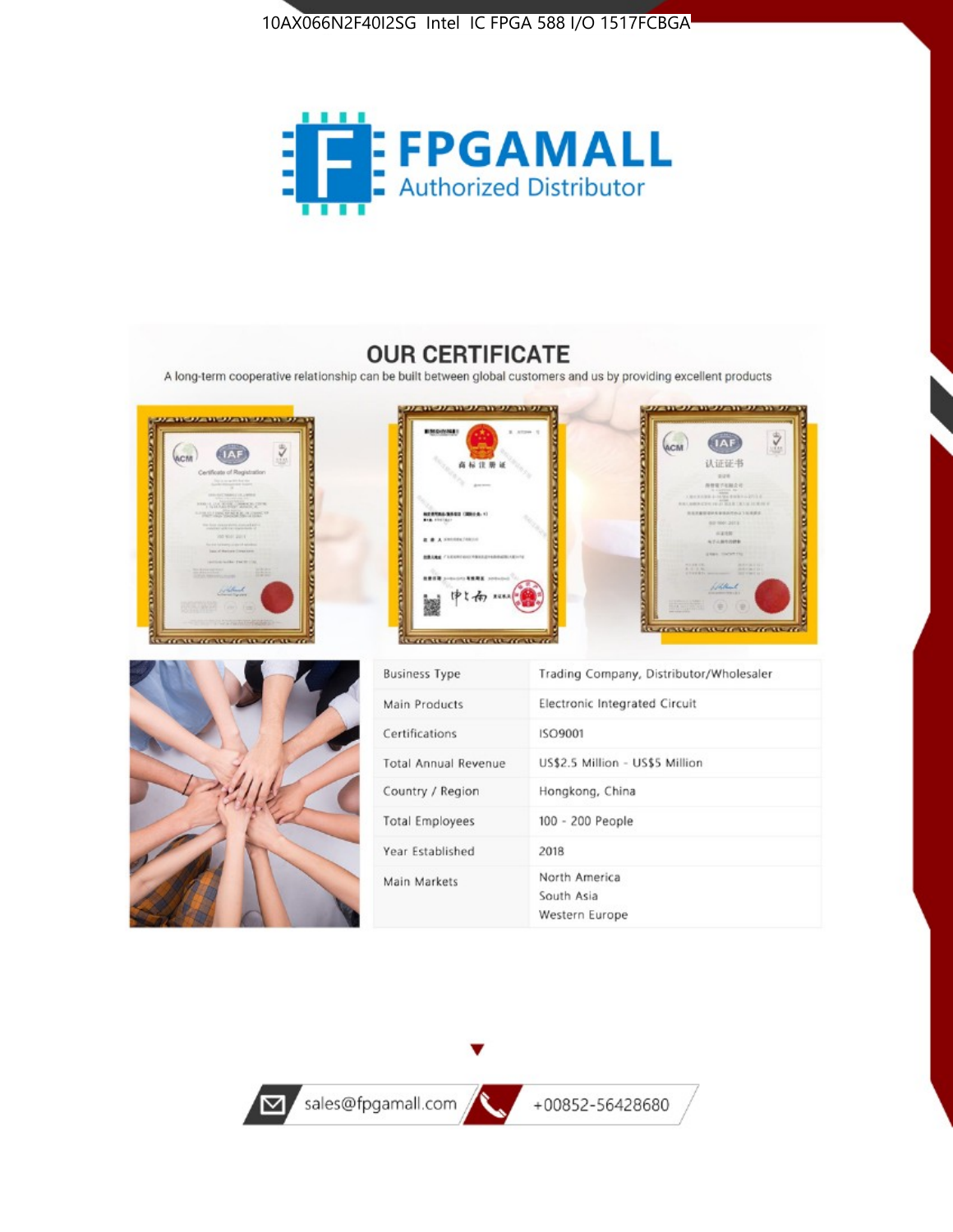FPGAMALL
Authorized Distributor

## OUR CERTIFICATE

A long-term cooperative relationship can be built between global customers and us by providing excellent products

| | |
|---|---|
| Business Type | Trading Company, Distributor/Wholesaler |
| Main Products | Electronic Integrated Circuit |
| Certifications | ISO9001 |
| Total Annual Revenue | US$2.5 Million - US$5 Million |
| Country / Region | Hongkong, China |
| Total Employees | 100 - 200 People |
| Year Established | 2018 |
| Main Markets | North America<br>South Asia<br>Western Europe |

sales@fpgamall.com

+00852-56428680